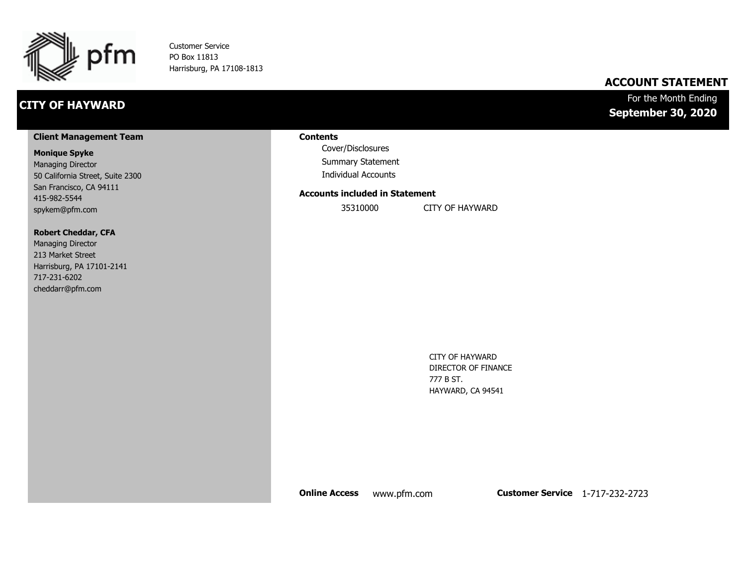pfm

Customer Service
PO Box 11813
Harrisburg, PA 17108-1813

# ACCOUNT STATEMENT

## CITY OF HAWARD

For the Month Ending
**September 30, 2020**

### Client Management Team

**Monique Spyke**
Managing Director
50 California Street, Suite 2300
San Francisco, CA 94111
415-982-5544
spykem@pfm.com

**Robert Cheddar, CFA**
Managing Director
213 Market Street
Harrisburg, PA 17101-2141
717-231-6202
cheddarr@pfm.com

### Contents

- Cover/Disclosures
- Summary Statement
- Individual Accounts

### Accounts included in Statement

| 35310000 | CITY OF HAYWARD |
|---|---|

CITY OF HAYWARD
DIRECTOR OF FINANCE
777 B ST.
HAYWARD, CA 94541

**Online Access** www.pfm.com **Customer Service** 1-717-232-2723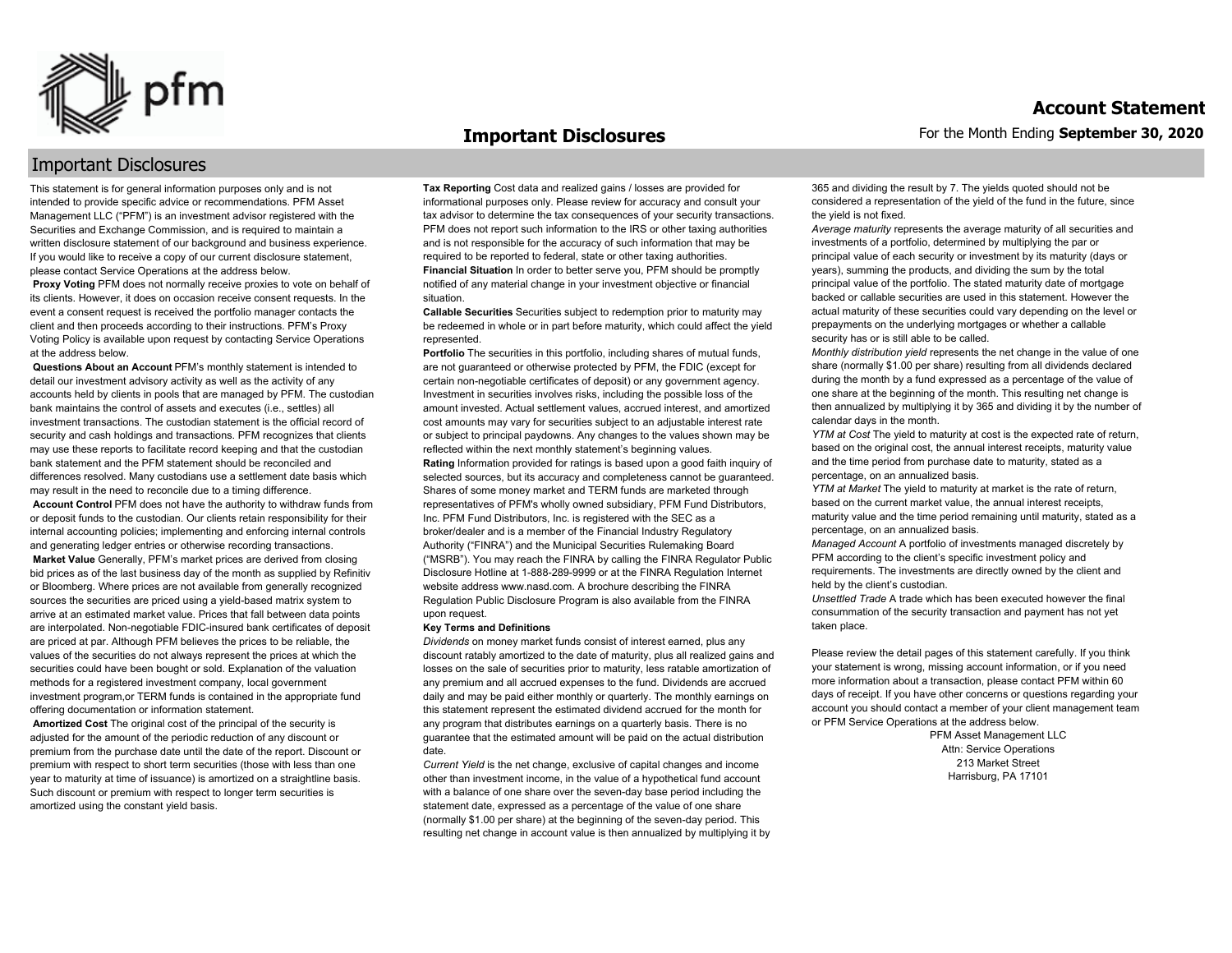# Important Disclosures

## Important Disclosures

This statement is for general information purposes only and is not intended to provide specific advice or recommendations. PFM Asset Management LLC ("PFM") is an investment advisor registered with the Securities and Exchange Commission, and is required to maintain a written disclosure statement of our background and business experience. If you would like to receive a copy of our current disclosure statement, please contact Service Operations at the address below.

**Proxy Voting** PFM does not normally receive proxies to vote on behalf of its clients. However, it does on occasion receive consent requests. In the event a consent request is received the portfolio manager contacts the client and then proceeds according to their instructions. PFM's Proxy Voting Policy is available upon request by contacting Service Operations at the address below.

**Questions About an Account** PFM's monthly statement is intended to detail our investment advisory activity as well as the activity of any accounts held by clients in pools that are managed by PFM. The custodian bank maintains the control of assets and executes (i.e., settles) all investment transactions. The custodian statement is the official record of security and cash holdings and transactions. PFM recognizes that clients may use these reports to facilitate record keeping and that the custodian bank statement and the PFM statement should be reconciled and differences resolved. Many custodians use a settlement date basis which may result in the need to reconcile due to a timing difference.

**Account Control** PFM does not have the authority to withdraw funds from or deposit funds to the custodian. Our clients retain responsibility for their internal accounting policies; implementing and enforcing internal controls and generating ledger entries or otherwise recording transactions.

**Market Value** Generally, PFM's market prices are derived from closing bid prices as of the last business day of the month as supplied by Refinitiv or Bloomberg. Where prices are not available from generally recognized sources the securities are priced using a yield-based matrix system to arrive at an estimated market value. Prices that fall between data points are interpolated. Non-negotiable FDIC-insured bank certificates of deposit are priced at par. Although PFM believes the prices to be reliable, the values of the securities do not always represent the prices at which the securities could have been bought or sold. Explanation of the valuation methods for a registered investment company, local government investment program,or TERM funds is contained in the appropriate fund offering documentation or information statement.

**Amortized Cost** The original cost of the principal of the security is adjusted for the amount of the periodic reduction of any discount or premium from the purchase date until the date of the report. Discount or premium with respect to short term securities (those with less than one year to maturity at time of issuance) is amortized on a straightline basis. Such discount or premium with respect to longer term securities is amortized using the constant yield basis.

**Tax Reporting** Cost data and realized gains / losses are provided for informational purposes only. Please review for accuracy and consult your tax advisor to determine the tax consequences of your security transactions. PFM does not report such information to the IRS or other taxing authorities and is not responsible for the accuracy of such information that may be required to be reported to federal, state or other taxing authorities.

**Financial Situation** In order to better serve you, PFM should be promptly notified of any material change in your investment objective or financial situation.

**Callable Securities** Securities subject to redemption prior to maturity may be redeemed in whole or in part before maturity, which could affect the yield represented.

**Portfolio** The securities in this portfolio, including shares of mutual funds, are not guaranteed or otherwise protected by PFM, the FDIC (except for certain non-negotiable certificates of deposit) or any government agency. Investment in securities involves risks, including the possible loss of the amount invested. Actual settlement values, accrued interest, and amortized cost amounts may vary for securities subject to an adjustable interest rate or subject to principal paydowns. Any changes to the values shown may be reflected within the next monthly statement's beginning values.

**Rating** Information provided for ratings is based upon a good faith inquiry of selected sources, but its accuracy and completeness cannot be guaranteed. Shares of some money market and TERM funds are marketed through representatives of PFM's wholly owned subsidiary, PFM Fund Distributors, Inc. PFM Fund Distributors, Inc. is registered with the SEC as a broker/dealer and is a member of the Financial Industry Regulatory Authority ("FINRA") and the Municipal Securities Rulemaking Board ("MSRB"). You may reach the FINRA by calling the FINRA Regulator Public Disclosure Hotline at 1-888-289-9999 or at the FINRA Regulation Internet website address www.nasd.com. A brochure describing the FINRA Regulation Public Disclosure Program is also available from the FINRA upon request.

**Key Terms and Definitions**

*Dividends* on money market funds consist of interest earned, plus any discount ratably amortized to the date of maturity, plus all realized gains and losses on the sale of securities prior to maturity, less ratable amortization of any premium and all accrued expenses to the fund. Dividends are accrued daily and may be paid either monthly or quarterly. The monthly earnings on this statement represent the estimated dividend accrued for the month for any program that distributes earnings on a quarterly basis. There is no guarantee that the estimated amount will be paid on the actual distribution date.

*Current Yield* is the net change, exclusive of capital changes and income other than investment income, in the value of a hypothetical fund account with a balance of one share over the seven-day base period including the statement date, expressed as a percentage of the value of one share (normally $1.00 per share) at the beginning of the seven-day period. This resulting net change in account value is then annualized by multiplying it by 365 and dividing the result by 7. The yields quoted should not be considered a representation of the yield of the fund in the future, since the yield is not fixed.

*Average maturity* represents the average maturity of all securities and investments of a portfolio, determined by multiplying the par or principal value of each security or investment by its maturity (days or years), summing the products, and dividing the sum by the total principal value of the portfolio. The stated maturity date of mortgage backed or callable securities are used in this statement. However the actual maturity of these securities could vary depending on the level or prepayments on the underlying mortgages or whether a callable security has or is still able to be called.

*Monthly distribution yield* represents the net change in the value of one share (normally $1.00 per share) resulting from all dividends declared during the month by a fund expressed as a percentage of the value of one share at the beginning of the month. This resulting net change is then annualized by multiplying it by 365 and dividing it by the number of calendar days in the month.

*YTM at Cost* The yield to maturity at cost is the expected rate of return, based on the original cost, the annual interest receipts, maturity value and the time period from purchase date to maturity, stated as a percentage, on an annualized basis.

*YTM at Market* The yield to maturity at market is the rate of return, based on the current market value, the annual interest receipts, maturity value and the time period remaining until maturity, stated as a percentage, on an annualized basis.

*Managed Account* A portfolio of investments managed discretely by PFM according to the client's specific investment policy and requirements. The investments are directly owned by the client and held by the client's custodian.

*Unsettled Trade* A trade which has been executed however the final consummation of the security transaction and payment has not yet taken place.

Please review the detail pages of this statement carefully. If you think your statement is wrong, missing account information, or if you need more information about a transaction, please contact PFM within 60 days of receipt. If you have other concerns or questions regarding your account you should contact a member of your client management team or PFM Service Operations at the address below.

PFM Asset Management LLC
Attn: Service Operations
213 Market Street
Harrisburg, PA 17101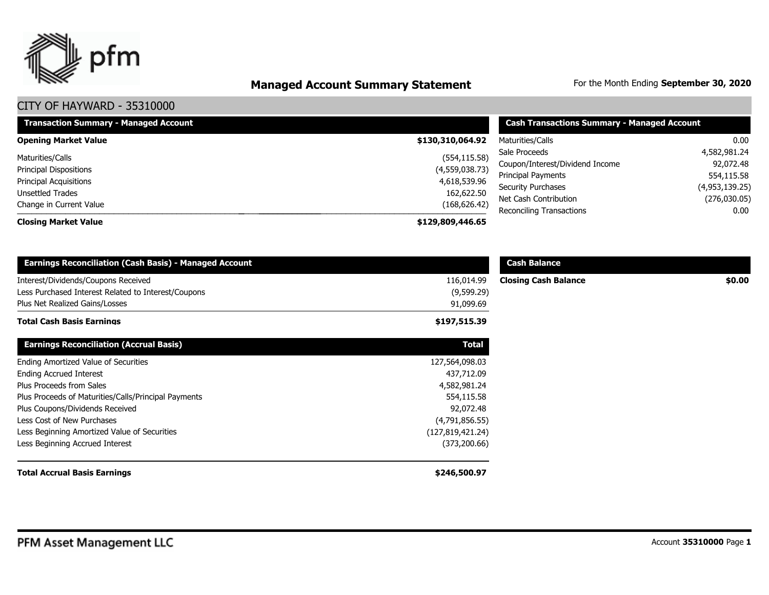# Managed Account Summary Statement

For the Month Ending **September 30, 2020**

## CITY OF HAYWARD - 35310000

| Transaction Summary - Managed Account | |
|---|---|
| **Opening Market Value** | **$130,310,064.92** |
| Maturities/Calls | (554,115.58) |
| Principal Dispositions | (4,559,038.73) |
| Principal Acquisitions | 4,618,539.96 |
| Unsettled Trades | 162,622.50 |
| Change in Current Value | (168,626.42) |
| **Closing Market Value** | **$129,809,446.65** |

| Cash Transactions Summary - Managed Account | |
|---|---|
| Maturities/Calls | 0.00 |
| Sale Proceeds | 4,582,981.24 |
| Coupon/Interest/Dividend Income | 92,072.48 |
| Principal Payments | 554,115.58 |
| Security Purchases | (4,953,139.25) |
| Net Cash Contribution | (276,030.05) |
| Reconciling Transactions | 0.00 |

| Earnings Reconciliation (Cash Basis) - Managed Account | |
|---|---|
| Interest/Dividends/Coupons Received | 116,014.99 |
| Less Purchased Interest Related to Interest/Coupons | (9,599.29) |
| Plus Net Realized Gains/Losses | 91,099.69 |
| **Total Cash Basis Earnings** | **$197,515.39** |

| Cash Balance | |
|---|---|
| **Closing Cash Balance** | **$0.00** |

| Earnings Reconciliation (Accrual Basis) | Total |
|---|---|
| Ending Amortized Value of Securities | 127,564,098.03 |
| Ending Accrued Interest | 437,712.09 |
| Plus Proceeds from Sales | 4,582,981.24 |
| Plus Proceeds of Maturities/Calls/Principal Payments | 554,115.58 |
| Plus Coupons/Dividends Received | 92,072.48 |
| Less Cost of New Purchases | (4,791,856.55) |
| Less Beginning Amortized Value of Securities | (127,819,421.24) |
| Less Beginning Accrued Interest | (373,200.66) |
| **Total Accrual Basis Earnings** | **$246,500.97** |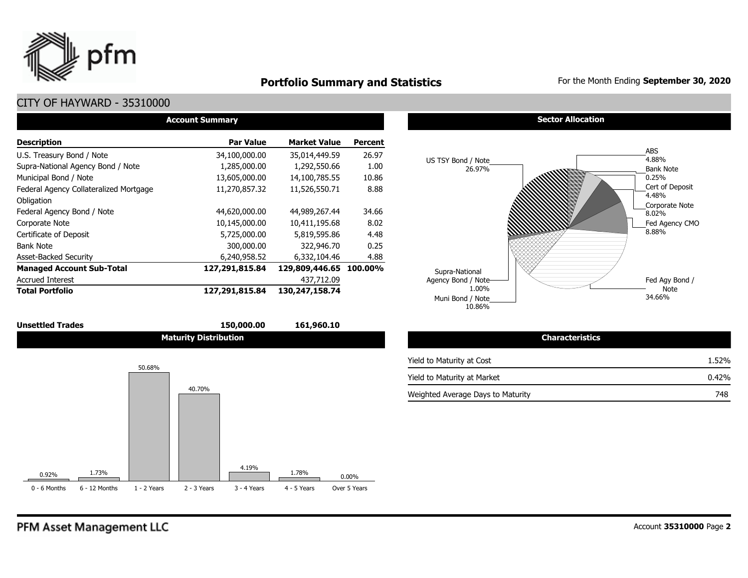# Portfolio Summary and Statistics

For the Month Ending **September 30, 2020**

## CITY OF HAYWARD - 35310000

### Account Summary

| Description | Par Value | Market Value | Percent |
|---|---|---|---|
| U.S. Treasury Bond / Note | 34,100,000.00 | 35,014,449.59 | 26.97 |
| Supra-National Agency Bond / Note | 1,285,000.00 | 1,292,550.66 | 1.00 |
| Municipal Bond / Note | 13,605,000.00 | 14,100,785.55 | 10.86 |
| Federal Agency Collateralized Mortgage Obligation | 11,270,857.32 | 11,526,550.71 | 8.88 |
| Federal Agency Bond / Note | 44,620,000.00 | 44,989,267.44 | 34.66 |
| Corporate Note | 10,145,000.00 | 10,411,195.68 | 8.02 |
| Certificate of Deposit | 5,725,000.00 | 5,819,595.86 | 4.48 |
| Bank Note | 300,000.00 | 322,946.70 | 0.25 |
| Asset-Backed Security | 6,240,958.52 | 6,332,104.46 | 4.88 |
| **Managed Account Sub-Total** | **127,291,815.84** | **129,809,446.65** | **100.00%** |
| Accrued Interest | | 437,712.09 | |
| **Total Portfolio** | **127,291,815.84** | **130,247,158.74** | |
| **Unsettled Trades** | **150,000.00** | **161,960.10** | |

### Sector Allocation

| Sector | Percent |
|---|---|
| US TSY Bond / Note | 26.97% |
| ABS | 4.88% |
| Bank Note | 0.25% |
| Cert of Deposit | 4.48% |
| Corporate Note | 8.02% |
| Fed Agency CMO | 8.88% |
| Fed Agy Bond / Note | 34.66% |
| Muni Bond / Note | 10.86% |
| Supra-National Agency Bond / Note | 1.00% |

### Maturity Distribution

| 0 - 6 Months | 6 - 12 Months | 1 - 2 Years | 2 - 3 Years | 3 - 4 Years | 4 - 5 Years | Over 5 Years |
|---|---|---|---|---|---|---|
| 0.92% | 1.73% | 50.68% | 40.70% | 4.19% | 1.78% | 0.00% |

### Characteristics

| Characteristic | Value |
|---|---|
| Yield to Maturity at Cost | 1.52% |
| Yield to Maturity at Market | 0.42% |
| Weighted Average Days to Maturity | 748 |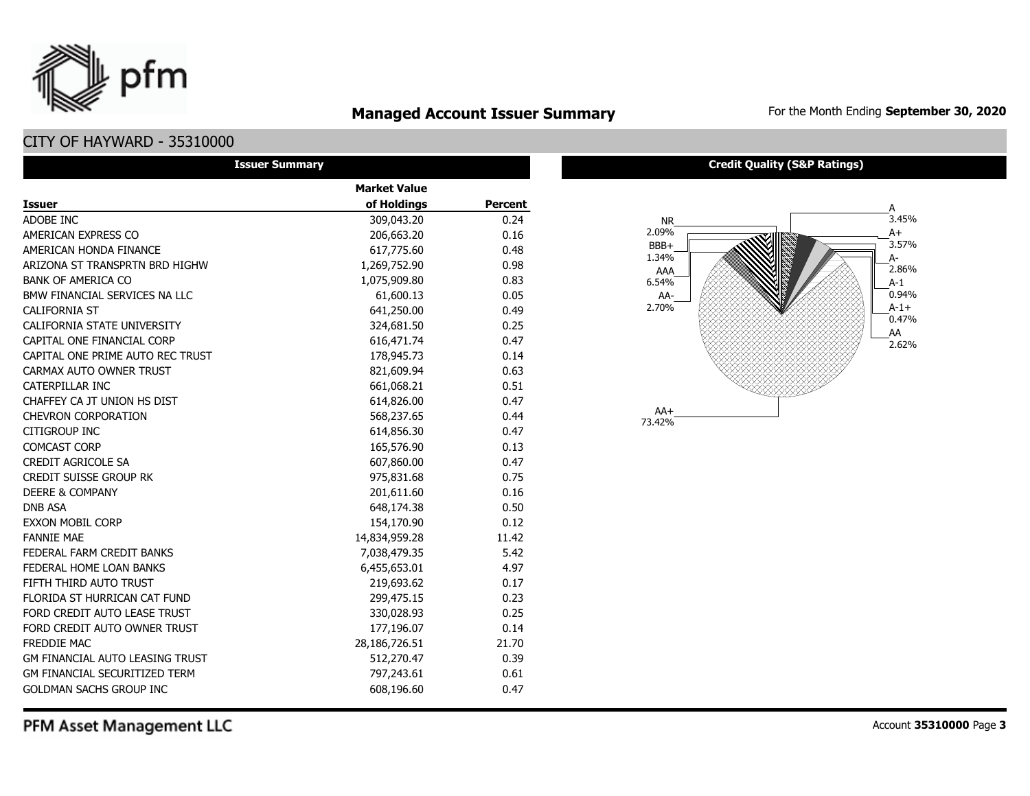# Managed Account Issuer Summary

For the Month Ending **September 30, 2020**

## CITY OF HAYWARD - 35310000

### Issuer Summary

| Issuer | Market Value of Holdings | Percent |
|---|---|---|
| ADOBE INC | 309,043.20 | 0.24 |
| AMERICAN EXPRESS CO | 206,663.20 | 0.16 |
| AMERICAN HONDA FINANCE | 617,775.60 | 0.48 |
| ARIZONA ST TRANSPRTN BRD HIGHW | 1,269,752.90 | 0.98 |
| BANK OF AMERICA CO | 1,075,909.80 | 0.83 |
| BMW FINANCIAL SERVICES NA LLC | 61,600.13 | 0.05 |
| CALIFORNIA ST | 641,250.00 | 0.49 |
| CALIFORNIA STATE UNIVERSITY | 324,681.50 | 0.25 |
| CAPITAL ONE FINANCIAL CORP | 616,471.74 | 0.47 |
| CAPITAL ONE PRIME AUTO REC TRUST | 178,945.73 | 0.14 |
| CARMAX AUTO OWNER TRUST | 821,609.94 | 0.63 |
| CATERPILLAR INC | 661,068.21 | 0.51 |
| CHAFFEY CA JT UNION HS DIST | 614,826.00 | 0.47 |
| CHEVRON CORPORATION | 568,237.65 | 0.44 |
| CITIGROUP INC | 614,856.30 | 0.47 |
| COMCAST CORP | 165,576.90 | 0.13 |
| CREDIT AGRICOLE SA | 607,860.00 | 0.47 |
| CREDIT SUISSE GROUP RK | 975,831.68 | 0.75 |
| DEERE & COMPANY | 201,611.60 | 0.16 |
| DNB ASA | 648,174.38 | 0.50 |
| EXXON MOBIL CORP | 154,170.90 | 0.12 |
| FANNIE MAE | 14,834,959.28 | 11.42 |
| FEDERAL FARM CREDIT BANKS | 7,038,479.35 | 5.42 |
| FEDERAL HOME LOAN BANKS | 6,455,653.01 | 4.97 |
| FIFTH THIRD AUTO TRUST | 219,693.62 | 0.17 |
| FLORIDA ST HURRICAN CAT FUND | 299,475.15 | 0.23 |
| FORD CREDIT AUTO LEASE TRUST | 330,028.93 | 0.25 |
| FORD CREDIT AUTO OWNER TRUST | 177,196.07 | 0.14 |
| FREDDIE MAC | 28,186,726.51 | 21.70 |
| GM FINANCIAL AUTO LEASING TRUST | 512,270.47 | 0.39 |
| GM FINANCIAL SECURITIZED TERM | 797,243.61 | 0.61 |
| GOLDMAN SACHS GROUP INC | 608,196.60 | 0.47 |

### Credit Quality (S&P Ratings)

| Rating | Percent |
|---|---|
| A | 3.45% |
| A+ | 3.57% |
| A- | 2.86% |
| A-1 | 0.94% |
| A-1+ | 0.47% |
| AA | 2.62% |
| AA+ | 73.42% |
| AA- | 2.70% |
| AAA | 6.54% |
| BBB+ | 1.34% |
| NR | 2.09% |

PFM Asset Management LLC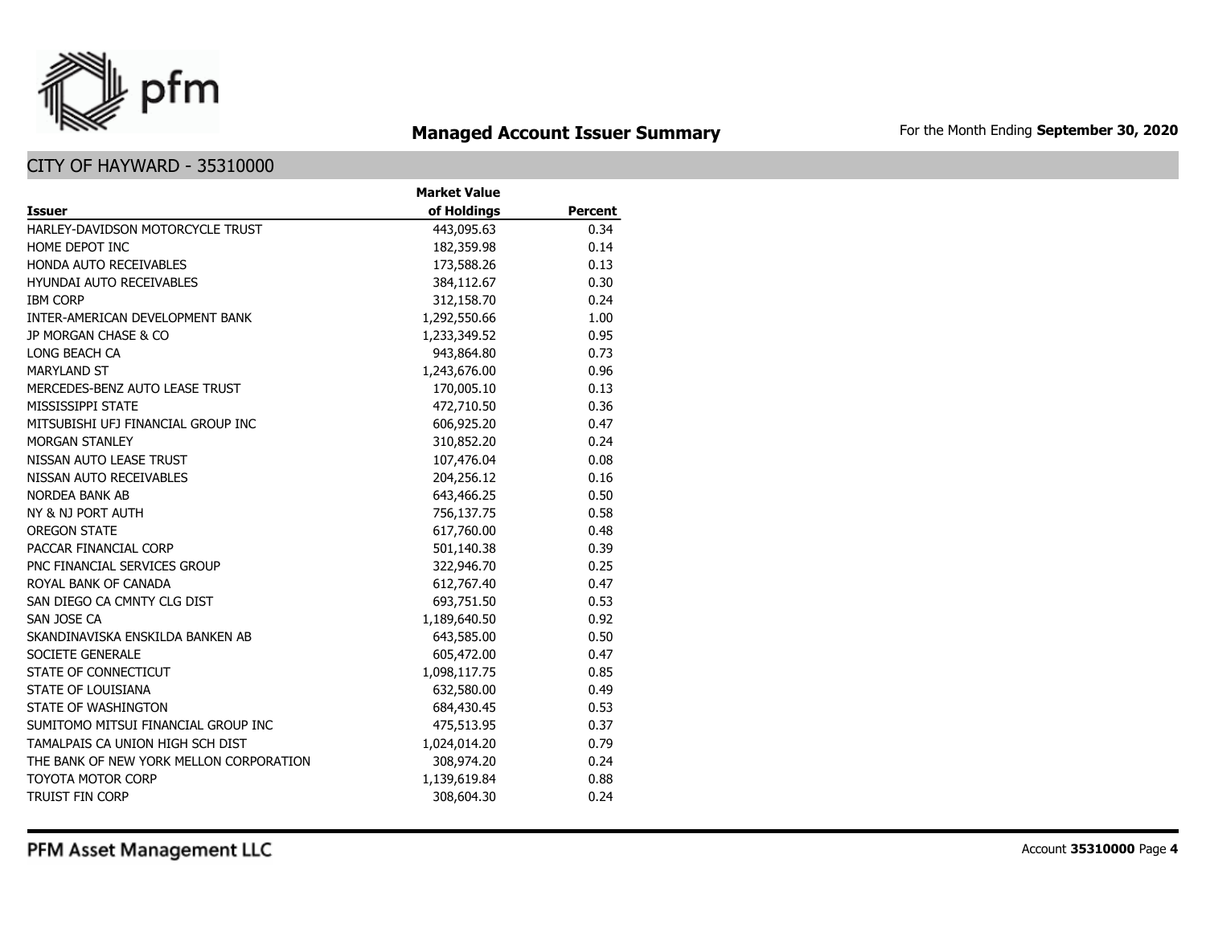# Managed Account Issuer Summary

For the Month Ending **September 30, 2020**

## CITY OF HAYWARD - 35310000

| Issuer | Market Value of Holdings | Percent |
|---|---|---|
| HARLEY-DAVIDSON MOTORCYCLE TRUST | 443,095.63 | 0.34 |
| HOME DEPOT INC | 182,359.98 | 0.14 |
| HONDA AUTO RECEIVABLES | 173,588.26 | 0.13 |
| HYUNDAI AUTO RECEIVABLES | 384,112.67 | 0.30 |
| IBM CORP | 312,158.70 | 0.24 |
| INTER-AMERICAN DEVELOPMENT BANK | 1,292,550.66 | 1.00 |
| JP MORGAN CHASE & CO | 1,233,349.52 | 0.95 |
| LONG BEACH CA | 943,864.80 | 0.73 |
| MARYLAND ST | 1,243,676.00 | 0.96 |
| MERCEDES-BENZ AUTO LEASE TRUST | 170,005.10 | 0.13 |
| MISSISSIPPI STATE | 472,710.50 | 0.36 |
| MITSUBISHI UFJ FINANCIAL GROUP INC | 606,925.20 | 0.47 |
| MORGAN STANLEY | 310,852.20 | 0.24 |
| NISSAN AUTO LEASE TRUST | 107,476.04 | 0.08 |
| NISSAN AUTO RECEIVABLES | 204,256.12 | 0.16 |
| NORDEA BANK AB | 643,466.25 | 0.50 |
| NY & NJ PORT AUTH | 756,137.75 | 0.58 |
| OREGON STATE | 617,760.00 | 0.48 |
| PACCAR FINANCIAL CORP | 501,140.38 | 0.39 |
| PNC FINANCIAL SERVICES GROUP | 322,946.70 | 0.25 |
| ROYAL BANK OF CANADA | 612,767.40 | 0.47 |
| SAN DIEGO CA CMNTY CLG DIST | 693,751.50 | 0.53 |
| SAN JOSE CA | 1,189,640.50 | 0.92 |
| SKANDINAVISKA ENSKILDA BANKEN AB | 643,585.00 | 0.50 |
| SOCIETE GENERALE | 605,472.00 | 0.47 |
| STATE OF CONNECTICUT | 1,098,117.75 | 0.85 |
| STATE OF LOUISIANA | 632,580.00 | 0.49 |
| STATE OF WASHINGTON | 684,430.45 | 0.53 |
| SUMITOMO MITSUI FINANCIAL GROUP INC | 475,513.95 | 0.37 |
| TAMALPAIS CA UNION HIGH SCH DIST | 1,024,014.20 | 0.79 |
| THE BANK OF NEW YORK MELLON CORPORATION | 308,974.20 | 0.24 |
| TOYOTA MOTOR CORP | 1,139,619.84 | 0.88 |
| TRUIST FIN CORP | 308,604.30 | 0.24 |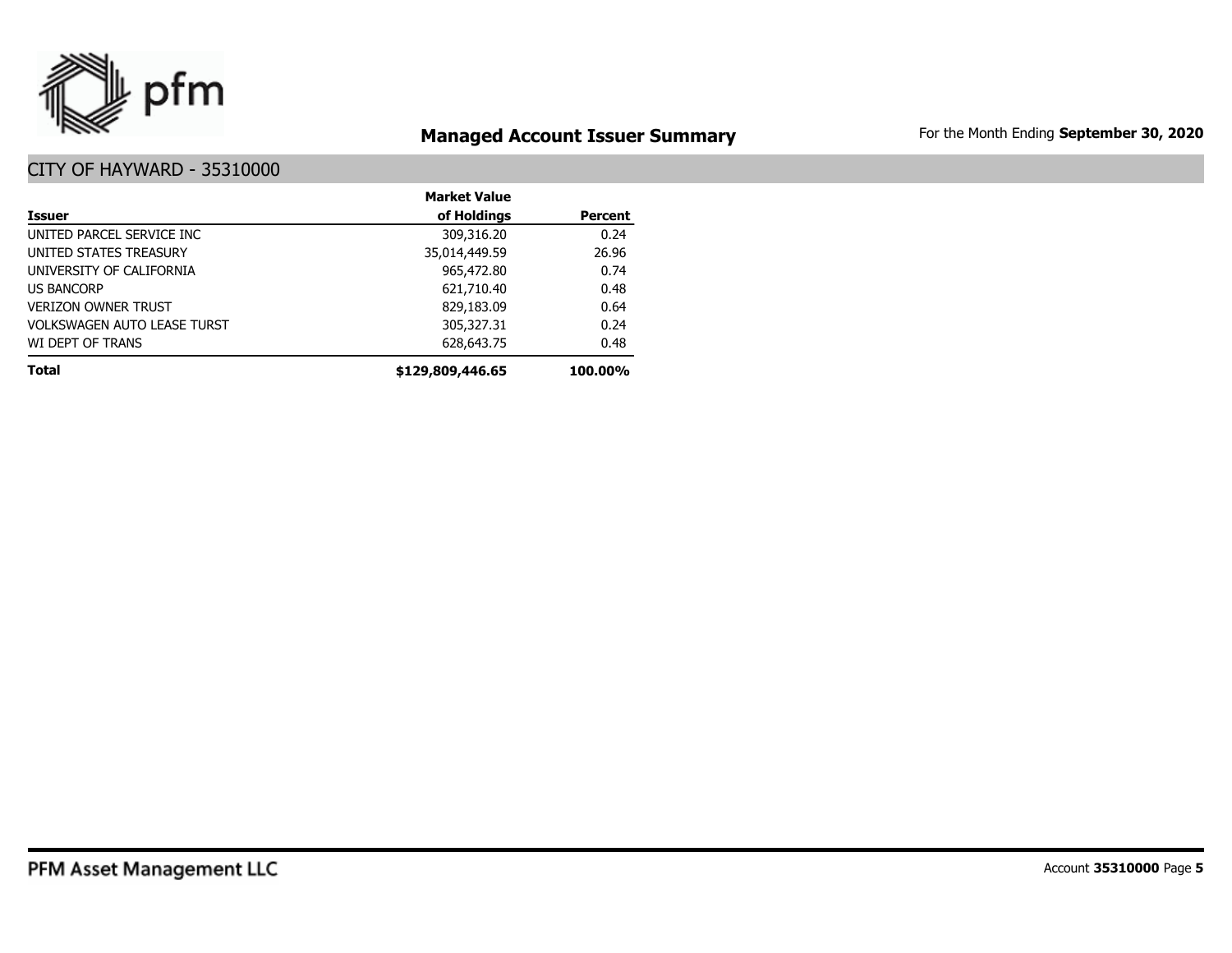## Managed Account Issuer Summary

For the Month Ending **September 30, 2020**

### CITY OF HAYWARD - 35310000

| Issuer | Market Value of Holdings | Percent |
|---|---|---|
| UNITED PARCEL SERVICE INC | 309,316.20 | 0.24 |
| UNITED STATES TREASURY | 35,014,449.59 | 26.96 |
| UNIVERSITY OF CALIFORNIA | 965,472.80 | 0.74 |
| US BANCORP | 621,710.40 | 0.48 |
| VERIZON OWNER TRUST | 829,183.09 | 0.64 |
| VOLKSWAGEN AUTO LEASE TURST | 305,327.31 | 0.24 |
| WI DEPT OF TRANS | 628,643.75 | 0.48 |
| **Total** | **$129,809,446.65** | **100.00%** |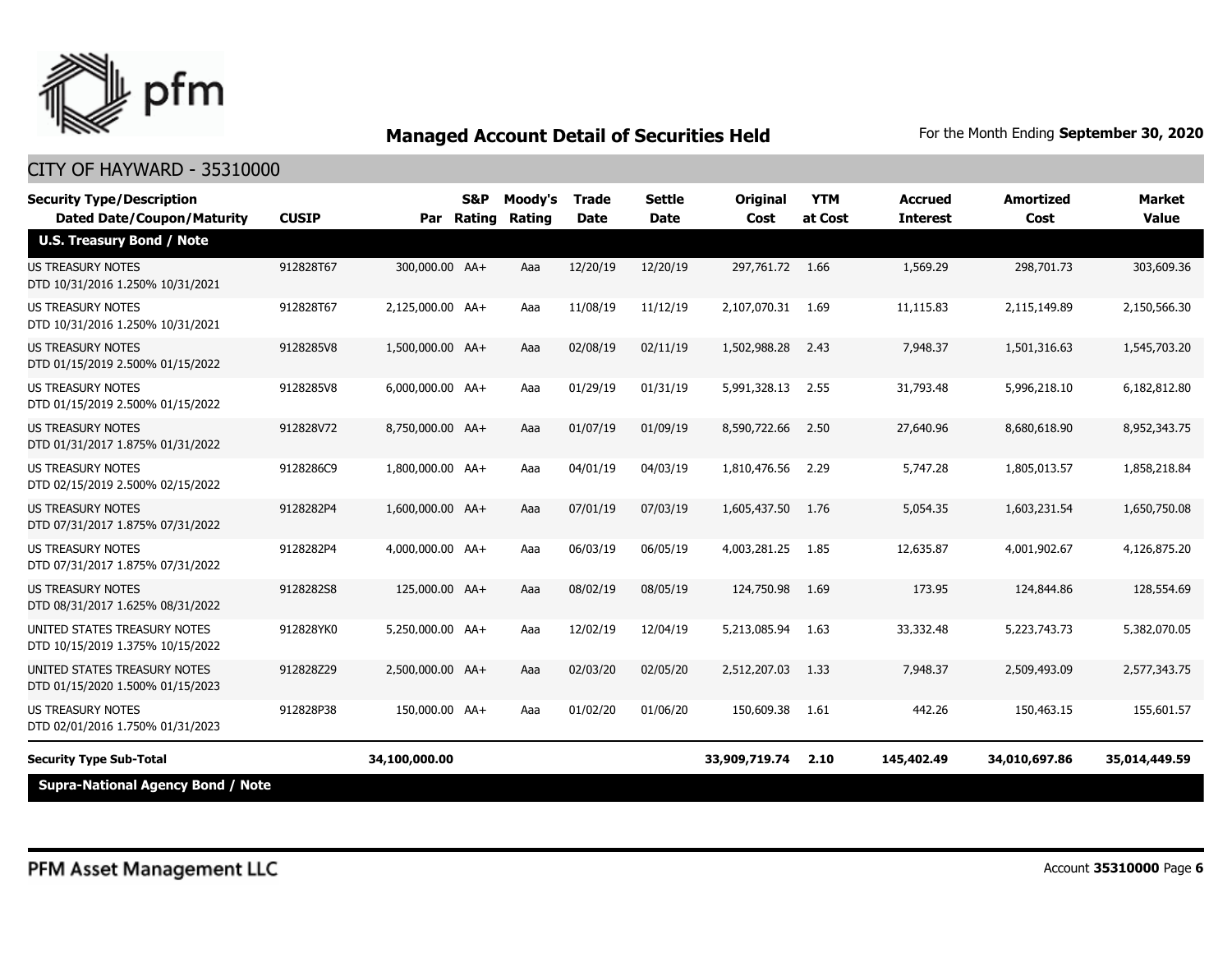# Managed Account Detail of Securities Held

For the Month Ending **September 30, 2020**

## CITY OF HAYWARD - 35310000

| Security Type/Description<br>Dated Date/Coupon/Maturity | CUSIP | Par | S&P Rating | Moody's Rating | Trade Date | Settle Date | Original Cost | YTM at Cost | Accrued Interest | Amortized Cost | Market Value |
|---|---|---|---|---|---|---|---|---|---|---|---|
| **U.S. Treasury Bond / Note** | | | | | | | | | | | |
| US TREASURY NOTES<br>DTD 10/31/2016 1.250% 10/31/2021 | 912828T67 | 300,000.00 | AA+ | Aaa | 12/20/19 | 12/20/19 | 297,761.72 | 1.66 | 1,569.29 | 298,701.73 | 303,609.36 |
| US TREASURY NOTES<br>DTD 10/31/2016 1.250% 10/31/2021 | 912828T67 | 2,125,000.00 | AA+ | Aaa | 11/08/19 | 11/12/19 | 2,107,070.31 | 1.69 | 11,115.83 | 2,115,149.89 | 2,150,566.30 |
| US TREASURY NOTES<br>DTD 01/15/2019 2.500% 01/15/2022 | 9128285V8 | 1,500,000.00 | AA+ | Aaa | 02/08/19 | 02/11/19 | 1,502,988.28 | 2.43 | 7,948.37 | 1,501,316.63 | 1,545,703.20 |
| US TREASURY NOTES<br>DTD 01/15/2019 2.500% 01/15/2022 | 9128285V8 | 6,000,000.00 | AA+ | Aaa | 01/29/19 | 01/31/19 | 5,991,328.13 | 2.55 | 31,793.48 | 5,996,218.10 | 6,182,812.80 |
| US TREASURY NOTES<br>DTD 01/31/2017 1.875% 01/31/2022 | 912828V72 | 8,750,000.00 | AA+ | Aaa | 01/07/19 | 01/09/19 | 8,590,722.66 | 2.50 | 27,640.96 | 8,680,618.90 | 8,952,343.75 |
| US TREASURY NOTES<br>DTD 02/15/2019 2.500% 02/15/2022 | 9128286C9 | 1,800,000.00 | AA+ | Aaa | 04/01/19 | 04/03/19 | 1,810,476.56 | 2.29 | 5,747.28 | 1,805,013.57 | 1,858,218.84 |
| US TREASURY NOTES<br>DTD 07/31/2017 1.875% 07/31/2022 | 9128282P4 | 1,600,000.00 | AA+ | Aaa | 07/01/19 | 07/03/19 | 1,605,437.50 | 1.76 | 5,054.35 | 1,603,231.54 | 1,650,750.08 |
| US TREASURY NOTES<br>DTD 07/31/2017 1.875% 07/31/2022 | 9128282P4 | 4,000,000.00 | AA+ | Aaa | 06/03/19 | 06/05/19 | 4,003,281.25 | 1.85 | 12,635.87 | 4,001,902.67 | 4,126,875.20 |
| US TREASURY NOTES<br>DTD 08/31/2017 1.625% 08/31/2022 | 9128282S8 | 125,000.00 | AA+ | Aaa | 08/02/19 | 08/05/19 | 124,750.98 | 1.69 | 173.95 | 124,844.86 | 128,554.69 |
| UNITED STATES TREASURY NOTES<br>DTD 10/15/2019 1.375% 10/15/2022 | 912828YK0 | 5,250,000.00 | AA+ | Aaa | 12/02/19 | 12/04/19 | 5,213,085.94 | 1.63 | 33,332.48 | 5,223,743.73 | 5,382,070.05 |
| UNITED STATES TREASURY NOTES<br>DTD 01/15/2020 1.500% 01/15/2023 | 912828Z29 | 2,500,000.00 | AA+ | Aaa | 02/03/20 | 02/05/20 | 2,512,207.03 | 1.33 | 7,948.37 | 2,509,493.09 | 2,577,343.75 |
| US TREASURY NOTES<br>DTD 02/01/2016 1.750% 01/31/2023 | 912828P38 | 150,000.00 | AA+ | Aaa | 01/02/20 | 01/06/20 | 150,609.38 | 1.61 | 442.26 | 150,463.15 | 155,601.57 |
| **Security Type Sub-Total** | | **34,100,000.00** | | | | | **33,909,719.74** | **2.10** | **145,402.49** | **34,010,697.86** | **35,014,449.59** |
| **Supra-National Agency Bond / Note** | | | | | | | | | | | |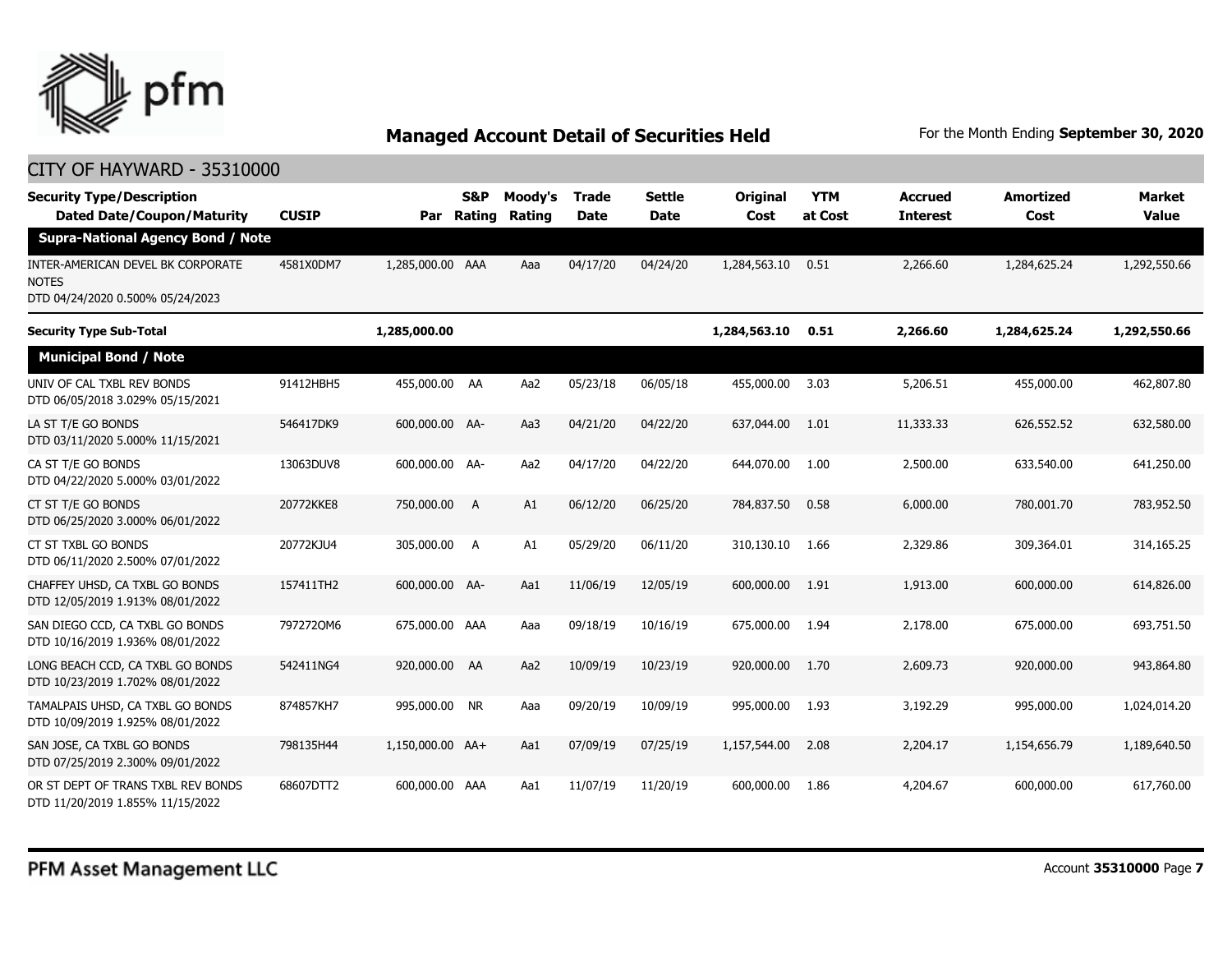## Managed Account Detail of Securities Held

For the Month Ending **September 30, 2020**

CITY OF HAYWARD - 35310000

| Security Type/Description Dated Date/Coupon/Maturity | CUSIP | Par | S&P Rating | Moody's Rating | Trade Date | Settle Date | Original Cost | YTM at Cost | Accrued Interest | Amortized Cost | Market Value |
|---|---|---|---|---|---|---|---|---|---|---|---|
| **Supra-National Agency Bond / Note** | | | | | | | | | | | |
| INTER-AMERICAN DEVEL BK CORPORATE NOTES DTD 04/24/2020 0.500% 05/24/2023 | 4581X0DM7 | 1,285,000.00 | AAA | Aaa | 04/17/20 | 04/24/20 | 1,284,563.10 | 0.51 | 2,266.60 | 1,284,625.24 | 1,292,550.66 |
| **Security Type Sub-Total** | | **1,285,000.00** | | | | | **1,284,563.10** | **0.51** | **2,266.60** | **1,284,625.24** | **1,292,550.66** |
| **Municipal Bond / Note** | | | | | | | | | | | |
| UNIV OF CAL TXBL REV BONDS DTD 06/05/2018 3.029% 05/15/2021 | 91412HBH5 | 455,000.00 | AA | Aa2 | 05/23/18 | 06/05/18 | 455,000.00 | 3.03 | 5,206.51 | 455,000.00 | 462,807.80 |
| LA ST T/E GO BONDS DTD 03/11/2020 5.000% 11/15/2021 | 546417DK9 | 600,000.00 | AA- | Aa3 | 04/21/20 | 04/22/20 | 637,044.00 | 1.01 | 11,333.33 | 626,552.52 | 632,580.00 |
| CA ST T/E GO BONDS DTD 04/22/2020 5.000% 03/01/2022 | 13063DUV8 | 600,000.00 | AA- | Aa2 | 04/17/20 | 04/22/20 | 644,070.00 | 1.00 | 2,500.00 | 633,540.00 | 641,250.00 |
| CT ST T/E GO BONDS DTD 06/25/2020 3.000% 06/01/2022 | 20772KKE8 | 750,000.00 | A | A1 | 06/12/20 | 06/25/20 | 784,837.50 | 0.58 | 6,000.00 | 780,001.70 | 783,952.50 |
| CT ST TXBL GO BONDS DTD 06/11/2020 2.500% 07/01/2022 | 20772KJU4 | 305,000.00 | A | A1 | 05/29/20 | 06/11/20 | 310,130.10 | 1.66 | 2,329.86 | 309,364.01 | 314,165.25 |
| CHAFFEY UHSD, CA TXBL GO BONDS DTD 12/05/2019 1.913% 08/01/2022 | 157411TH2 | 600,000.00 | AA- | Aa1 | 11/06/19 | 12/05/19 | 600,000.00 | 1.91 | 1,913.00 | 600,000.00 | 614,826.00 |
| SAN DIEGO CCD, CA TXBL GO BONDS DTD 10/16/2019 1.936% 08/01/2022 | 797272QM6 | 675,000.00 | AAA | Aaa | 09/18/19 | 10/16/19 | 675,000.00 | 1.94 | 2,178.00 | 675,000.00 | 693,751.50 |
| LONG BEACH CCD, CA TXBL GO BONDS DTD 10/23/2019 1.702% 08/01/2022 | 542411NG4 | 920,000.00 | AA | Aa2 | 10/09/19 | 10/23/19 | 920,000.00 | 1.70 | 2,609.73 | 920,000.00 | 943,864.80 |
| TAMALPAIS UHSD, CA TXBL GO BONDS DTD 10/09/2019 1.925% 08/01/2022 | 874857KH7 | 995,000.00 | NR | Aaa | 09/20/19 | 10/09/19 | 995,000.00 | 1.93 | 3,192.29 | 995,000.00 | 1,024,014.20 |
| SAN JOSE, CA TXBL GO BONDS DTD 07/25/2019 2.300% 09/01/2022 | 798135H44 | 1,150,000.00 | AA+ | Aa1 | 07/09/19 | 07/25/19 | 1,157,544.00 | 2.08 | 2,204.17 | 1,154,656.79 | 1,189,640.50 |
| OR ST DEPT OF TRANS TXBL REV BONDS DTD 11/20/2019 1.855% 11/15/2022 | 68607DTT2 | 600,000.00 | AAA | Aa1 | 11/07/19 | 11/20/19 | 600,000.00 | 1.86 | 4,204.67 | 600,000.00 | 617,760.00 |

PFM Asset Management LLC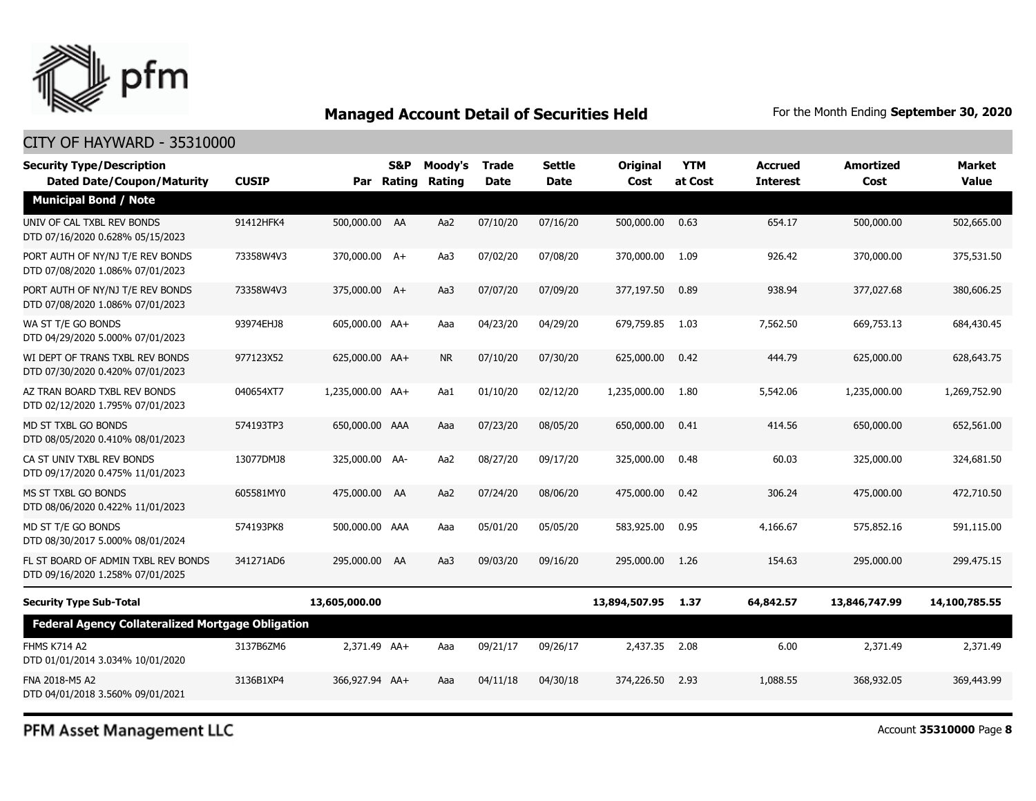## Managed Account Detail of Securities Held

For the Month Ending **September 30, 2020**

CITY OF HAYWARD - 35310000

| Security Type/Description Dated Date/Coupon/Maturity | CUSIP | Par | S&P Rating | Moody's Rating | Trade Date | Settle Date | Original Cost | YTM at Cost | Accrued Interest | Amortized Cost | Market Value |
|---|---|---|---|---|---|---|---|---|---|---|---|
| **Municipal Bond / Note** | | | | | | | | | | | |
| UNIV OF CAL TXBL REV BONDS DTD 07/16/2020 0.628% 05/15/2023 | 91412HFK4 | 500,000.00 | AA | Aa2 | 07/10/20 | 07/16/20 | 500,000.00 | 0.63 | 654.17 | 500,000.00 | 502,665.00 |
| PORT AUTH OF NY/NJ T/E REV BONDS DTD 07/08/2020 1.086% 07/01/2023 | 73358W4V3 | 370,000.00 | A+ | Aa3 | 07/02/20 | 07/08/20 | 370,000.00 | 1.09 | 926.42 | 370,000.00 | 375,531.50 |
| PORT AUTH OF NY/NJ T/E REV BONDS DTD 07/08/2020 1.086% 07/01/2023 | 73358W4V3 | 375,000.00 | A+ | Aa3 | 07/07/20 | 07/09/20 | 377,197.50 | 0.89 | 938.94 | 377,027.68 | 380,606.25 |
| WA ST T/E GO BONDS DTD 04/29/2020 5.000% 07/01/2023 | 93974EHJ8 | 605,000.00 | AA+ | Aaa | 04/23/20 | 04/29/20 | 679,759.85 | 1.03 | 7,562.50 | 669,753.13 | 684,430.45 |
| WI DEPT OF TRANS TXBL REV BONDS DTD 07/30/2020 0.420% 07/01/2023 | 977123X52 | 625,000.00 | AA+ | NR | 07/10/20 | 07/30/20 | 625,000.00 | 0.42 | 444.79 | 625,000.00 | 628,643.75 |
| AZ TRAN BOARD TXBL REV BONDS DTD 02/12/2020 1.795% 07/01/2023 | 040654XT7 | 1,235,000.00 | AA+ | Aa1 | 01/10/20 | 02/12/20 | 1,235,000.00 | 1.80 | 5,542.06 | 1,235,000.00 | 1,269,752.90 |
| MD ST TXBL GO BONDS DTD 08/05/2020 0.410% 08/01/2023 | 574193TP3 | 650,000.00 | AAA | Aaa | 07/23/20 | 08/05/20 | 650,000.00 | 0.41 | 414.56 | 650,000.00 | 652,561.00 |
| CA ST UNIV TXBL REV BONDS DTD 09/17/2020 0.475% 11/01/2023 | 13077DMJ8 | 325,000.00 | AA- | Aa2 | 08/27/20 | 09/17/20 | 325,000.00 | 0.48 | 60.03 | 325,000.00 | 324,681.50 |
| MS ST TXBL GO BONDS DTD 08/06/2020 0.422% 11/01/2023 | 605581MY0 | 475,000.00 | AA | Aa2 | 07/24/20 | 08/06/20 | 475,000.00 | 0.42 | 306.24 | 475,000.00 | 472,710.50 |
| MD ST T/E GO BONDS DTD 08/30/2017 5.000% 08/01/2024 | 574193PK8 | 500,000.00 | AAA | Aaa | 05/01/20 | 05/05/20 | 583,925.00 | 0.95 | 4,166.67 | 575,852.16 | 591,115.00 |
| FL ST BOARD OF ADMIN TXBL REV BONDS DTD 09/16/2020 1.258% 07/01/2025 | 341271AD6 | 295,000.00 | AA | Aa3 | 09/03/20 | 09/16/20 | 295,000.00 | 1.26 | 154.63 | 295,000.00 | 299,475.15 |
| **Security Type Sub-Total** | | **13,605,000.00** | | | | | **13,894,507.95** | **1.37** | **64,842.57** | **13,846,747.99** | **14,100,785.55** |
| **Federal Agency Collateralized Mortgage Obligation** | | | | | | | | | | | |
| FHMS K714 A2 DTD 01/01/2014 3.034% 10/01/2020 | 3137B6ZM6 | 2,371.49 | AA+ | Aaa | 09/21/17 | 09/26/17 | 2,437.35 | 2.08 | 6.00 | 2,371.49 | 2,371.49 |
| FNA 2018-M5 A2 DTD 04/01/2018 3.560% 09/01/2021 | 3136B1XP4 | 366,927.94 | AA+ | Aaa | 04/11/18 | 04/30/18 | 374,226.50 | 2.93 | 1,088.55 | 368,932.05 | 369,443.99 |

PFM Asset Management LLC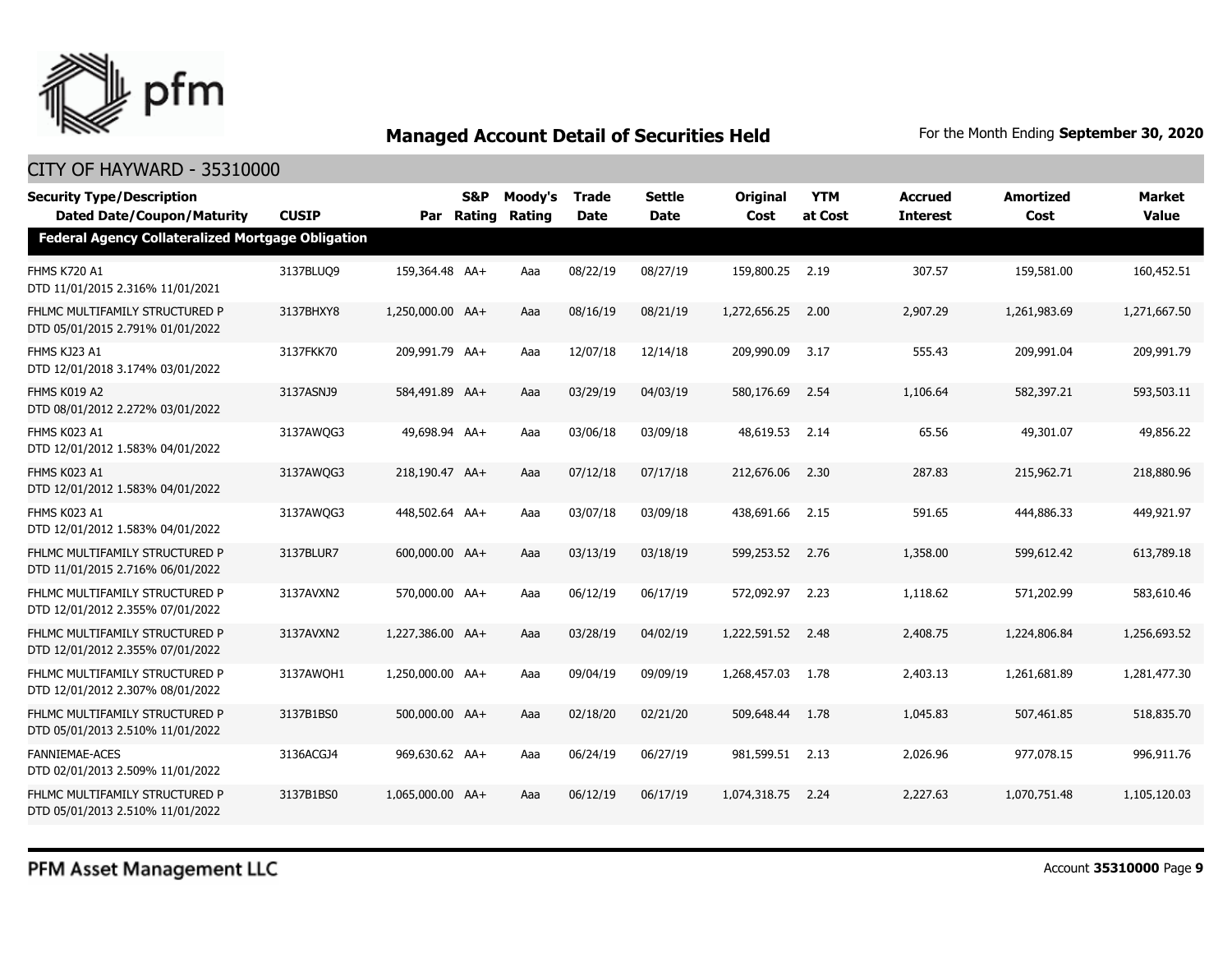## Managed Account Detail of Securities Held

For the Month Ending **September 30, 2020**

CITY OF HAYWARD - 35310000

| Security Type/Description Dated Date/Coupon/Maturity | CUSIP | Par | S&P Rating | Moody's Rating | Trade Date | Settle Date | Original Cost | YTM at Cost | Accrued Interest | Amortized Cost | Market Value |
|---|---|---|---|---|---|---|---|---|---|---|---|
| **Federal Agency Collateralized Mortgage Obligation** | | | | | | | | | | | |
| FHMS K720 A1 DTD 11/01/2015 2.316% 11/01/2021 | 3137BLUQ9 | 159,364.48 | AA+ | Aaa | 08/22/19 | 08/27/19 | 159,800.25 | 2.19 | 307.57 | 159,581.00 | 160,452.51 |
| FHLMC MULTIFAMILY STRUCTURED P DTD 05/01/2015 2.791% 01/01/2022 | 3137BHXY8 | 1,250,000.00 | AA+ | Aaa | 08/16/19 | 08/21/19 | 1,272,656.25 | 2.00 | 2,907.29 | 1,261,983.69 | 1,271,667.50 |
| FHMS KJ23 A1 DTD 12/01/2018 3.174% 03/01/2022 | 3137FKK70 | 209,991.79 | AA+ | Aaa | 12/07/18 | 12/14/18 | 209,990.09 | 3.17 | 555.43 | 209,991.04 | 209,991.79 |
| FHMS K019 A2 DTD 08/01/2012 2.272% 03/01/2022 | 3137ASNJ9 | 584,491.89 | AA+ | Aaa | 03/29/19 | 04/03/19 | 580,176.69 | 2.54 | 1,106.64 | 582,397.21 | 593,503.11 |
| FHMS K023 A1 DTD 12/01/2012 1.583% 04/01/2022 | 3137AWQG3 | 49,698.94 | AA+ | Aaa | 03/06/18 | 03/09/18 | 48,619.53 | 2.14 | 65.56 | 49,301.07 | 49,856.22 |
| FHMS K023 A1 DTD 12/01/2012 1.583% 04/01/2022 | 3137AWQG3 | 218,190.47 | AA+ | Aaa | 07/12/18 | 07/17/18 | 212,676.06 | 2.30 | 287.83 | 215,962.71 | 218,880.96 |
| FHMS K023 A1 DTD 12/01/2012 1.583% 04/01/2022 | 3137AWQG3 | 448,502.64 | AA+ | Aaa | 03/07/18 | 03/09/18 | 438,691.66 | 2.15 | 591.65 | 444,886.33 | 449,921.97 |
| FHLMC MULTIFAMILY STRUCTURED P DTD 11/01/2015 2.716% 06/01/2022 | 3137BLUR7 | 600,000.00 | AA+ | Aaa | 03/13/19 | 03/18/19 | 599,253.52 | 2.76 | 1,358.00 | 599,612.42 | 613,789.18 |
| FHLMC MULTIFAMILY STRUCTURED P DTD 12/01/2012 2.355% 07/01/2022 | 3137AVXN2 | 570,000.00 | AA+ | Aaa | 06/12/19 | 06/17/19 | 572,092.97 | 2.23 | 1,118.62 | 571,202.99 | 583,610.46 |
| FHLMC MULTIFAMILY STRUCTURED P DTD 12/01/2012 2.355% 07/01/2022 | 3137AVXN2 | 1,227,386.00 | AA+ | Aaa | 03/28/19 | 04/02/19 | 1,222,591.52 | 2.48 | 2,408.75 | 1,224,806.84 | 1,256,693.52 |
| FHLMC MULTIFAMILY STRUCTURED P DTD 12/01/2012 2.307% 08/01/2022 | 3137AWQH1 | 1,250,000.00 | AA+ | Aaa | 09/04/19 | 09/09/19 | 1,268,457.03 | 1.78 | 2,403.13 | 1,261,681.89 | 1,281,477.30 |
| FHLMC MULTIFAMILY STRUCTURED P DTD 05/01/2013 2.510% 11/01/2022 | 3137B1BS0 | 500,000.00 | AA+ | Aaa | 02/18/20 | 02/21/20 | 509,648.44 | 1.78 | 1,045.83 | 507,461.85 | 518,835.70 |
| FANNIEMAE-ACES DTD 02/01/2013 2.509% 11/01/2022 | 3136ACGJ4 | 969,630.62 | AA+ | Aaa | 06/24/19 | 06/27/19 | 981,599.51 | 2.13 | 2,026.96 | 977,078.15 | 996,911.76 |
| FHLMC MULTIFAMILY STRUCTURED P DTD 05/01/2013 2.510% 11/01/2022 | 3137B1BS0 | 1,065,000.00 | AA+ | Aaa | 06/12/19 | 06/17/19 | 1,074,318.75 | 2.24 | 2,227.63 | 1,070,751.48 | 1,105,120.03 |

PFM Asset Management LLC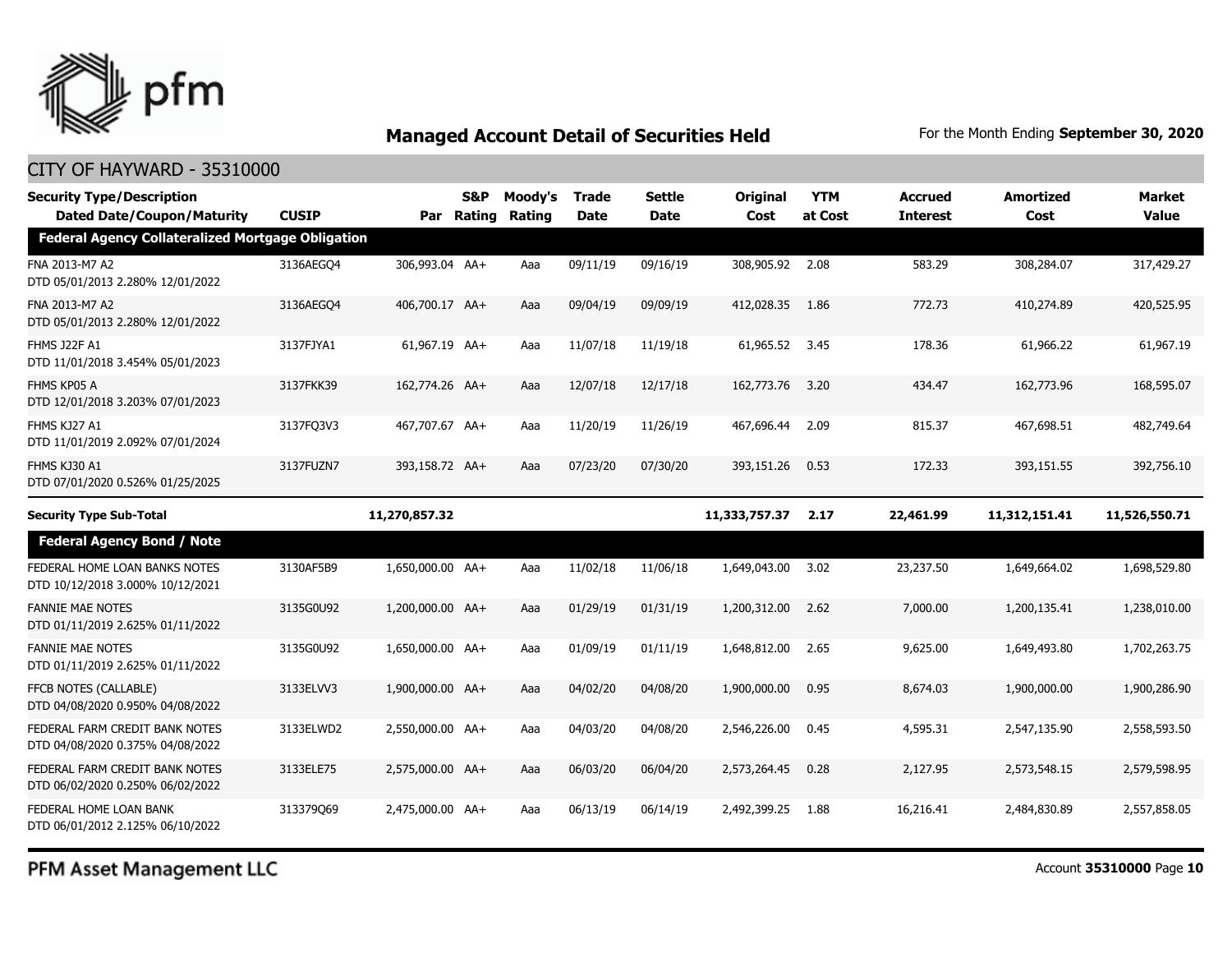## Managed Account Detail of Securities Held

For the Month Ending **September 30, 2020**

CITY OF HAYWARD - 35310000

| Security Type/Description<br>Dated Date/Coupon/Maturity | CUSIP | Par | S&P Rating | Moody's Rating | Trade Date | Settle Date | Original Cost | YTM at Cost | Accrued Interest | Amortized Cost | Market Value |
|---|---|---|---|---|---|---|---|---|---|---|---|
| **Federal Agency Collateralized Mortgage Obligation** | | | | | | | | | | | |
| FNA 2013-M7 A2<br>DTD 05/01/2013 2.280% 12/01/2022 | 3136AEGQ4 | 306,993.04 | AA+ | Aaa | 09/11/19 | 09/16/19 | 308,905.92 | 2.08 | 583.29 | 308,284.07 | 317,429.27 |
| FNA 2013-M7 A2<br>DTD 05/01/2013 2.280% 12/01/2022 | 3136AEGQ4 | 406,700.17 | AA+ | Aaa | 09/04/19 | 09/09/19 | 412,028.35 | 1.86 | 772.73 | 410,274.89 | 420,525.95 |
| FHMS J22F A1<br>DTD 11/01/2018 3.454% 05/01/2023 | 3137FJYA1 | 61,967.19 | AA+ | Aaa | 11/07/18 | 11/19/18 | 61,965.52 | 3.45 | 178.36 | 61,966.22 | 61,967.19 |
| FHMS KP05 A<br>DTD 12/01/2018 3.203% 07/01/2023 | 3137FKK39 | 162,774.26 | AA+ | Aaa | 12/07/18 | 12/17/18 | 162,773.76 | 3.20 | 434.47 | 162,773.96 | 168,595.07 |
| FHMS KJ27 A1<br>DTD 11/01/2019 2.092% 07/01/2024 | 3137FQ3V3 | 467,707.67 | AA+ | Aaa | 11/20/19 | 11/26/19 | 467,696.44 | 2.09 | 815.37 | 467,698.51 | 482,749.64 |
| FHMS KJ30 A1<br>DTD 07/01/2020 0.526% 01/25/2025 | 3137FUZN7 | 393,158.72 | AA+ | Aaa | 07/23/20 | 07/30/20 | 393,151.26 | 0.53 | 172.33 | 393,151.55 | 392,756.10 |
| **Security Type Sub-Total** | | **11,270,857.32** | | | | | **11,333,757.37** | **2.17** | **22,461.99** | **11,312,151.41** | **11,526,550.71** |
| **Federal Agency Bond / Note** | | | | | | | | | | | |
| FEDERAL HOME LOAN BANKS NOTES<br>DTD 10/12/2018 3.000% 10/12/2021 | 3130AF5B9 | 1,650,000.00 | AA+ | Aaa | 11/02/18 | 11/06/18 | 1,649,043.00 | 3.02 | 23,237.50 | 1,649,664.02 | 1,698,529.80 |
| FANNIE MAE NOTES<br>DTD 01/11/2019 2.625% 01/11/2022 | 3135G0U92 | 1,200,000.00 | AA+ | Aaa | 01/29/19 | 01/31/19 | 1,200,312.00 | 2.62 | 7,000.00 | 1,200,135.41 | 1,238,010.00 |
| FANNIE MAE NOTES<br>DTD 01/11/2019 2.625% 01/11/2022 | 3135G0U92 | 1,650,000.00 | AA+ | Aaa | 01/09/19 | 01/11/19 | 1,648,812.00 | 2.65 | 9,625.00 | 1,649,493.80 | 1,702,263.75 |
| FFCB NOTES (CALLABLE)<br>DTD 04/08/2020 0.950% 04/08/2022 | 3133ELVV3 | 1,900,000.00 | AA+ | Aaa | 04/02/20 | 04/08/20 | 1,900,000.00 | 0.95 | 8,674.03 | 1,900,000.00 | 1,900,286.90 |
| FEDERAL FARM CREDIT BANK NOTES<br>DTD 04/08/2020 0.375% 04/08/2022 | 3133ELWD2 | 2,550,000.00 | AA+ | Aaa | 04/03/20 | 04/08/20 | 2,546,226.00 | 0.45 | 4,595.31 | 2,547,135.90 | 2,558,593.50 |
| FEDERAL FARM CREDIT BANK NOTES<br>DTD 06/02/2020 0.250% 06/02/2022 | 3133ELE75 | 2,575,000.00 | AA+ | Aaa | 06/03/20 | 06/04/20 | 2,573,264.45 | 0.28 | 2,127.95 | 2,573,548.15 | 2,579,598.95 |
| FEDERAL HOME LOAN BANK<br>DTD 06/01/2012 2.125% 06/10/2022 | 313379Q69 | 2,475,000.00 | AA+ | Aaa | 06/13/19 | 06/14/19 | 2,492,399.25 | 1.88 | 16,216.41 | 2,484,830.89 | 2,557,858.05 |

PFM Asset Management LLC

Account **35310000**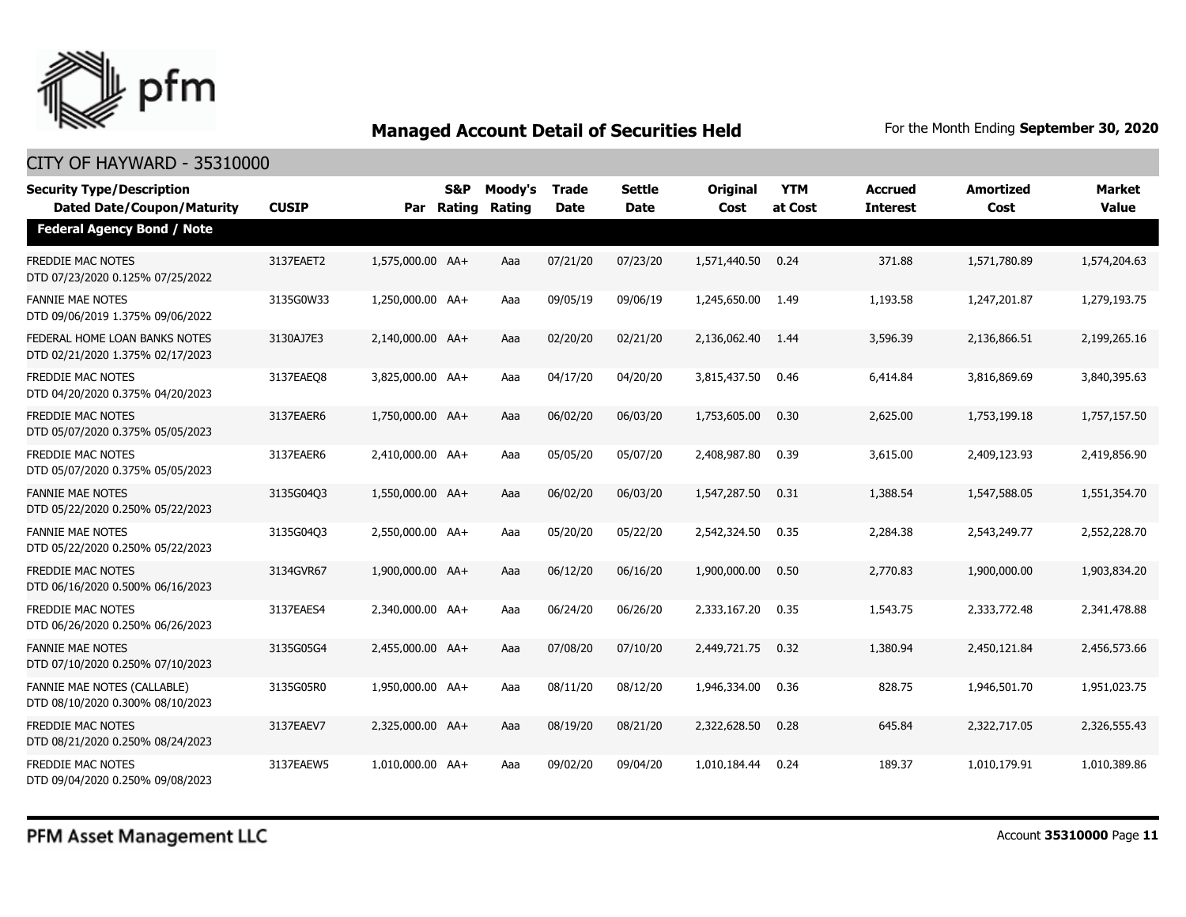## Managed Account Detail of Securities Held

For the Month Ending **September 30, 2020**

CITY OF HAYWARD - 35310000

| Security Type/Description Dated Date/Coupon/Maturity | CUSIP | Par | S&P Rating | Moody's Rating | Trade Date | Settle Date | Original Cost | YTM at Cost | Accrued Interest | Amortized Cost | Market Value |
|---|---|---|---|---|---|---|---|---|---|---|---|
| **Federal Agency Bond / Note** | | | | | | | | | | | |
| FREDDIE MAC NOTES DTD 07/23/2020 0.125% 07/25/2022 | 3137EAET2 | 1,575,000.00 | AA+ | Aaa | 07/21/20 | 07/23/20 | 1,571,440.50 | 0.24 | 371.88 | 1,571,780.89 | 1,574,204.63 |
| FANNIE MAE NOTES DTD 09/06/2019 1.375% 09/06/2022 | 3135G0W33 | 1,250,000.00 | AA+ | Aaa | 09/05/19 | 09/06/19 | 1,245,650.00 | 1.49 | 1,193.58 | 1,247,201.87 | 1,279,193.75 |
| FEDERAL HOME LOAN BANKS NOTES DTD 02/21/2020 1.375% 02/17/2023 | 3130AJ7E3 | 2,140,000.00 | AA+ | Aaa | 02/20/20 | 02/21/20 | 2,136,062.40 | 1.44 | 3,596.39 | 2,136,866.51 | 2,199,265.16 |
| FREDDIE MAC NOTES DTD 04/20/2020 0.375% 04/20/2023 | 3137EAEQ8 | 3,825,000.00 | AA+ | Aaa | 04/17/20 | 04/20/20 | 3,815,437.50 | 0.46 | 6,414.84 | 3,816,869.69 | 3,840,395.63 |
| FREDDIE MAC NOTES DTD 05/07/2020 0.375% 05/05/2023 | 3137EAER6 | 1,750,000.00 | AA+ | Aaa | 06/02/20 | 06/03/20 | 1,753,605.00 | 0.30 | 2,625.00 | 1,753,199.18 | 1,757,157.50 |
| FREDDIE MAC NOTES DTD 05/07/2020 0.375% 05/05/2023 | 3137EAER6 | 2,410,000.00 | AA+ | Aaa | 05/05/20 | 05/07/20 | 2,408,987.80 | 0.39 | 3,615.00 | 2,409,123.93 | 2,419,856.90 |
| FANNIE MAE NOTES DTD 05/22/2020 0.250% 05/22/2023 | 3135G04Q3 | 1,550,000.00 | AA+ | Aaa | 06/02/20 | 06/03/20 | 1,547,287.50 | 0.31 | 1,388.54 | 1,547,588.05 | 1,551,354.70 |
| FANNIE MAE NOTES DTD 05/22/2020 0.250% 05/22/2023 | 3135G04Q3 | 2,550,000.00 | AA+ | Aaa | 05/20/20 | 05/22/20 | 2,542,324.50 | 0.35 | 2,284.38 | 2,543,249.77 | 2,552,228.70 |
| FREDDIE MAC NOTES DTD 06/16/2020 0.500% 06/16/2023 | 3134GVR67 | 1,900,000.00 | AA+ | Aaa | 06/12/20 | 06/16/20 | 1,900,000.00 | 0.50 | 2,770.83 | 1,900,000.00 | 1,903,834.20 |
| FREDDIE MAC NOTES DTD 06/26/2020 0.250% 06/26/2023 | 3137EAES4 | 2,340,000.00 | AA+ | Aaa | 06/24/20 | 06/26/20 | 2,333,167.20 | 0.35 | 1,543.75 | 2,333,772.48 | 2,341,478.88 |
| FANNIE MAE NOTES DTD 07/10/2020 0.250% 07/10/2023 | 3135G05G4 | 2,455,000.00 | AA+ | Aaa | 07/08/20 | 07/10/20 | 2,449,721.75 | 0.32 | 1,380.94 | 2,450,121.84 | 2,456,573.66 |
| FANNIE MAE NOTES (CALLABLE) DTD 08/10/2020 0.300% 08/10/2023 | 3135G05R0 | 1,950,000.00 | AA+ | Aaa | 08/11/20 | 08/12/20 | 1,946,334.00 | 0.36 | 828.75 | 1,946,501.70 | 1,951,023.75 |
| FREDDIE MAC NOTES DTD 08/21/2020 0.250% 08/24/2023 | 3137EAEV7 | 2,325,000.00 | AA+ | Aaa | 08/19/20 | 08/21/20 | 2,322,628.50 | 0.28 | 645.84 | 2,322,717.05 | 2,326,555.43 |
| FREDDIE MAC NOTES DTD 09/04/2020 0.250% 09/08/2023 | 3137EAEW5 | 1,010,000.00 | AA+ | Aaa | 09/02/20 | 09/04/20 | 1,010,184.44 | 0.24 | 189.37 | 1,010,179.91 | 1,010,389.86 |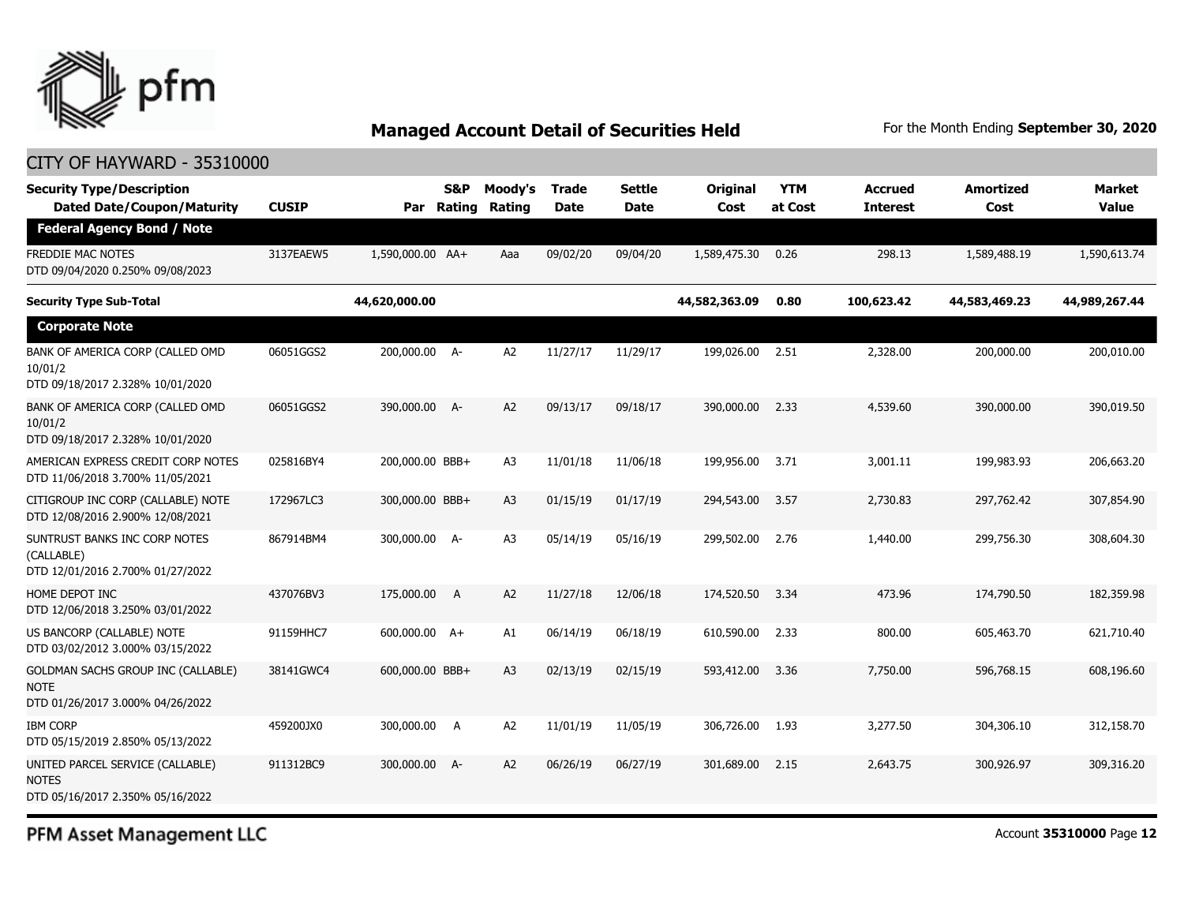## Managed Account Detail of Securities Held

For the Month Ending **September 30, 2020**

CITY OF HAYWARD - 35310000

| Security Type/Description<br>Dated Date/Coupon/Maturity | CUSIP | Par | S&P Rating | Moody's Rating | Trade Date | Settle Date | Original Cost | YTM at Cost | Accrued Interest | Amortized Cost | Market Value |
|---|---|---|---|---|---|---|---|---|---|---|---|
| **Federal Agency Bond / Note** | | | | | | | | | | | |
| FREDDIE MAC NOTES<br>DTD 09/04/2020 0.250% 09/08/2023 | 3137EAEW5 | 1,590,000.00 | AA+ | Aaa | 09/02/20 | 09/04/20 | 1,589,475.30 | 0.26 | 298.13 | 1,589,488.19 | 1,590,613.74 |
| **Security Type Sub-Total** | | **44,620,000.00** | | | | | **44,582,363.09** | **0.80** | **100,623.42** | **44,583,469.23** | **44,989,267.44** |
| **Corporate Note** | | | | | | | | | | | |
| BANK OF AMERICA CORP (CALLED OMD 10/01/2<br>DTD 09/18/2017 2.328% 10/01/2020 | 06051GGS2 | 200,000.00 | A- | A2 | 11/27/17 | 11/29/17 | 199,026.00 | 2.51 | 2,328.00 | 200,000.00 | 200,010.00 |
| BANK OF AMERICA CORP (CALLED OMD 10/01/2<br>DTD 09/18/2017 2.328% 10/01/2020 | 06051GGS2 | 390,000.00 | A- | A2 | 09/13/17 | 09/18/17 | 390,000.00 | 2.33 | 4,539.60 | 390,000.00 | 390,019.50 |
| AMERICAN EXPRESS CREDIT CORP NOTES<br>DTD 11/06/2018 3.700% 11/05/2021 | 025816BY4 | 200,000.00 | BBB+ | A3 | 11/01/18 | 11/06/18 | 199,956.00 | 3.71 | 3,001.11 | 199,983.93 | 206,663.20 |
| CITIGROUP INC CORP (CALLABLE) NOTE<br>DTD 12/08/2016 2.900% 12/08/2021 | 172967LC3 | 300,000.00 | BBB+ | A3 | 01/15/19 | 01/17/19 | 294,543.00 | 3.57 | 2,730.83 | 297,762.42 | 307,854.90 |
| SUNTRUST BANKS INC CORP NOTES (CALLABLE)<br>DTD 12/01/2016 2.700% 01/27/2022 | 867914BM4 | 300,000.00 | A- | A3 | 05/14/19 | 05/16/19 | 299,502.00 | 2.76 | 1,440.00 | 299,756.30 | 308,604.30 |
| HOME DEPOT INC<br>DTD 12/06/2018 3.250% 03/01/2022 | 437076BV3 | 175,000.00 | A | A2 | 11/27/18 | 12/06/18 | 174,520.50 | 3.34 | 473.96 | 174,790.50 | 182,359.98 |
| US BANCORP (CALLABLE) NOTE<br>DTD 03/02/2012 3.000% 03/15/2022 | 91159HHC7 | 600,000.00 | A+ | A1 | 06/14/19 | 06/18/19 | 610,590.00 | 2.33 | 800.00 | 605,463.70 | 621,710.40 |
| GOLDMAN SACHS GROUP INC (CALLABLE) NOTE<br>DTD 01/26/2017 3.000% 04/26/2022 | 38141GWC4 | 600,000.00 | BBB+ | A3 | 02/13/19 | 02/15/19 | 593,412.00 | 3.36 | 7,750.00 | 596,768.15 | 608,196.60 |
| IBM CORP<br>DTD 05/15/2019 2.850% 05/13/2022 | 459200JX0 | 300,000.00 | A | A2 | 11/01/19 | 11/05/19 | 306,726.00 | 1.93 | 3,277.50 | 304,306.10 | 312,158.70 |
| UNITED PARCEL SERVICE (CALLABLE) NOTES<br>DTD 05/16/2017 2.350% 05/16/2022 | 911312BC9 | 300,000.00 | A- | A2 | 06/26/19 | 06/27/19 | 301,689.00 | 2.15 | 2,643.75 | 300,926.97 | 309,316.20 |

PFM Asset Management LLC

Account **35310000**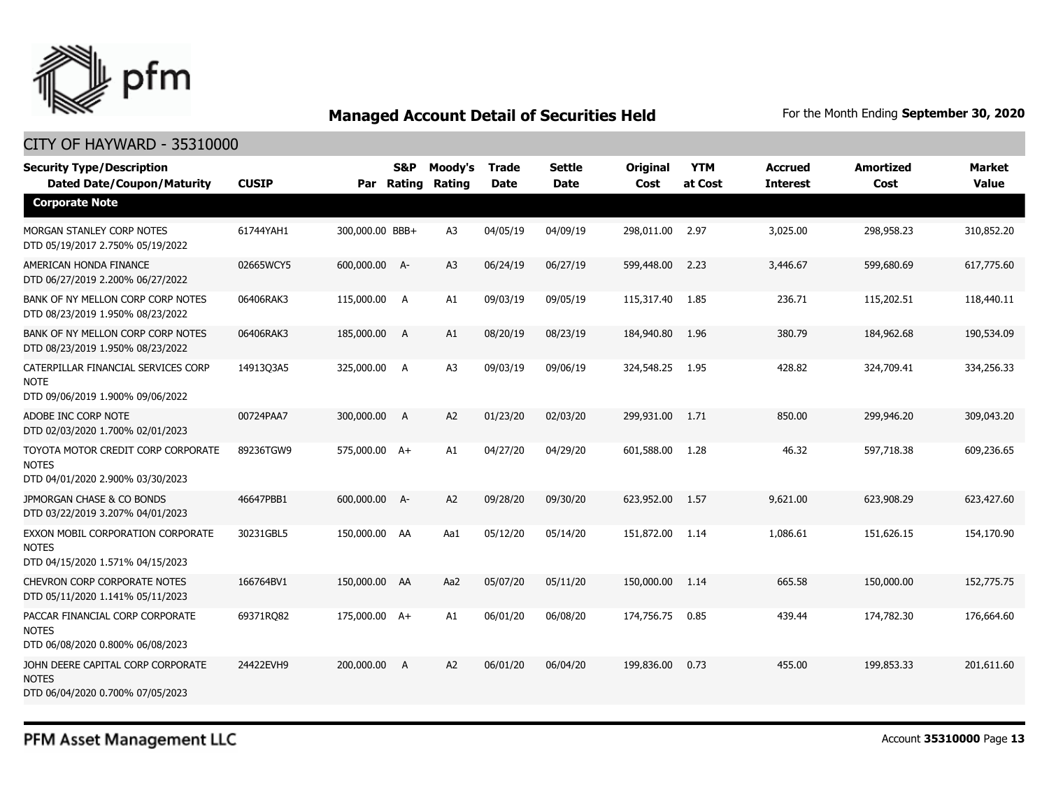## Managed Account Detail of Securities Held

For the Month Ending **September 30, 2020**

### CITY OF HAYWARD - 35310000

| Security Type/Description Dated Date/Coupon/Maturity | CUSIP | Par | S&P Rating | Moody's Rating | Trade Date | Settle Date | Original Cost | YTM at Cost | Accrued Interest | Amortized Cost | Market Value |
|---|---|---|---|---|---|---|---|---|---|---|---|
| **Corporate Note** | | | | | | | | | | | |
| MORGAN STANLEY CORP NOTES DTD 05/19/2017 2.750% 05/19/2022 | 61744YAH1 | 300,000.00 | BBB+ | A3 | 04/05/19 | 04/09/19 | 298,011.00 | 2.97 | 3,025.00 | 298,958.23 | 310,852.20 |
| AMERICAN HONDA FINANCE DTD 06/27/2019 2.200% 06/27/2022 | 02665WCY5 | 600,000.00 | A- | A3 | 06/24/19 | 06/27/19 | 599,448.00 | 2.23 | 3,446.67 | 599,680.69 | 617,775.60 |
| BANK OF NY MELLON CORP CORP NOTES DTD 08/23/2019 1.950% 08/23/2022 | 06406RAK3 | 115,000.00 | A | A1 | 09/03/19 | 09/05/19 | 115,317.40 | 1.85 | 236.71 | 115,202.51 | 118,440.11 |
| BANK OF NY MELLON CORP CORP NOTES DTD 08/23/2019 1.950% 08/23/2022 | 06406RAK3 | 185,000.00 | A | A1 | 08/20/19 | 08/23/19 | 184,940.80 | 1.96 | 380.79 | 184,962.68 | 190,534.09 |
| CATERPILLAR FINANCIAL SERVICES CORP NOTE DTD 09/06/2019 1.900% 09/06/2022 | 14913Q3A5 | 325,000.00 | A | A3 | 09/03/19 | 09/06/19 | 324,548.25 | 1.95 | 428.82 | 324,709.41 | 334,256.33 |
| ADOBE INC CORP NOTE DTD 02/03/2020 1.700% 02/01/2023 | 00724PAA7 | 300,000.00 | A | A2 | 01/23/20 | 02/03/20 | 299,931.00 | 1.71 | 850.00 | 299,946.20 | 309,043.20 |
| TOYOTA MOTOR CREDIT CORP CORPORATE NOTES DTD 04/01/2020 2.900% 03/30/2023 | 89236TGW9 | 575,000.00 | A+ | A1 | 04/27/20 | 04/29/20 | 601,588.00 | 1.28 | 46.32 | 597,718.38 | 609,236.65 |
| JPMORGAN CHASE & CO BONDS DTD 03/22/2019 3.207% 04/01/2023 | 46647PBB1 | 600,000.00 | A- | A2 | 09/28/20 | 09/30/20 | 623,952.00 | 1.57 | 9,621.00 | 623,908.29 | 623,427.60 |
| EXXON MOBIL CORPORATION CORPORATE NOTES DTD 04/15/2020 1.571% 04/15/2023 | 30231GBL5 | 150,000.00 | AA | Aa1 | 05/12/20 | 05/14/20 | 151,872.00 | 1.14 | 1,086.61 | 151,626.15 | 154,170.90 |
| CHEVRON CORP CORPORATE NOTES DTD 05/11/2020 1.141% 05/11/2023 | 166764BV1 | 150,000.00 | AA | Aa2 | 05/07/20 | 05/11/20 | 150,000.00 | 1.14 | 665.58 | 150,000.00 | 152,775.75 |
| PACCAR FINANCIAL CORP CORPORATE NOTES DTD 06/08/2020 0.800% 06/08/2023 | 69371RQ82 | 175,000.00 | A+ | A1 | 06/01/20 | 06/08/20 | 174,756.75 | 0.85 | 439.44 | 174,782.30 | 176,664.60 |
| JOHN DEERE CAPITAL CORP CORPORATE NOTES DTD 06/04/2020 0.700% 07/05/2023 | 24422EVH9 | 200,000.00 | A | A2 | 06/01/20 | 06/04/20 | 199,836.00 | 0.73 | 455.00 | 199,853.33 | 201,611.60 |

PFM Asset Management LLC

Account **35310000**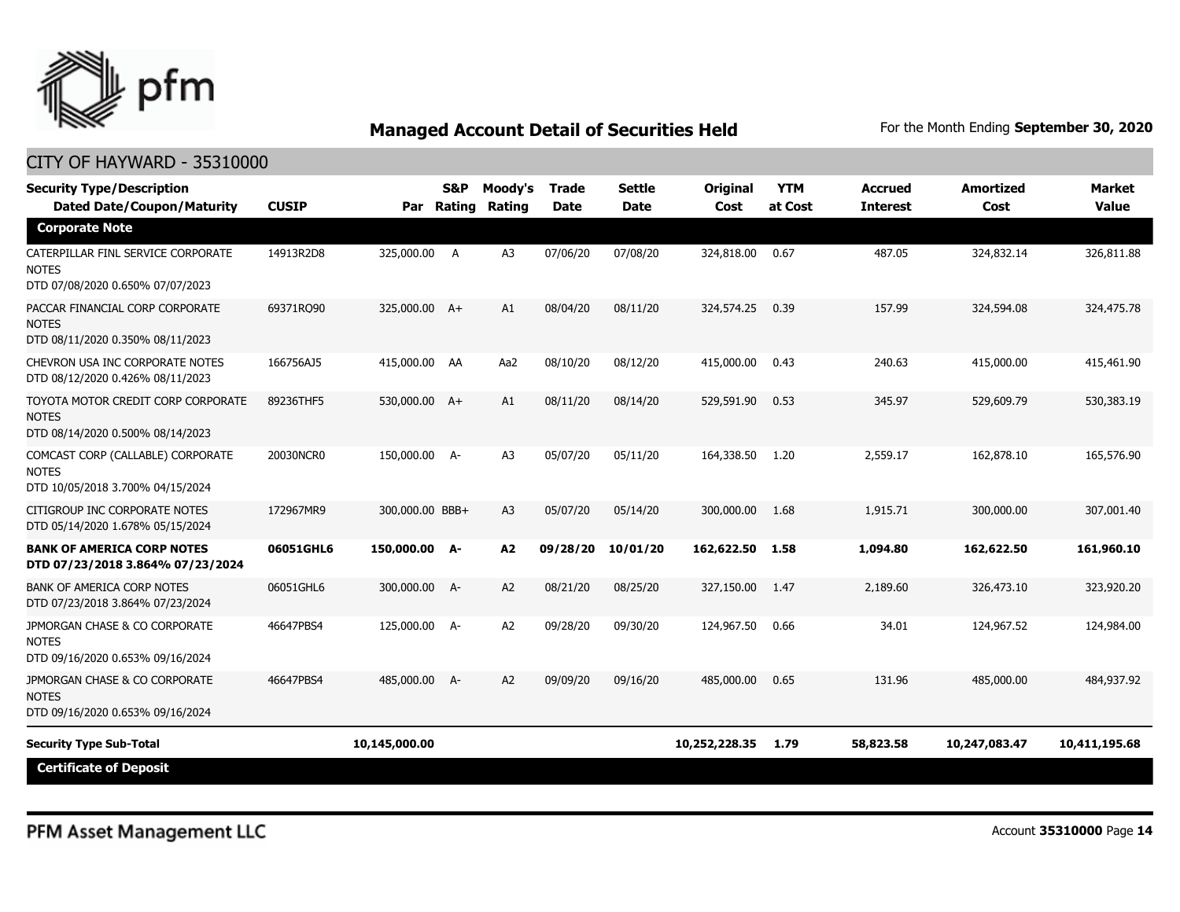## Managed Account Detail of Securities Held

For the Month Ending **September 30, 2020**

CITY OF HAYWARD - 35310000

| Security Type/Description<br>Dated Date/Coupon/Maturity | CUSIP | Par | S&P Rating | Moody's Rating | Trade Date | Settle Date | Original Cost | YTM at Cost | Accrued Interest | Amortized Cost | Market Value |
|---|---|---|---|---|---|---|---|---|---|---|---|
| **Corporate Note** | | | | | | | | | | | |
| CATERPILLAR FINL SERVICE CORPORATE NOTES<br>DTD 07/08/2020 0.650% 07/07/2023 | 14913R2D8 | 325,000.00 | A | A3 | 07/06/20 | 07/08/20 | 324,818.00 | 0.67 | 487.05 | 324,832.14 | 326,811.88 |
| PACCAR FINANCIAL CORP CORPORATE NOTES<br>DTD 08/11/2020 0.350% 08/11/2023 | 69371RQ90 | 325,000.00 | A+ | A1 | 08/04/20 | 08/11/20 | 324,574.25 | 0.39 | 157.99 | 324,594.08 | 324,475.78 |
| CHEVRON USA INC CORPORATE NOTES<br>DTD 08/12/2020 0.426% 08/11/2023 | 166756AJ5 | 415,000.00 | AA | Aa2 | 08/10/20 | 08/12/20 | 415,000.00 | 0.43 | 240.63 | 415,000.00 | 415,461.90 |
| TOYOTA MOTOR CREDIT CORP CORPORATE NOTES<br>DTD 08/14/2020 0.500% 08/14/2023 | 89236THF5 | 530,000.00 | A+ | A1 | 08/11/20 | 08/14/20 | 529,591.90 | 0.53 | 345.97 | 529,609.79 | 530,383.19 |
| COMCAST CORP (CALLABLE) CORPORATE NOTES<br>DTD 10/05/2018 3.700% 04/15/2024 | 20030NCR0 | 150,000.00 | A- | A3 | 05/07/20 | 05/11/20 | 164,338.50 | 1.20 | 2,559.17 | 162,878.10 | 165,576.90 |
| CITIGROUP INC CORPORATE NOTES<br>DTD 05/14/2020 1.678% 05/15/2024 | 172967MR9 | 300,000.00 | BBB+ | A3 | 05/07/20 | 05/14/20 | 300,000.00 | 1.68 | 1,915.71 | 300,000.00 | 307,001.40 |
| **BANK OF AMERICA CORP NOTES<br>DTD 07/23/2018 3.864% 07/23/2024** | **06051GHL6** | **150,000.00** | **A-** | **A2** | **09/28/20** | **10/01/20** | **162,622.50** | **1.58** | **1,094.80** | **162,622.50** | **161,960.10** |
| BANK OF AMERICA CORP NOTES<br>DTD 07/23/2018 3.864% 07/23/2024 | 06051GHL6 | 300,000.00 | A- | A2 | 08/21/20 | 08/25/20 | 327,150.00 | 1.47 | 2,189.60 | 326,473.10 | 323,920.20 |
| JPMORGAN CHASE & CO CORPORATE NOTES<br>DTD 09/16/2020 0.653% 09/16/2024 | 46647PBS4 | 125,000.00 | A- | A2 | 09/28/20 | 09/30/20 | 124,967.50 | 0.66 | 34.01 | 124,967.52 | 124,984.00 |
| JPMORGAN CHASE & CO CORPORATE NOTES<br>DTD 09/16/2020 0.653% 09/16/2024 | 46647PBS4 | 485,000.00 | A- | A2 | 09/09/20 | 09/16/20 | 485,000.00 | 0.65 | 131.96 | 485,000.00 | 484,937.92 |
| **Security Type Sub-Total** | | **10,145,000.00** | | | | | **10,252,228.35** | **1.79** | **58,823.58** | **10,247,083.47** | **10,411,195.68** |
| **Certificate of Deposit** | | | | | | | | | | | |

PFM Asset Management LLC

Account **35310000** Page **14**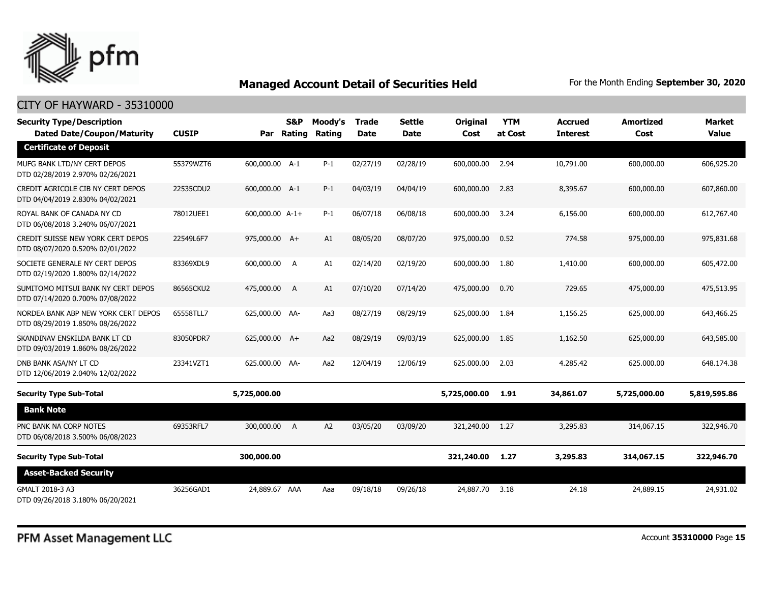## Managed Account Detail of Securities Held

For the Month Ending **September 30, 2020**

CITY OF HAYWARD - 35310000

| Security Type/Description Dated Date/Coupon/Maturity | CUSIP | Par | S&P Rating | Moody's Rating | Trade Date | Settle Date | Original Cost | YTM at Cost | Accrued Interest | Amortized Cost | Market Value |
|---|---|---|---|---|---|---|---|---|---|---|---|
| **Certificate of Deposit** | | | | | | | | | | | |
| MUFG BANK LTD/NY CERT DEPOS DTD 02/28/2019 2.970% 02/26/2021 | 55379WZT6 | 600,000.00 | A-1 | P-1 | 02/27/19 | 02/28/19 | 600,000.00 | 2.94 | 10,791.00 | 600,000.00 | 606,925.20 |
| CREDIT AGRICOLE CIB NY CERT DEPOS DTD 04/04/2019 2.830% 04/02/2021 | 22535CDU2 | 600,000.00 | A-1 | P-1 | 04/03/19 | 04/04/19 | 600,000.00 | 2.83 | 8,395.67 | 600,000.00 | 607,860.00 |
| ROYAL BANK OF CANADA NY CD DTD 06/08/2018 3.240% 06/07/2021 | 78012UEE1 | 600,000.00 | A-1+ | P-1 | 06/07/18 | 06/08/18 | 600,000.00 | 3.24 | 6,156.00 | 600,000.00 | 612,767.40 |
| CREDIT SUISSE NEW YORK CERT DEPOS DTD 08/07/2020 0.520% 02/01/2022 | 22549L6F7 | 975,000.00 | A+ | A1 | 08/05/20 | 08/07/20 | 975,000.00 | 0.52 | 774.58 | 975,000.00 | 975,831.68 |
| SOCIETE GENERALE NY CERT DEPOS DTD 02/19/2020 1.800% 02/14/2022 | 83369XDL9 | 600,000.00 | A | A1 | 02/14/20 | 02/19/20 | 600,000.00 | 1.80 | 1,410.00 | 600,000.00 | 605,472.00 |
| SUMITOMO MITSUI BANK NY CERT DEPOS DTD 07/14/2020 0.700% 07/08/2022 | 86565CKU2 | 475,000.00 | A | A1 | 07/10/20 | 07/14/20 | 475,000.00 | 0.70 | 729.65 | 475,000.00 | 475,513.95 |
| NORDEA BANK ABP NEW YORK CERT DEPOS DTD 08/29/2019 1.850% 08/26/2022 | 65558TLL7 | 625,000.00 | AA- | Aa3 | 08/27/19 | 08/29/19 | 625,000.00 | 1.84 | 1,156.25 | 625,000.00 | 643,466.25 |
| SKANDINAV ENSKILDA BANK LT CD DTD 09/03/2019 1.860% 08/26/2022 | 83050PDR7 | 625,000.00 | A+ | Aa2 | 08/29/19 | 09/03/19 | 625,000.00 | 1.85 | 1,162.50 | 625,000.00 | 643,585.00 |
| DNB BANK ASA/NY LT CD DTD 12/06/2019 2.040% 12/02/2022 | 23341VZT1 | 625,000.00 | AA- | Aa2 | 12/04/19 | 12/06/19 | 625,000.00 | 2.03 | 4,285.42 | 625,000.00 | 648,174.38 |
| **Security Type Sub-Total** | | **5,725,000.00** | | | | | **5,725,000.00** | **1.91** | **34,861.07** | **5,725,000.00** | **5,819,595.86** |
| **Bank Note** | | | | | | | | | | | |
| PNC BANK NA CORP NOTES DTD 06/08/2018 3.500% 06/08/2023 | 69353RFL7 | 300,000.00 | A | A2 | 03/05/20 | 03/09/20 | 321,240.00 | 1.27 | 3,295.83 | 314,067.15 | 322,946.70 |
| **Security Type Sub-Total** | | **300,000.00** | | | | | **321,240.00** | **1.27** | **3,295.83** | **314,067.15** | **322,946.70** |
| **Asset-Backed Security** | | | | | | | | | | | |
| GMALT 2018-3 A3 DTD 09/26/2018 3.180% 06/20/2021 | 36256GAD1 | 24,889.67 | AAA | Aaa | 09/18/18 | 09/26/18 | 24,887.70 | 3.18 | 24.18 | 24,889.15 | 24,931.02 |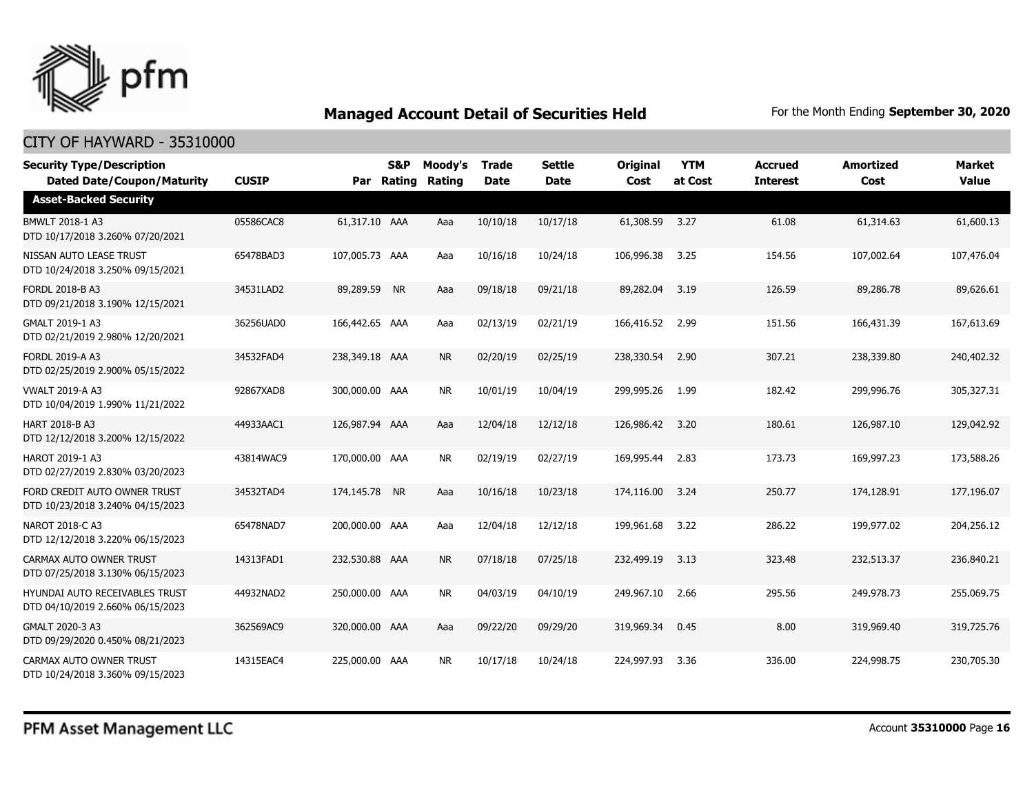## Managed Account Detail of Securities Held

For the Month Ending **September 30, 2020**

CITY OF HAYWARD - 35310000

| Security Type/Description<br>Dated Date/Coupon/Maturity | CUSIP | Par | S&P Rating | Moody's Rating | Trade Date | Settle Date | Original Cost | YTM at Cost | Accrued Interest | Amortized Cost | Market Value |
|---|---|---|---|---|---|---|---|---|---|---|---|
| **Asset-Backed Security** | | | | | | | | | | | |
| BMWLT 2018-1 A3<br>DTD 10/17/2018 3.260% 07/20/2021 | 05586CAC8 | 61,317.10 | AAA | Aaa | 10/10/18 | 10/17/18 | 61,308.59 | 3.27 | 61.08 | 61,314.63 | 61,600.13 |
| NISSAN AUTO LEASE TRUST<br>DTD 10/24/2018 3.250% 09/15/2021 | 65478BAD3 | 107,005.73 | AAA | Aaa | 10/16/18 | 10/24/18 | 106,996.38 | 3.25 | 154.56 | 107,002.64 | 107,476.04 |
| FORDL 2018-B A3<br>DTD 09/21/2018 3.190% 12/15/2021 | 34531LAD2 | 89,289.59 | NR | Aaa | 09/18/18 | 09/21/18 | 89,282.04 | 3.19 | 126.59 | 89,286.78 | 89,626.61 |
| GMALT 2019-1 A3<br>DTD 02/21/2019 2.980% 12/20/2021 | 36256UAD0 | 166,442.65 | AAA | Aaa | 02/13/19 | 02/21/19 | 166,416.52 | 2.99 | 151.56 | 166,431.39 | 167,613.69 |
| FORDL 2019-A A3<br>DTD 02/25/2019 2.900% 05/15/2022 | 34532FAD4 | 238,349.18 | AAA | NR | 02/20/19 | 02/25/19 | 238,330.54 | 2.90 | 307.21 | 238,339.80 | 240,402.32 |
| VWALT 2019-A A3<br>DTD 10/04/2019 1.990% 11/21/2022 | 92867XAD8 | 300,000.00 | AAA | NR | 10/01/19 | 10/04/19 | 299,995.26 | 1.99 | 182.42 | 299,996.76 | 305,327.31 |
| HART 2018-B A3<br>DTD 12/12/2018 3.200% 12/15/2022 | 44933AAC1 | 126,987.94 | AAA | Aaa | 12/04/18 | 12/12/18 | 126,986.42 | 3.20 | 180.61 | 126,987.10 | 129,042.92 |
| HAROT 2019-1 A3<br>DTD 02/27/2019 2.830% 03/20/2023 | 43814WAC9 | 170,000.00 | AAA | NR | 02/19/19 | 02/27/19 | 169,995.44 | 2.83 | 173.73 | 169,997.23 | 173,588.26 |
| FORD CREDIT AUTO OWNER TRUST<br>DTD 10/23/2018 3.240% 04/15/2023 | 34532TAD4 | 174,145.78 | NR | Aaa | 10/16/18 | 10/23/18 | 174,116.00 | 3.24 | 250.77 | 174,128.91 | 177,196.07 |
| NAROT 2018-C A3<br>DTD 12/12/2018 3.220% 06/15/2023 | 65478NAD7 | 200,000.00 | AAA | Aaa | 12/04/18 | 12/12/18 | 199,961.68 | 3.22 | 286.22 | 199,977.02 | 204,256.12 |
| CARMAX AUTO OWNER TRUST<br>DTD 07/25/2018 3.130% 06/15/2023 | 14313FAD1 | 232,530.88 | AAA | NR | 07/18/18 | 07/25/18 | 232,499.19 | 3.13 | 323.48 | 232,513.37 | 236,840.21 |
| HYUNDAI AUTO RECEIVABLES TRUST<br>DTD 04/10/2019 2.660% 06/15/2023 | 44932NAD2 | 250,000.00 | AAA | NR | 04/03/19 | 04/10/19 | 249,967.10 | 2.66 | 295.56 | 249,978.73 | 255,069.75 |
| GMALT 2020-3 A3<br>DTD 09/29/2020 0.450% 08/21/2023 | 362569AC9 | 320,000.00 | AAA | Aaa | 09/22/20 | 09/29/20 | 319,969.34 | 0.45 | 8.00 | 319,969.40 | 319,725.76 |
| CARMAX AUTO OWNER TRUST<br>DTD 10/24/2018 3.360% 09/15/2023 | 14315EAC4 | 225,000.00 | AAA | NR | 10/17/18 | 10/24/18 | 224,997.93 | 3.36 | 336.00 | 224,998.75 | 230,705.30 |

PFM Asset Management LLC

Account **35310000**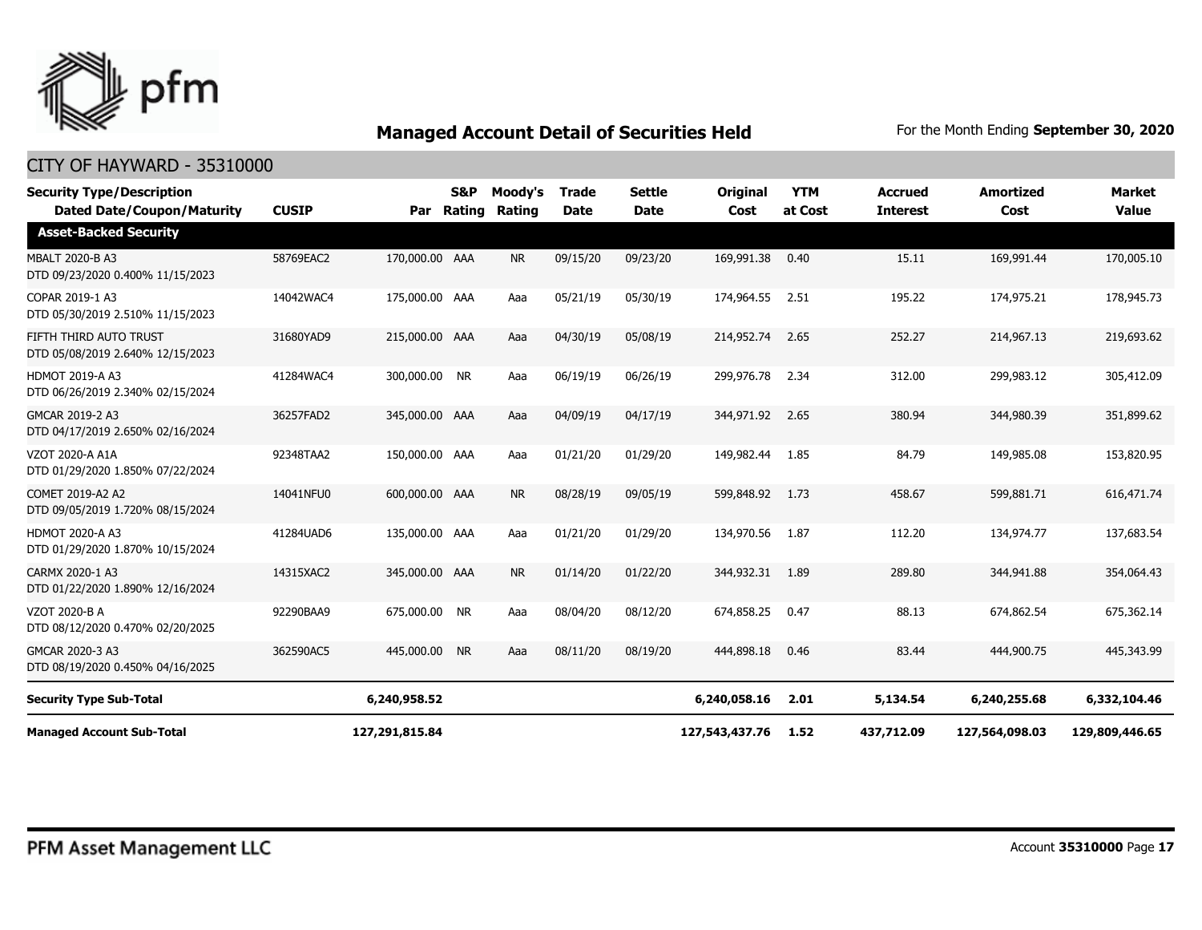# Managed Account Detail of Securities Held

For the Month Ending **September 30, 2020**

## CITY OF HAYWARD - 35310000

| Security Type/Description Dated Date/Coupon/Maturity | CUSIP | Par | S&P Rating | Moody's Rating | Trade Date | Settle Date | Original Cost | YTM at Cost | Accrued Interest | Amortized Cost | Market Value |
|---|---|---|---|---|---|---|---|---|---|---|---|
| **Asset-Backed Security** | | | | | | | | | | | |
| MBALT 2020-B A3 DTD 09/23/2020 0.400% 11/15/2023 | 58769EAC2 | 170,000.00 | AAA | NR | 09/15/20 | 09/23/20 | 169,991.38 | 0.40 | 15.11 | 169,991.44 | 170,005.10 |
| COPAR 2019-1 A3 DTD 05/30/2019 2.510% 11/15/2023 | 14042WAC4 | 175,000.00 | AAA | Aaa | 05/21/19 | 05/30/19 | 174,964.55 | 2.51 | 195.22 | 174,975.21 | 178,945.73 |
| FIFTH THIRD AUTO TRUST DTD 05/08/2019 2.640% 12/15/2023 | 31680YAD9 | 215,000.00 | AAA | Aaa | 04/30/19 | 05/08/19 | 214,952.74 | 2.65 | 252.27 | 214,967.13 | 219,693.62 |
| HDMOT 2019-A A3 DTD 06/26/2019 2.340% 02/15/2024 | 41284WAC4 | 300,000.00 | NR | Aaa | 06/19/19 | 06/26/19 | 299,976.78 | 2.34 | 312.00 | 299,983.12 | 305,412.09 |
| GMCAR 2019-2 A3 DTD 04/17/2019 2.650% 02/16/2024 | 36257FAD2 | 345,000.00 | AAA | Aaa | 04/09/19 | 04/17/19 | 344,971.92 | 2.65 | 380.94 | 344,980.39 | 351,899.62 |
| VZOT 2020-A A1A DTD 01/29/2020 1.850% 07/22/2024 | 92348TAA2 | 150,000.00 | AAA | Aaa | 01/21/20 | 01/29/20 | 149,982.44 | 1.85 | 84.79 | 149,985.08 | 153,820.95 |
| COMET 2019-A2 A2 DTD 09/05/2019 1.720% 08/15/2024 | 14041NFU0 | 600,000.00 | AAA | NR | 08/28/19 | 09/05/19 | 599,848.92 | 1.73 | 458.67 | 599,881.71 | 616,471.74 |
| HDMOT 2020-A A3 DTD 01/29/2020 1.870% 10/15/2024 | 41284UAD6 | 135,000.00 | AAA | Aaa | 01/21/20 | 01/29/20 | 134,970.56 | 1.87 | 112.20 | 134,974.77 | 137,683.54 |
| CARMX 2020-1 A3 DTD 01/22/2020 1.890% 12/16/2024 | 14315XAC2 | 345,000.00 | AAA | NR | 01/14/20 | 01/22/20 | 344,932.31 | 1.89 | 289.80 | 344,941.88 | 354,064.43 |
| VZOT 2020-B A DTD 08/12/2020 0.470% 02/20/2025 | 92290BAA9 | 675,000.00 | NR | Aaa | 08/04/20 | 08/12/20 | 674,858.25 | 0.47 | 88.13 | 674,862.54 | 675,362.14 |
| GMCAR 2020-3 A3 DTD 08/19/2020 0.450% 04/16/2025 | 362590AC5 | 445,000.00 | NR | Aaa | 08/11/20 | 08/19/20 | 444,898.18 | 0.46 | 83.44 | 444,900.75 | 445,343.99 |
| **Security Type Sub-Total** | | **6,240,958.52** | | | | | **6,240,058.16** | **2.01** | **5,134.54** | **6,240,255.68** | **6,332,104.46** |
| **Managed Account Sub-Total** | | **127,291,815.84** | | | | | **127,543,437.76** | **1.52** | **437,712.09** | **127,564,098.03** | **129,809,446.65** |

PFM Asset Management LLC

Account **35310000**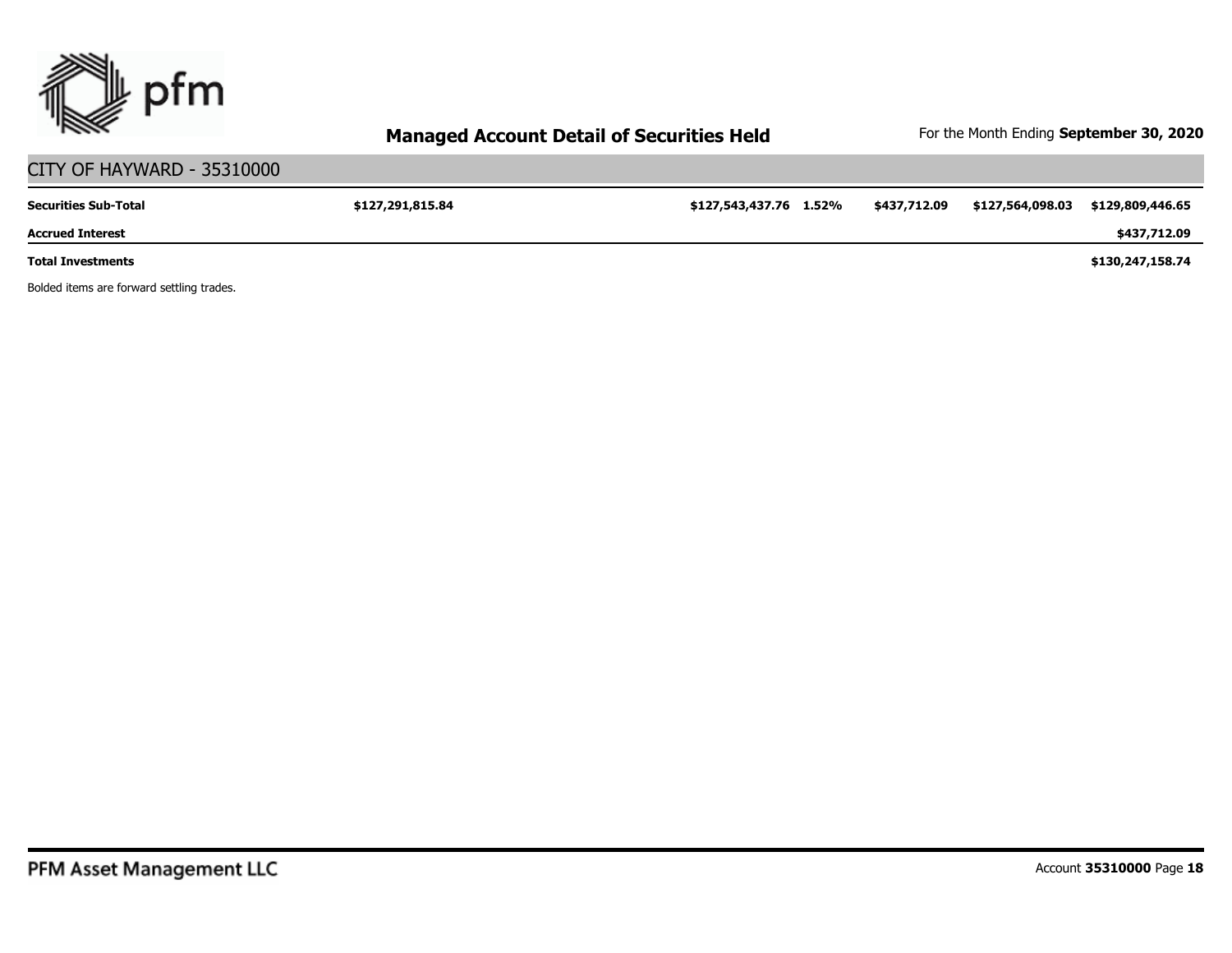## Managed Account Detail of Securities Held

For the Month Ending **September 30, 2020**

### CITY OF HAYWARD - 35310000

| | | | | | | |
|---|---|---|---|---|---|---|
| **Securities Sub-Total** | **$127,291,815.84** | **$127,543,437.76** | **1.52%** | **$437,712.09** | **$127,564,098.03** | **$129,809,446.65** |
| **Accrued Interest** | | | | | | **$437,712.09** |
| **Total Investments** | | | | | | **$130,247,158.74** |

Bolded items are forward settling trades.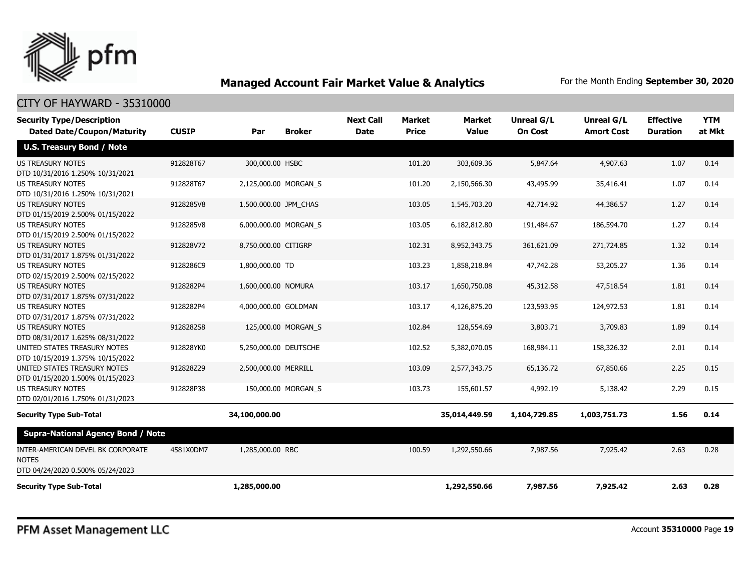## Managed Account Fair Market Value & Analytics

For the Month Ending **September 30, 2020**

CITY OF HAYWARD - 35310000

| Security Type/Description Dated Date/Coupon/Maturity | CUSIP | Par | Broker | Next Call Date | Market Price | Market Value | Unreal G/L On Cost | Unreal G/L Amort Cost | Effective Duration | YTM at Mkt |
|---|---|---|---|---|---|---|---|---|---|---|
| **U.S. Treasury Bond / Note** | | | | | | | | | | |
| US TREASURY NOTES DTD 10/31/2016 1.250% 10/31/2021 | 912828T67 | 300,000.00 | HSBC | | 101.20 | 303,609.36 | 5,847.64 | 4,907.63 | 1.07 | 0.14 |
| US TREASURY NOTES DTD 10/31/2016 1.250% 10/31/2021 | 912828T67 | 2,125,000.00 | MORGAN_S | | 101.20 | 2,150,566.30 | 43,495.99 | 35,416.41 | 1.07 | 0.14 |
| US TREASURY NOTES DTD 01/15/2019 2.500% 01/15/2022 | 9128285V8 | 1,500,000.00 | JPM_CHAS | | 103.05 | 1,545,703.20 | 42,714.92 | 44,386.57 | 1.27 | 0.14 |
| US TREASURY NOTES DTD 01/15/2019 2.500% 01/15/2022 | 9128285V8 | 6,000,000.00 | MORGAN_S | | 103.05 | 6,182,812.80 | 191,484.67 | 186,594.70 | 1.27 | 0.14 |
| US TREASURY NOTES DTD 01/31/2017 1.875% 01/31/2022 | 912828V72 | 8,750,000.00 | CITIGRP | | 102.31 | 8,952,343.75 | 361,621.09 | 271,724.85 | 1.32 | 0.14 |
| US TREASURY NOTES DTD 02/15/2019 2.500% 02/15/2022 | 9128286C9 | 1,800,000.00 | TD | | 103.23 | 1,858,218.84 | 47,742.28 | 53,205.27 | 1.36 | 0.14 |
| US TREASURY NOTES DTD 07/31/2017 1.875% 07/31/2022 | 9128282P4 | 1,600,000.00 | NOMURA | | 103.17 | 1,650,750.08 | 45,312.58 | 47,518.54 | 1.81 | 0.14 |
| US TREASURY NOTES DTD 07/31/2017 1.875% 07/31/2022 | 9128282P4 | 4,000,000.00 | GOLDMAN | | 103.17 | 4,126,875.20 | 123,593.95 | 124,972.53 | 1.81 | 0.14 |
| US TREASURY NOTES DTD 08/31/2017 1.625% 08/31/2022 | 9128282S8 | 125,000.00 | MORGAN_S | | 102.84 | 128,554.69 | 3,803.71 | 3,709.83 | 1.89 | 0.14 |
| UNITED STATES TREASURY NOTES DTD 10/15/2019 1.375% 10/15/2022 | 912828YK0 | 5,250,000.00 | DEUTSCHE | | 102.52 | 5,382,070.05 | 168,984.11 | 158,326.32 | 2.01 | 0.14 |
| UNITED STATES TREASURY NOTES DTD 01/15/2020 1.500% 01/15/2023 | 912828Z29 | 2,500,000.00 | MERRILL | | 103.09 | 2,577,343.75 | 65,136.72 | 67,850.66 | 2.25 | 0.15 |
| US TREASURY NOTES DTD 02/01/2016 1.750% 01/31/2023 | 912828P38 | 150,000.00 | MORGAN_S | | 103.73 | 155,601.57 | 4,992.19 | 5,138.42 | 2.29 | 0.15 |
| **Security Type Sub-Total** | | **34,100,000.00** | | | | **35,014,449.59** | **1,104,729.85** | **1,003,751.73** | **1.56** | **0.14** |
| **Supra-National Agency Bond / Note** | | | | | | | | | | |
| INTER-AMERICAN DEVEL BK CORPORATE NOTES DTD 04/24/2020 0.500% 05/24/2023 | 4581X0DM7 | 1,285,000.00 | RBC | | 100.59 | 1,292,550.66 | 7,987.56 | 7,925.42 | 2.63 | 0.28 |
| **Security Type Sub-Total** | | **1,285,000.00** | | | | **1,292,550.66** | **7,987.56** | **7,925.42** | **2.63** | **0.28** |

PFM Asset Management LLC

Account **35310000**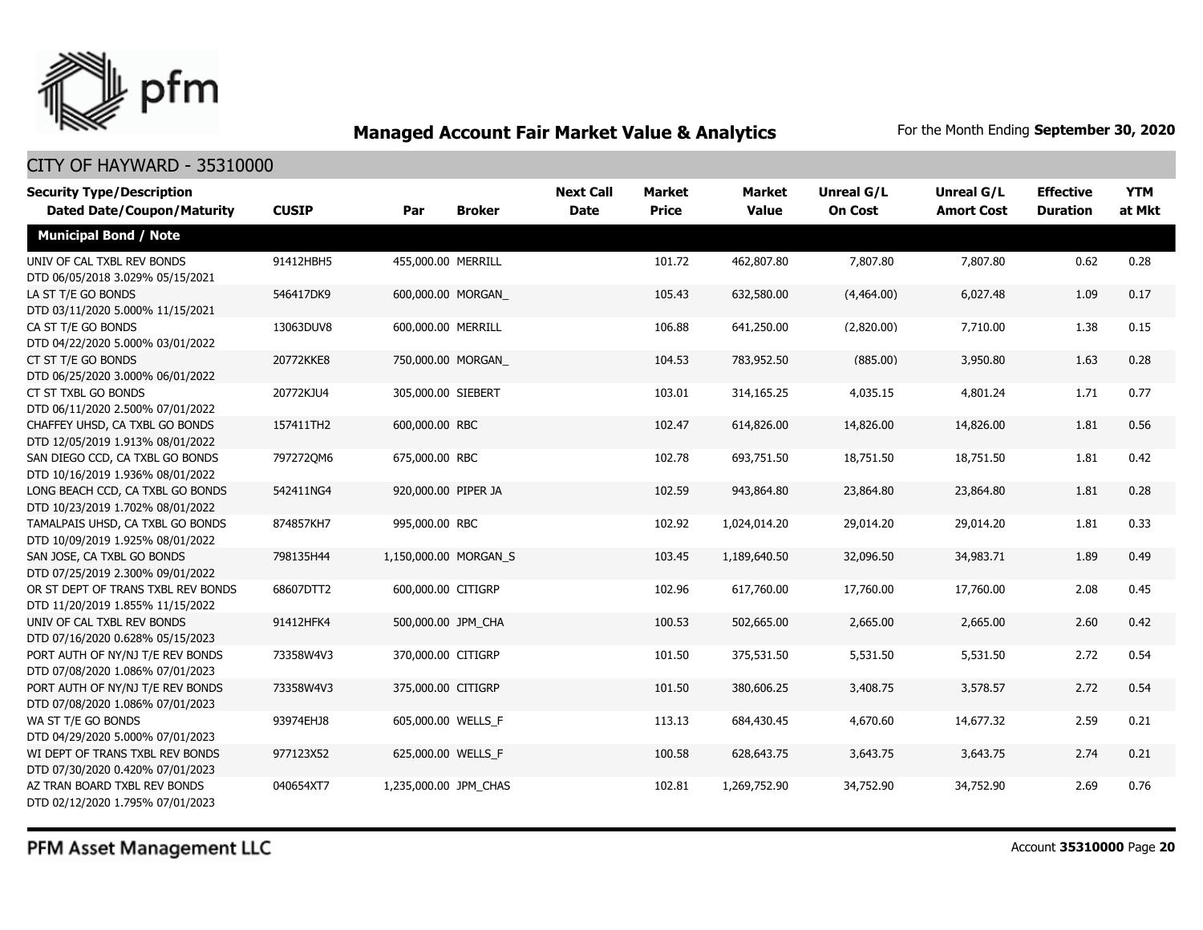# Managed Account Fair Market Value & Analytics

For the Month Ending **September 30, 2020**

## CITY OF HAYWARD - 35310000

| Security Type/Description Dated Date/Coupon/Maturity | CUSIP | Par | Broker | Next Call Date | Market Price | Market Value | Unreal G/L On Cost | Unreal G/L Amort Cost | Effective Duration | YTM at Mkt |
|---|---|---|---|---|---|---|---|---|---|---|
| **Municipal Bond / Note** | | | | | | | | | | |
| UNIV OF CAL TXBL REV BONDS DTD 06/05/2018 3.029% 05/15/2021 | 91412HBH5 | 455,000.00 | MERRILL | | 101.72 | 462,807.80 | 7,807.80 | 7,807.80 | 0.62 | 0.28 |
| LA ST T/E GO BONDS DTD 03/11/2020 5.000% 11/15/2021 | 546417DK9 | 600,000.00 | MORGAN_ | | 105.43 | 632,580.00 | (4,464.00) | 6,027.48 | 1.09 | 0.17 |
| CA ST T/E GO BONDS DTD 04/22/2020 5.000% 03/01/2022 | 13063DUV8 | 600,000.00 | MERRILL | | 106.88 | 641,250.00 | (2,820.00) | 7,710.00 | 1.38 | 0.15 |
| CT ST T/E GO BONDS DTD 06/25/2020 3.000% 06/01/2022 | 20772KKE8 | 750,000.00 | MORGAN_ | | 104.53 | 783,952.50 | (885.00) | 3,950.80 | 1.63 | 0.28 |
| CT ST TXBL GO BONDS DTD 06/11/2020 2.500% 07/01/2022 | 20772KJU4 | 305,000.00 | SIEBERT | | 103.01 | 314,165.25 | 4,035.15 | 4,801.24 | 1.71 | 0.77 |
| CHAFFEY UHSD, CA TXBL GO BONDS DTD 12/05/2019 1.913% 08/01/2022 | 157411TH2 | 600,000.00 | RBC | | 102.47 | 614,826.00 | 14,826.00 | 14,826.00 | 1.81 | 0.56 |
| SAN DIEGO CCD, CA TXBL GO BONDS DTD 10/16/2019 1.936% 08/01/2022 | 797272QM6 | 675,000.00 | RBC | | 102.78 | 693,751.50 | 18,751.50 | 18,751.50 | 1.81 | 0.42 |
| LONG BEACH CCD, CA TXBL GO BONDS DTD 10/23/2019 1.702% 08/01/2022 | 542411NG4 | 920,000.00 | PIPER JA | | 102.59 | 943,864.80 | 23,864.80 | 23,864.80 | 1.81 | 0.28 |
| TAMALPAIS UHSD, CA TXBL GO BONDS DTD 10/09/2019 1.925% 08/01/2022 | 874857KH7 | 995,000.00 | RBC | | 102.92 | 1,024,014.20 | 29,014.20 | 29,014.20 | 1.81 | 0.33 |
| SAN JOSE, CA TXBL GO BONDS DTD 07/25/2019 2.300% 09/01/2022 | 798135H44 | 1,150,000.00 | MORGAN_S | | 103.45 | 1,189,640.50 | 32,096.50 | 34,983.71 | 1.89 | 0.49 |
| OR ST DEPT OF TRANS TXBL REV BONDS DTD 11/20/2019 1.855% 11/15/2022 | 68607DTT2 | 600,000.00 | CITIGRP | | 102.96 | 617,760.00 | 17,760.00 | 17,760.00 | 2.08 | 0.45 |
| UNIV OF CAL TXBL REV BONDS DTD 07/16/2020 0.628% 05/15/2023 | 91412HFK4 | 500,000.00 | JPM_CHA | | 100.53 | 502,665.00 | 2,665.00 | 2,665.00 | 2.60 | 0.42 |
| PORT AUTH OF NY/NJ T/E REV BONDS DTD 07/08/2020 1.086% 07/01/2023 | 73358W4V3 | 370,000.00 | CITIGRP | | 101.50 | 375,531.50 | 5,531.50 | 5,531.50 | 2.72 | 0.54 |
| PORT AUTH OF NY/NJ T/E REV BONDS DTD 07/08/2020 1.086% 07/01/2023 | 73358W4V3 | 375,000.00 | CITIGRP | | 101.50 | 380,606.25 | 3,408.75 | 3,578.57 | 2.72 | 0.54 |
| WA ST T/E GO BONDS DTD 04/29/2020 5.000% 07/01/2023 | 93974EHJ8 | 605,000.00 | WELLS_F | | 113.13 | 684,430.45 | 4,670.60 | 14,677.32 | 2.59 | 0.21 |
| WI DEPT OF TRANS TXBL REV BONDS DTD 07/30/2020 0.420% 07/01/2023 | 977123X52 | 625,000.00 | WELLS_F | | 100.58 | 628,643.75 | 3,643.75 | 3,643.75 | 2.74 | 0.21 |
| AZ TRAN BOARD TXBL REV BONDS DTD 02/12/2020 1.795% 07/01/2023 | 040654XT7 | 1,235,000.00 | JPM_CHAS | | 102.81 | 1,269,752.90 | 34,752.90 | 34,752.90 | 2.69 | 0.76 |

PFM Asset Management LLC

Account **35310000** Page **20**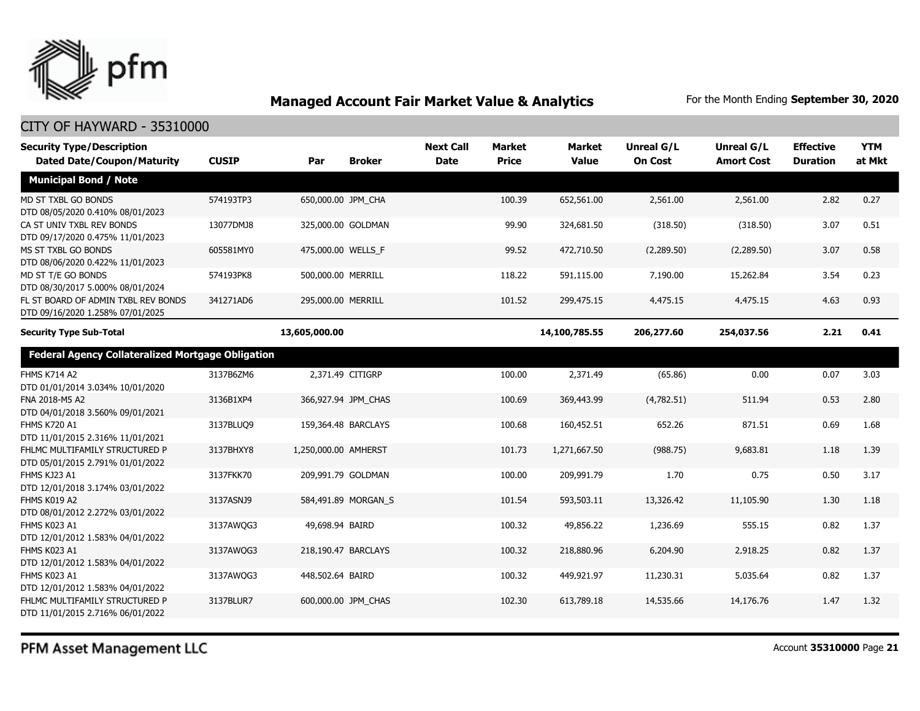## Managed Account Fair Market Value & Analytics

For the Month Ending **September 30, 2020**

CITY OF HAYWARD - 35310000

| Security Type/Description Dated Date/Coupon/Maturity | CUSIP | Par | Broker | Next Call Date | Market Price | Market Value | Unreal G/L On Cost | Unreal G/L Amort Cost | Effective Duration | YTM at Mkt |
|---|---|---|---|---|---|---|---|---|---|---|
| **Municipal Bond / Note** | | | | | | | | | | |
| MD ST TXBL GO BONDS DTD 08/05/2020 0.410% 08/01/2023 | 574193TP3 | 650,000.00 | JPM_CHA | | 100.39 | 652,561.00 | 2,561.00 | 2,561.00 | 2.82 | 0.27 |
| CA ST UNIV TXBL REV BONDS DTD 09/17/2020 0.475% 11/01/2023 | 13077DMJ8 | 325,000.00 | GOLDMAN | | 99.90 | 324,681.50 | (318.50) | (318.50) | 3.07 | 0.51 |
| MS ST TXBL GO BONDS DTD 08/06/2020 0.422% 11/01/2023 | 605581MY0 | 475,000.00 | WELLS_F | | 99.52 | 472,710.50 | (2,289.50) | (2,289.50) | 3.07 | 0.58 |
| MD ST T/E GO BONDS DTD 08/30/2017 5.000% 08/01/2024 | 574193PK8 | 500,000.00 | MERRILL | | 118.22 | 591,115.00 | 7,190.00 | 15,262.84 | 3.54 | 0.23 |
| FL ST BOARD OF ADMIN TXBL REV BONDS DTD 09/16/2020 1.258% 07/01/2025 | 341271AD6 | 295,000.00 | MERRILL | | 101.52 | 299,475.15 | 4,475.15 | 4,475.15 | 4.63 | 0.93 |
| **Security Type Sub-Total** | | **13,605,000.00** | | | | **14,100,785.55** | **206,277.60** | **254,037.56** | **2.21** | **0.41** |
| **Federal Agency Collateralized Mortgage Obligation** | | | | | | | | | | |
| FHMS K714 A2 DTD 01/01/2014 3.034% 10/01/2020 | 3137B6ZM6 | 2,371.49 | CITIGRP | | 100.00 | 2,371.49 | (65.86) | 0.00 | 0.07 | 3.03 |
| FNA 2018-M5 A2 DTD 04/01/2018 3.560% 09/01/2021 | 3136B1XP4 | 366,927.94 | JPM_CHAS | | 100.69 | 369,443.99 | (4,782.51) | 511.94 | 0.53 | 2.80 |
| FHMS K720 A1 DTD 11/01/2015 2.316% 11/01/2021 | 3137BLUQ9 | 159,364.48 | BARCLAYS | | 100.68 | 160,452.51 | 652.26 | 871.51 | 0.69 | 1.68 |
| FHLMC MULTIFAMILY STRUCTURED P DTD 05/01/2015 2.791% 01/01/2022 | 3137BHXY8 | 1,250,000.00 | AMHERST | | 101.73 | 1,271,667.50 | (988.75) | 9,683.81 | 1.18 | 1.39 |
| FHMS KJ23 A1 DTD 12/01/2018 3.174% 03/01/2022 | 3137FKK70 | 209,991.79 | GOLDMAN | | 100.00 | 209,991.79 | 1.70 | 0.75 | 0.50 | 3.17 |
| FHMS K019 A2 DTD 08/01/2012 2.272% 03/01/2022 | 3137ASNJ9 | 584,491.89 | MORGAN_S | | 101.54 | 593,503.11 | 13,326.42 | 11,105.90 | 1.30 | 1.18 |
| FHMS K023 A1 DTD 12/01/2012 1.583% 04/01/2022 | 3137AWQG3 | 49,698.94 | BAIRD | | 100.32 | 49,856.22 | 1,236.69 | 555.15 | 0.82 | 1.37 |
| FHMS K023 A1 DTD 12/01/2012 1.583% 04/01/2022 | 3137AWQG3 | 218,190.47 | BARCLAYS | | 100.32 | 218,880.96 | 6,204.90 | 2,918.25 | 0.82 | 1.37 |
| FHMS K023 A1 DTD 12/01/2012 1.583% 04/01/2022 | 3137AWQG3 | 448,502.64 | BAIRD | | 100.32 | 449,921.97 | 11,230.31 | 5,035.64 | 0.82 | 1.37 |
| FHLMC MULTIFAMILY STRUCTURED P DTD 11/01/2015 2.716% 06/01/2022 | 3137BLUR7 | 600,000.00 | JPM_CHAS | | 102.30 | 613,789.18 | 14,535.66 | 14,176.76 | 1.47 | 1.32 |

PFM Asset Management LLC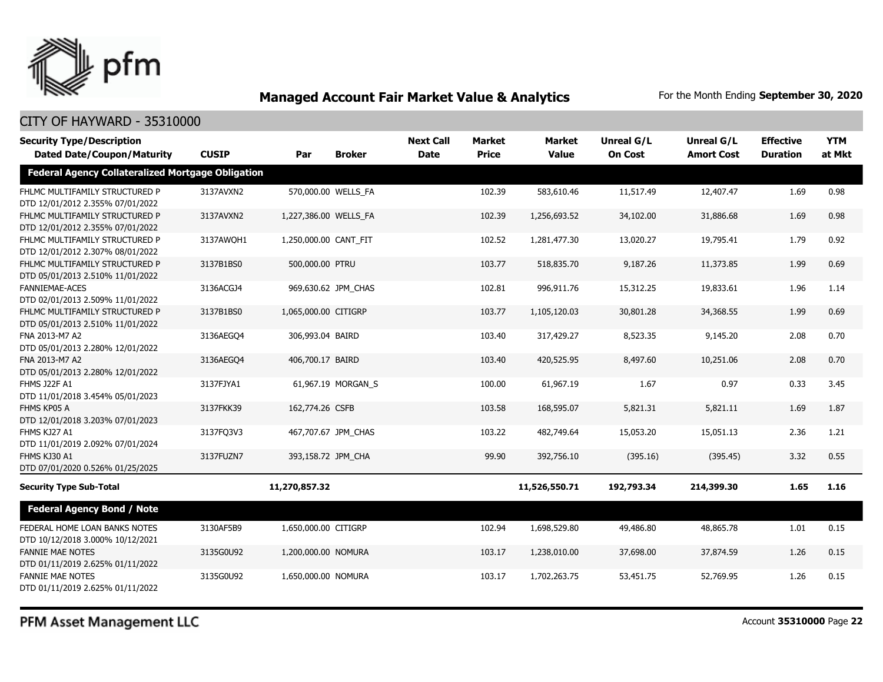## Managed Account Fair Market Value & Analytics

For the Month Ending **September 30, 2020**

CITY OF HAYWARD - 35310000

| Security Type/Description Dated Date/Coupon/Maturity | CUSIP | Par | Broker | Next Call Date | Market Price | Market Value | Unreal G/L On Cost | Unreal G/L Amort Cost | Effective Duration | YTM at Mkt |
|---|---|---|---|---|---|---|---|---|---|---|
| **Federal Agency Collateralized Mortgage Obligation** | | | | | | | | | | |
| FHLMC MULTIFAMILY STRUCTURED P DTD 12/01/2012 2.355% 07/01/2022 | 3137AVXN2 | 570,000.00 | WELLS_FA | | 102.39 | 583,610.46 | 11,517.49 | 12,407.47 | 1.69 | 0.98 |
| FHLMC MULTIFAMILY STRUCTURED P DTD 12/01/2012 2.355% 07/01/2022 | 3137AVXN2 | 1,227,386.00 | WELLS_FA | | 102.39 | 1,256,693.52 | 34,102.00 | 31,886.68 | 1.69 | 0.98 |
| FHLMC MULTIFAMILY STRUCTURED P DTD 12/01/2012 2.307% 08/01/2022 | 3137AWQH1 | 1,250,000.00 | CANT_FIT | | 102.52 | 1,281,477.30 | 13,020.27 | 19,795.41 | 1.79 | 0.92 |
| FHLMC MULTIFAMILY STRUCTURED P DTD 05/01/2013 2.510% 11/01/2022 | 3137B1BS0 | 500,000.00 | PTRU | | 103.77 | 518,835.70 | 9,187.26 | 11,373.85 | 1.99 | 0.69 |
| FANNIEMAE-ACES DTD 02/01/2013 2.509% 11/01/2022 | 3136ACGJ4 | 969,630.62 | JPM_CHAS | | 102.81 | 996,911.76 | 15,312.25 | 19,833.61 | 1.96 | 1.14 |
| FHLMC MULTIFAMILY STRUCTURED P DTD 05/01/2013 2.510% 11/01/2022 | 3137B1BS0 | 1,065,000.00 | CITIGRP | | 103.77 | 1,105,120.03 | 30,801.28 | 34,368.55 | 1.99 | 0.69 |
| FNA 2013-M7 A2 DTD 05/01/2013 2.280% 12/01/2022 | 3136AEGQ4 | 306,993.04 | BAIRD | | 103.40 | 317,429.27 | 8,523.35 | 9,145.20 | 2.08 | 0.70 |
| FNA 2013-M7 A2 DTD 05/01/2013 2.280% 12/01/2022 | 3136AEGQ4 | 406,700.17 | BAIRD | | 103.40 | 420,525.95 | 8,497.60 | 10,251.06 | 2.08 | 0.70 |
| FHMS J22F A1 DTD 11/01/2018 3.454% 05/01/2023 | 3137FJYA1 | 61,967.19 | MORGAN_S | | 100.00 | 61,967.19 | 1.67 | 0.97 | 0.33 | 3.45 |
| FHMS KP05 A DTD 12/01/2018 3.203% 07/01/2023 | 3137FKK39 | 162,774.26 | CSFB | | 103.58 | 168,595.07 | 5,821.31 | 5,821.11 | 1.69 | 1.87 |
| FHMS KJ27 A1 DTD 11/01/2019 2.092% 07/01/2024 | 3137FQ3V3 | 467,707.67 | JPM_CHAS | | 103.22 | 482,749.64 | 15,053.20 | 15,051.13 | 2.36 | 1.21 |
| FHMS KJ30 A1 DTD 07/01/2020 0.526% 01/25/2025 | 3137FUZN7 | 393,158.72 | JPM_CHA | | 99.90 | 392,756.10 | (395.16) | (395.45) | 3.32 | 0.55 |
| **Security Type Sub-Total** | | **11,270,857.32** | | | | **11,526,550.71** | **192,793.34** | **214,399.30** | **1.65** | **1.16** |
| **Federal Agency Bond / Note** | | | | | | | | | | |
| FEDERAL HOME LOAN BANKS NOTES DTD 10/12/2018 3.000% 10/12/2021 | 3130AF5B9 | 1,650,000.00 | CITIGRP | | 102.94 | 1,698,529.80 | 49,486.80 | 48,865.78 | 1.01 | 0.15 |
| FANNIE MAE NOTES DTD 01/11/2019 2.625% 01/11/2022 | 3135G0U92 | 1,200,000.00 | NOMURA | | 103.17 | 1,238,010.00 | 37,698.00 | 37,874.59 | 1.26 | 0.15 |
| FANNIE MAE NOTES DTD 01/11/2019 2.625% 01/11/2022 | 3135G0U92 | 1,650,000.00 | NOMURA | | 103.17 | 1,702,263.75 | 53,451.75 | 52,769.95 | 1.26 | 0.15 |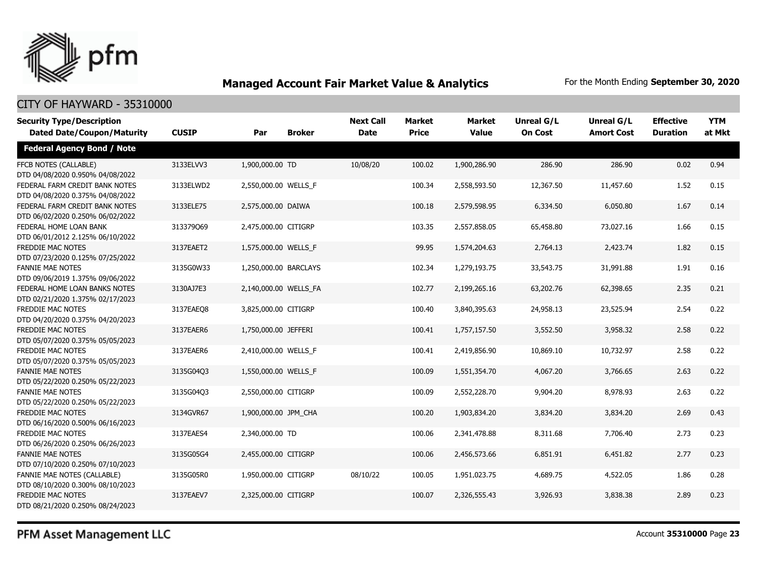## Managed Account Fair Market Value & Analytics

For the Month Ending **September 30, 2020**

### CITY OF HAYWARD - 35310000

| Security Type/Description Dated Date/Coupon/Maturity | CUSIP | Par | Broker | Next Call Date | Market Price | Market Value | Unreal G/L On Cost | Unreal G/L Amort Cost | Effective Duration | YTM at Mkt |
|---|---|---|---|---|---|---|---|---|---|---|
| **Federal Agency Bond / Note** | | | | | | | | | | |
| FFCB NOTES (CALLABLE) DTD 04/08/2020 0.950% 04/08/2022 | 3133ELVV3 | 1,900,000.00 | TD | 10/08/20 | 100.02 | 1,900,286.90 | 286.90 | 286.90 | 0.02 | 0.94 |
| FEDERAL FARM CREDIT BANK NOTES DTD 04/08/2020 0.375% 04/08/2022 | 3133ELWD2 | 2,550,000.00 | WELLS_F | | 100.34 | 2,558,593.50 | 12,367.50 | 11,457.60 | 1.52 | 0.15 |
| FEDERAL FARM CREDIT BANK NOTES DTD 06/02/2020 0.250% 06/02/2022 | 3133ELE75 | 2,575,000.00 | DAIWA | | 100.18 | 2,579,598.95 | 6,334.50 | 6,050.80 | 1.67 | 0.14 |
| FEDERAL HOME LOAN BANK DTD 06/01/2012 2.125% 06/10/2022 | 313379Q69 | 2,475,000.00 | CITIGRP | | 103.35 | 2,557,858.05 | 65,458.80 | 73,027.16 | 1.66 | 0.15 |
| FREDDIE MAC NOTES DTD 07/23/2020 0.125% 07/25/2022 | 3137EAET2 | 1,575,000.00 | WELLS_F | | 99.95 | 1,574,204.63 | 2,764.13 | 2,423.74 | 1.82 | 0.15 |
| FANNIE MAE NOTES DTD 09/06/2019 1.375% 09/06/2022 | 3135G0W33 | 1,250,000.00 | BARCLAYS | | 102.34 | 1,279,193.75 | 33,543.75 | 31,991.88 | 1.91 | 0.16 |
| FEDERAL HOME LOAN BANKS NOTES DTD 02/21/2020 1.375% 02/17/2023 | 3130AJ7E3 | 2,140,000.00 | WELLS_FA | | 102.77 | 2,199,265.16 | 63,202.76 | 62,398.65 | 2.35 | 0.21 |
| FREDDIE MAC NOTES DTD 04/20/2020 0.375% 04/20/2023 | 3137EAEQ8 | 3,825,000.00 | CITIGRP | | 100.40 | 3,840,395.63 | 24,958.13 | 23,525.94 | 2.54 | 0.22 |
| FREDDIE MAC NOTES DTD 05/07/2020 0.375% 05/05/2023 | 3137EAER6 | 1,750,000.00 | JEFFERI | | 100.41 | 1,757,157.50 | 3,552.50 | 3,958.32 | 2.58 | 0.22 |
| FREDDIE MAC NOTES DTD 05/07/2020 0.375% 05/05/2023 | 3137EAER6 | 2,410,000.00 | WELLS_F | | 100.41 | 2,419,856.90 | 10,869.10 | 10,732.97 | 2.58 | 0.22 |
| FANNIE MAE NOTES DTD 05/22/2020 0.250% 05/22/2023 | 3135G04Q3 | 1,550,000.00 | WELLS_F | | 100.09 | 1,551,354.70 | 4,067.20 | 3,766.65 | 2.63 | 0.22 |
| FANNIE MAE NOTES DTD 05/22/2020 0.250% 05/22/2023 | 3135G04Q3 | 2,550,000.00 | CITIGRP | | 100.09 | 2,552,228.70 | 9,904.20 | 8,978.93 | 2.63 | 0.22 |
| FREDDIE MAC NOTES DTD 06/16/2020 0.500% 06/16/2023 | 3134GVR67 | 1,900,000.00 | JPM_CHA | | 100.20 | 1,903,834.20 | 3,834.20 | 3,834.20 | 2.69 | 0.43 |
| FREDDIE MAC NOTES DTD 06/26/2020 0.250% 06/26/2023 | 3137EAES4 | 2,340,000.00 | TD | | 100.06 | 2,341,478.88 | 8,311.68 | 7,706.40 | 2.73 | 0.23 |
| FANNIE MAE NOTES DTD 07/10/2020 0.250% 07/10/2023 | 3135G05G4 | 2,455,000.00 | CITIGRP | | 100.06 | 2,456,573.66 | 6,851.91 | 6,451.82 | 2.77 | 0.23 |
| FANNIE MAE NOTES (CALLABLE) DTD 08/10/2020 0.300% 08/10/2023 | 3135G05R0 | 1,950,000.00 | CITIGRP | 08/10/22 | 100.05 | 1,951,023.75 | 4,689.75 | 4,522.05 | 1.86 | 0.28 |
| FREDDIE MAC NOTES DTD 08/21/2020 0.250% 08/24/2023 | 3137EAEV7 | 2,325,000.00 | CITIGRP | | 100.07 | 2,326,555.43 | 3,926.93 | 3,838.38 | 2.89 | 0.23 |

PFM Asset Management LLC

Account **35310000**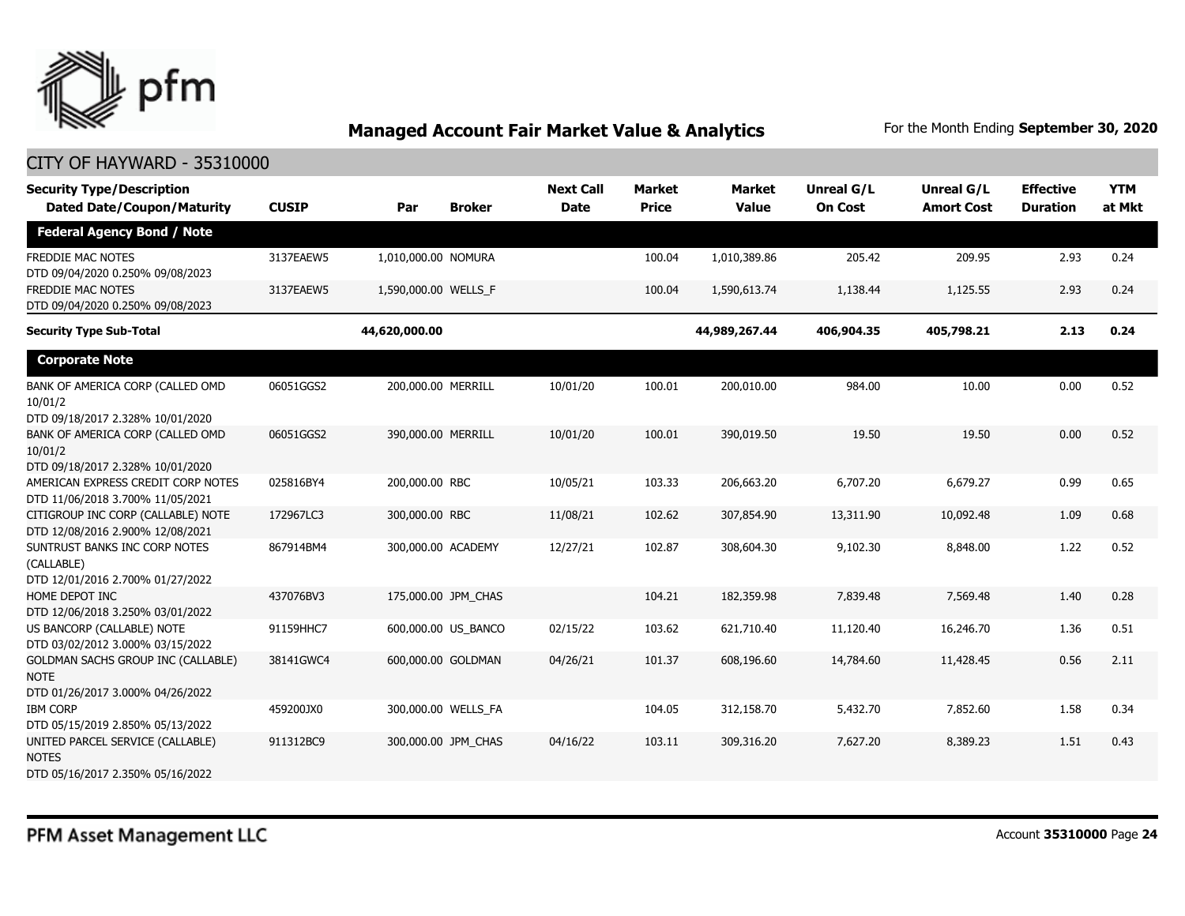## Managed Account Fair Market Value & Analytics

For the Month Ending **September 30, 2020**

CITY OF HAYWARD - 35310000

| Security Type/Description Dated Date/Coupon/Maturity | CUSIP | Par | Broker | Next Call Date | Market Price | Market Value | Unreal G/L On Cost | Unreal G/L Amort Cost | Effective Duration | YTM at Mkt |
|---|---|---|---|---|---|---|---|---|---|---|
| **Federal Agency Bond / Note** | | | | | | | | | | |
| FREDDIE MAC NOTES DTD 09/04/2020 0.250% 09/08/2023 | 3137EAEW5 | 1,010,000.00 | NOMURA | | 100.04 | 1,010,389.86 | 205.42 | 209.95 | 2.93 | 0.24 |
| FREDDIE MAC NOTES DTD 09/04/2020 0.250% 09/08/2023 | 3137EAEW5 | 1,590,000.00 | WELLS_F | | 100.04 | 1,590,613.74 | 1,138.44 | 1,125.55 | 2.93 | 0.24 |
| **Security Type Sub-Total** | | **44,620,000.00** | | | | **44,989,267.44** | **406,904.35** | **405,798.21** | **2.13** | **0.24** |
| **Corporate Note** | | | | | | | | | | |
| BANK OF AMERICA CORP (CALLED OMD 10/01/2 DTD 09/18/2017 2.328% 10/01/2020 | 06051GGS2 | 200,000.00 | MERRILL | 10/01/20 | 100.01 | 200,010.00 | 984.00 | 10.00 | 0.00 | 0.52 |
| BANK OF AMERICA CORP (CALLED OMD 10/01/2 DTD 09/18/2017 2.328% 10/01/2020 | 06051GGS2 | 390,000.00 | MERRILL | 10/01/20 | 100.01 | 390,019.50 | 19.50 | 19.50 | 0.00 | 0.52 |
| AMERICAN EXPRESS CREDIT CORP NOTES DTD 11/06/2018 3.700% 11/05/2021 | 025816BY4 | 200,000.00 | RBC | 10/05/21 | 103.33 | 206,663.20 | 6,707.20 | 6,679.27 | 0.99 | 0.65 |
| CITIGROUP INC CORP (CALLABLE) NOTE DTD 12/08/2016 2.900% 12/08/2021 | 172967LC3 | 300,000.00 | RBC | 11/08/21 | 102.62 | 307,854.90 | 13,311.90 | 10,092.48 | 1.09 | 0.68 |
| SUNTRUST BANKS INC CORP NOTES (CALLABLE) DTD 12/01/2016 2.700% 01/27/2022 | 867914BM4 | 300,000.00 | ACADEMY | 12/27/21 | 102.87 | 308,604.30 | 9,102.30 | 8,848.00 | 1.22 | 0.52 |
| HOME DEPOT INC DTD 12/06/2018 3.250% 03/01/2022 | 437076BV3 | 175,000.00 | JPM_CHAS | | 104.21 | 182,359.98 | 7,839.48 | 7,569.48 | 1.40 | 0.28 |
| US BANCORP (CALLABLE) NOTE DTD 03/02/2012 3.000% 03/15/2022 | 91159HHC7 | 600,000.00 | US_BANCO | 02/15/22 | 103.62 | 621,710.40 | 11,120.40 | 16,246.70 | 1.36 | 0.51 |
| GOLDMAN SACHS GROUP INC (CALLABLE) NOTE DTD 01/26/2017 3.000% 04/26/2022 | 38141GWC4 | 600,000.00 | GOLDMAN | 04/26/21 | 101.37 | 608,196.60 | 14,784.60 | 11,428.45 | 0.56 | 2.11 |
| IBM CORP DTD 05/15/2019 2.850% 05/13/2022 | 459200JX0 | 300,000.00 | WELLS_FA | | 104.05 | 312,158.70 | 5,432.70 | 7,852.60 | 1.58 | 0.34 |
| UNITED PARCEL SERVICE (CALLABLE) NOTES DTD 05/16/2017 2.350% 05/16/2022 | 911312BC9 | 300,000.00 | JPM_CHAS | 04/16/22 | 103.11 | 309,316.20 | 7,627.20 | 8,389.23 | 1.51 | 0.43 |

PFM Asset Management LLC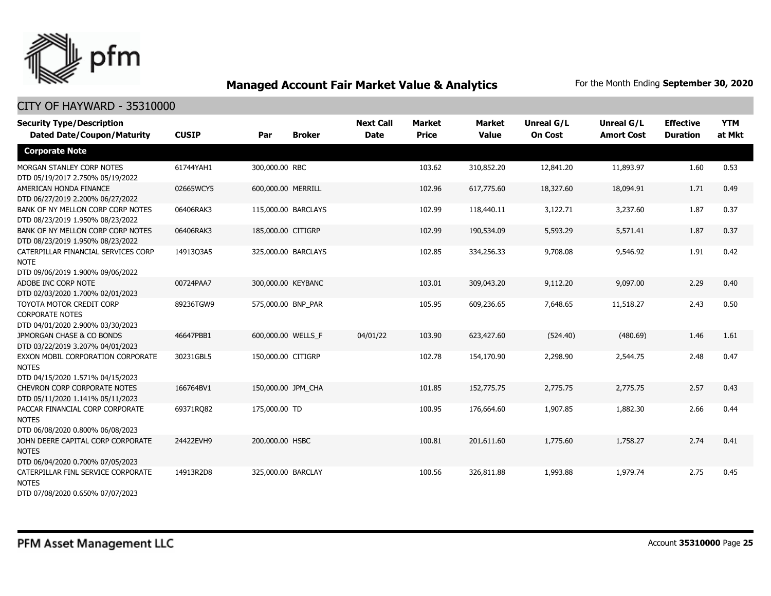# Managed Account Fair Market Value & Analytics

For the Month Ending **September 30, 2020**

## CITY OF HAYWARD - 35310000

| Security Type/Description<br>Dated Date/Coupon/Maturity | CUSIP | Par | Broker | Next Call Date | Market Price | Market Value | Unreal G/L On Cost | Unreal G/L Amort Cost | Effective Duration | YTM at Mkt |
|---|---|---|---|---|---|---|---|---|---|---|
| **Corporate Note** | | | | | | | | | | |
| MORGAN STANLEY CORP NOTES<br>DTD 05/19/2017 2.750% 05/19/2022 | 61744YAH1 | 300,000.00 | RBC | | 103.62 | 310,852.20 | 12,841.20 | 11,893.97 | 1.60 | 0.53 |
| AMERICAN HONDA FINANCE<br>DTD 06/27/2019 2.200% 06/27/2022 | 02665WCY5 | 600,000.00 | MERRILL | | 102.96 | 617,775.60 | 18,327.60 | 18,094.91 | 1.71 | 0.49 |
| BANK OF NY MELLON CORP CORP NOTES<br>DTD 08/23/2019 1.950% 08/23/2022 | 06406RAK3 | 115,000.00 | BARCLAYS | | 102.99 | 118,440.11 | 3,122.71 | 3,237.60 | 1.87 | 0.37 |
| BANK OF NY MELLON CORP CORP NOTES<br>DTD 08/23/2019 1.950% 08/23/2022 | 06406RAK3 | 185,000.00 | CITIGRP | | 102.99 | 190,534.09 | 5,593.29 | 5,571.41 | 1.87 | 0.37 |
| CATERPILLAR FINANCIAL SERVICES CORP NOTE<br>DTD 09/06/2019 1.900% 09/06/2022 | 14913Q3A5 | 325,000.00 | BARCLAYS | | 102.85 | 334,256.33 | 9,708.08 | 9,546.92 | 1.91 | 0.42 |
| ADOBE INC CORP NOTE<br>DTD 02/03/2020 1.700% 02/01/2023 | 00724PAA7 | 300,000.00 | KEYBANC | | 103.01 | 309,043.20 | 9,112.20 | 9,097.00 | 2.29 | 0.40 |
| TOYOTA MOTOR CREDIT CORP CORPORATE NOTES<br>DTD 04/01/2020 2.900% 03/30/2023 | 89236TGW9 | 575,000.00 | BNP_PAR | | 105.95 | 609,236.65 | 7,648.65 | 11,518.27 | 2.43 | 0.50 |
| JPMORGAN CHASE & CO BONDS<br>DTD 03/22/2019 3.207% 04/01/2023 | 46647PBB1 | 600,000.00 | WELLS_F | 04/01/22 | 103.90 | 623,427.60 | (524.40) | (480.69) | 1.46 | 1.61 |
| EXXON MOBIL CORPORATION CORPORATE NOTES<br>DTD 04/15/2020 1.571% 04/15/2023 | 30231GBL5 | 150,000.00 | CITIGRP | | 102.78 | 154,170.90 | 2,298.90 | 2,544.75 | 2.48 | 0.47 |
| CHEVRON CORP CORPORATE NOTES<br>DTD 05/11/2020 1.141% 05/11/2023 | 166764BV1 | 150,000.00 | JPM_CHA | | 101.85 | 152,775.75 | 2,775.75 | 2,775.75 | 2.57 | 0.43 |
| PACCAR FINANCIAL CORP CORPORATE NOTES<br>DTD 06/08/2020 0.800% 06/08/2023 | 69371RQ82 | 175,000.00 | TD | | 100.95 | 176,664.60 | 1,907.85 | 1,882.30 | 2.66 | 0.44 |
| JOHN DEERE CAPITAL CORP CORPORATE NOTES<br>DTD 06/04/2020 0.700% 07/05/2023 | 24422EVH9 | 200,000.00 | HSBC | | 100.81 | 201,611.60 | 1,775.60 | 1,758.27 | 2.74 | 0.41 |
| CATERPILLAR FINL SERVICE CORPORATE NOTES<br>DTD 07/08/2020 0.650% 07/07/2023 | 14913R2D8 | 325,000.00 | BARCLAY | | 100.56 | 326,811.88 | 1,993.88 | 1,979.74 | 2.75 | 0.45 |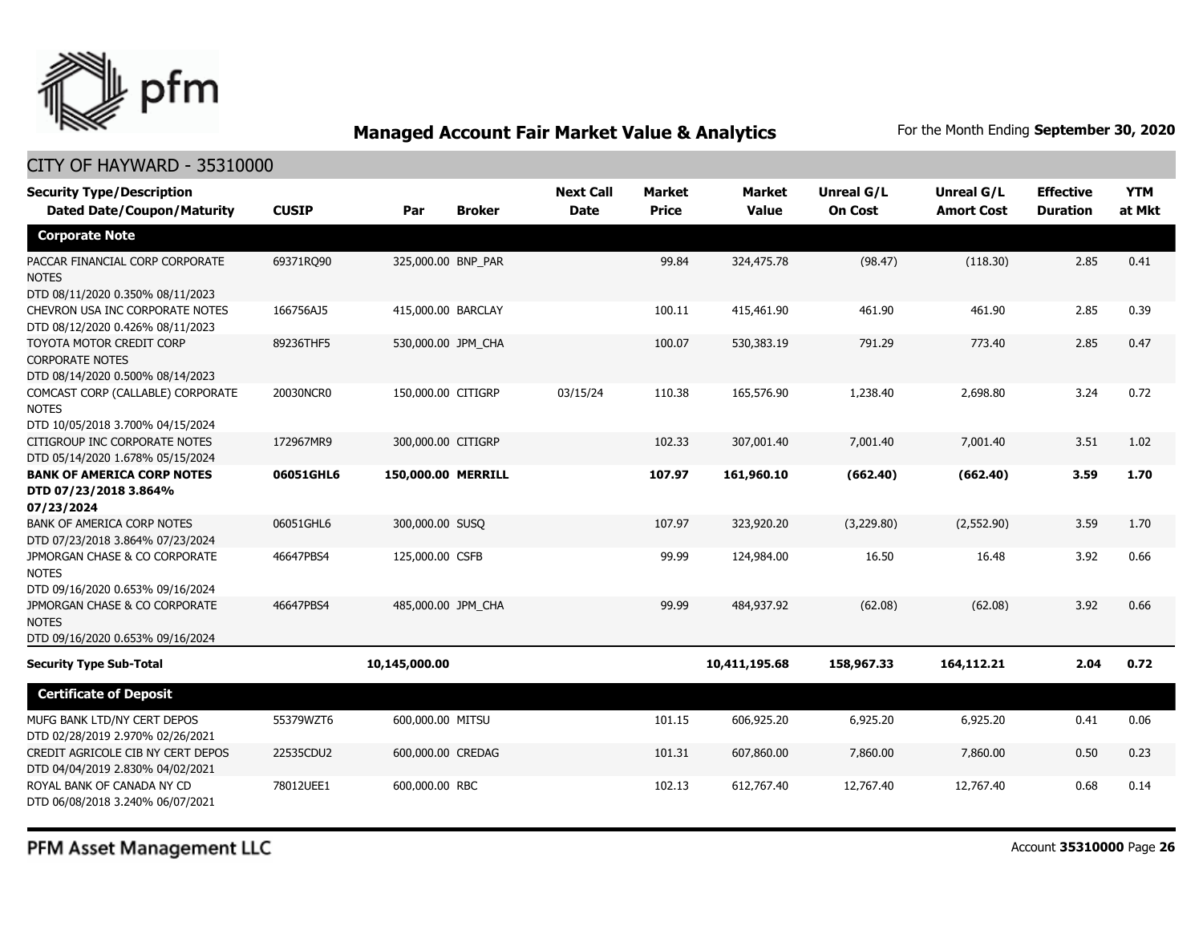## Managed Account Fair Market Value & Analytics

For the Month Ending **September 30, 2020**

CITY OF HAYWARD - 35310000

| Security Type/Description Dated Date/Coupon/Maturity | CUSIP | Par | Broker | Next Call Date | Market Price | Market Value | Unreal G/L On Cost | Unreal G/L Amort Cost | Effective Duration | YTM at Mkt |
|---|---|---|---|---|---|---|---|---|---|---|
| **Corporate Note** | | | | | | | | | | |
| PACCAR FINANCIAL CORP CORPORATE NOTES DTD 08/11/2020 0.350% 08/11/2023 | 69371RQ90 | 325,000.00 | BNP_PAR | | 99.84 | 324,475.78 | (98.47) | (118.30) | 2.85 | 0.41 |
| CHEVRON USA INC CORPORATE NOTES DTD 08/12/2020 0.426% 08/11/2023 | 166756AJ5 | 415,000.00 | BARCLAY | | 100.11 | 415,461.90 | 461.90 | 461.90 | 2.85 | 0.39 |
| TOYOTA MOTOR CREDIT CORP CORPORATE NOTES DTD 08/14/2020 0.500% 08/14/2023 | 89236THF5 | 530,000.00 | JPM_CHA | | 100.07 | 530,383.19 | 791.29 | 773.40 | 2.85 | 0.47 |
| COMCAST CORP (CALLABLE) CORPORATE NOTES DTD 10/05/2018 3.700% 04/15/2024 | 20030NCR0 | 150,000.00 | CITIGRP | 03/15/24 | 110.38 | 165,576.90 | 1,238.40 | 2,698.80 | 3.24 | 0.72 |
| CITIGROUP INC CORPORATE NOTES DTD 05/14/2020 1.678% 05/15/2024 | 172967MR9 | 300,000.00 | CITIGRP | | 102.33 | 307,001.40 | 7,001.40 | 7,001.40 | 3.51 | 1.02 |
| **BANK OF AMERICA CORP NOTES DTD 07/23/2018 3.864% 07/23/2024** | **06051GHL6** | **150,000.00** | **MERRILL** | | **107.97** | **161,960.10** | **(662.40)** | **(662.40)** | **3.59** | **1.70** |
| BANK OF AMERICA CORP NOTES DTD 07/23/2018 3.864% 07/23/2024 | 06051GHL6 | 300,000.00 | SUSQ | | 107.97 | 323,920.20 | (3,229.80) | (2,552.90) | 3.59 | 1.70 |
| JPMORGAN CHASE & CO CORPORATE NOTES DTD 09/16/2020 0.653% 09/16/2024 | 46647PBS4 | 125,000.00 | CSFB | | 99.99 | 124,984.00 | 16.50 | 16.48 | 3.92 | 0.66 |
| JPMORGAN CHASE & CO CORPORATE NOTES DTD 09/16/2020 0.653% 09/16/2024 | 46647PBS4 | 485,000.00 | JPM_CHA | | 99.99 | 484,937.92 | (62.08) | (62.08) | 3.92 | 0.66 |
| **Security Type Sub-Total** | | **10,145,000.00** | | | | **10,411,195.68** | **158,967.33** | **164,112.21** | **2.04** | **0.72** |
| **Certificate of Deposit** | | | | | | | | | | |
| MUFG BANK LTD/NY CERT DEPOS DTD 02/28/2019 2.970% 02/26/2021 | 55379WZT6 | 600,000.00 | MITSU | | 101.15 | 606,925.20 | 6,925.20 | 6,925.20 | 0.41 | 0.06 |
| CREDIT AGRICOLE CIB NY CERT DEPOS DTD 04/04/2019 2.830% 04/02/2021 | 22535CDU2 | 600,000.00 | CREDAG | | 101.31 | 607,860.00 | 7,860.00 | 7,860.00 | 0.50 | 0.23 |
| ROYAL BANK OF CANADA NY CD DTD 06/08/2018 3.240% 06/07/2021 | 78012UEE1 | 600,000.00 | RBC | | 102.13 | 612,767.40 | 12,767.40 | 12,767.40 | 0.68 | 0.14 |

PFM Asset Management LLC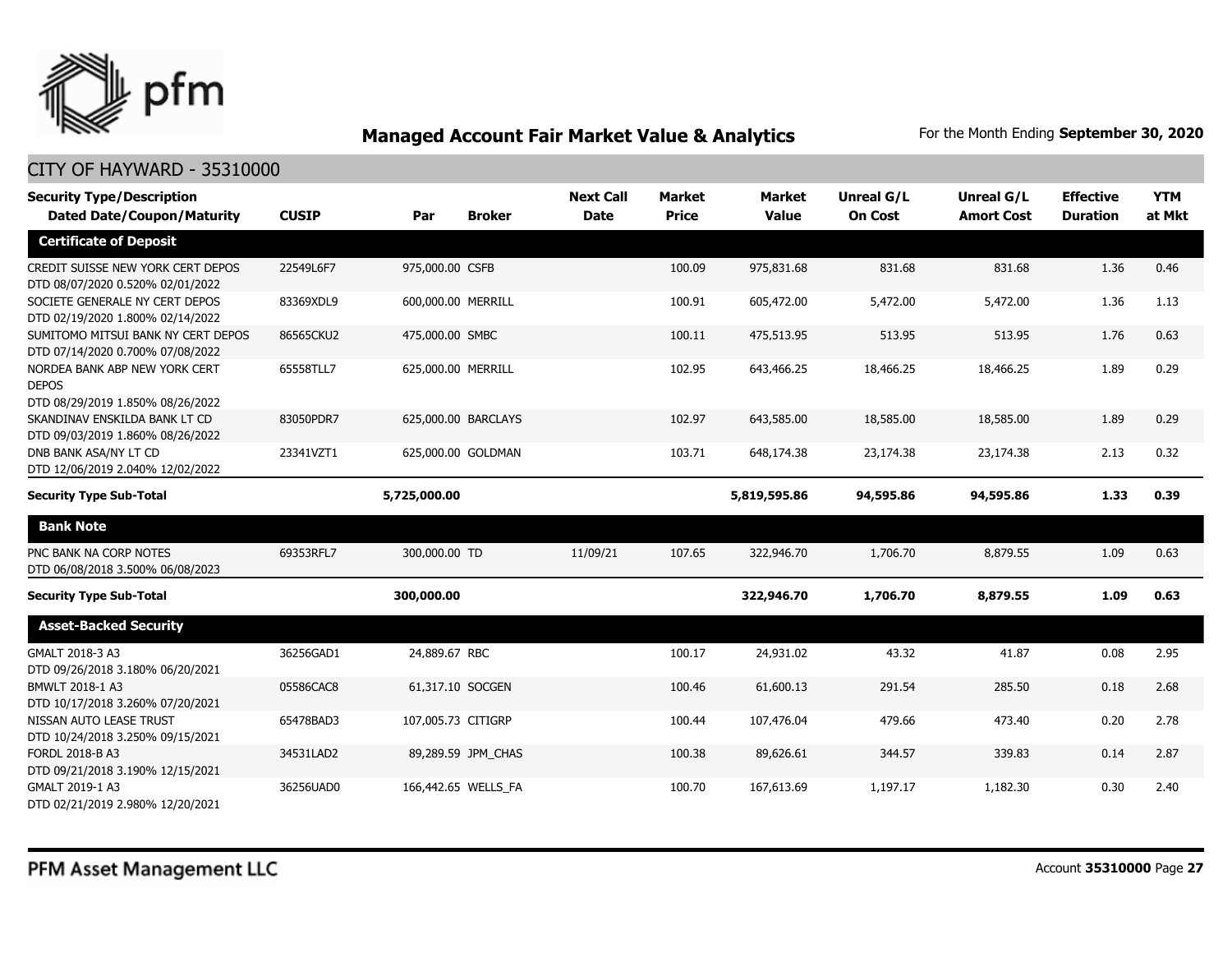## Managed Account Fair Market Value & Analytics

For the Month Ending **September 30, 2020**

CITY OF HAYWARD - 35310000

| Security Type/Description Dated Date/Coupon/Maturity | CUSIP | Par | Broker | Next Call Date | Market Price | Market Value | Unreal G/L On Cost | Unreal G/L Amort Cost | Effective Duration | YTM at Mkt |
|---|---|---|---|---|---|---|---|---|---|---|
| **Certificate of Deposit** | | | | | | | | | | |
| CREDIT SUISSE NEW YORK CERT DEPOS DTD 08/07/2020 0.520% 02/01/2022 | 22549L6F7 | 975,000.00 | CSFB | | 100.09 | 975,831.68 | 831.68 | 831.68 | 1.36 | 0.46 |
| SOCIETE GENERALE NY CERT DEPOS DTD 02/19/2020 1.800% 02/14/2022 | 83369XDL9 | 600,000.00 | MERRILL | | 100.91 | 605,472.00 | 5,472.00 | 5,472.00 | 1.36 | 1.13 |
| SUMITOMO MITSUI BANK NY CERT DEPOS DTD 07/14/2020 0.700% 07/08/2022 | 86565CKU2 | 475,000.00 | SMBC | | 100.11 | 475,513.95 | 513.95 | 513.95 | 1.76 | 0.63 |
| NORDEA BANK ABP NEW YORK CERT DEPOS DTD 08/29/2019 1.850% 08/26/2022 | 65558TLL7 | 625,000.00 | MERRILL | | 102.95 | 643,466.25 | 18,466.25 | 18,466.25 | 1.89 | 0.29 |
| SKANDINAV ENSKILDA BANK LT CD DTD 09/03/2019 1.860% 08/26/2022 | 83050PDR7 | 625,000.00 | BARCLAYS | | 102.97 | 643,585.00 | 18,585.00 | 18,585.00 | 1.89 | 0.29 |
| DNB BANK ASA/NY LT CD DTD 12/06/2019 2.040% 12/02/2022 | 23341VZT1 | 625,000.00 | GOLDMAN | | 103.71 | 648,174.38 | 23,174.38 | 23,174.38 | 2.13 | 0.32 |
| **Security Type Sub-Total** | | **5,725,000.00** | | | | **5,819,595.86** | **94,595.86** | **94,595.86** | **1.33** | **0.39** |
| **Bank Note** | | | | | | | | | | |
| PNC BANK NA CORP NOTES DTD 06/08/2018 3.500% 06/08/2023 | 69353RFL7 | 300,000.00 | TD | 11/09/21 | 107.65 | 322,946.70 | 1,706.70 | 8,879.55 | 1.09 | 0.63 |
| **Security Type Sub-Total** | | **300,000.00** | | | | **322,946.70** | **1,706.70** | **8,879.55** | **1.09** | **0.63** |
| **Asset-Backed Security** | | | | | | | | | | |
| GMALT 2018-3 A3 DTD 09/26/2018 3.180% 06/20/2021 | 36256GAD1 | 24,889.67 | RBC | | 100.17 | 24,931.02 | 43.32 | 41.87 | 0.08 | 2.95 |
| BMWLT 2018-1 A3 DTD 10/17/2018 3.260% 07/20/2021 | 05586CAC8 | 61,317.10 | SOCGEN | | 100.46 | 61,600.13 | 291.54 | 285.50 | 0.18 | 2.68 |
| NISSAN AUTO LEASE TRUST DTD 10/24/2018 3.250% 09/15/2021 | 65478BAD3 | 107,005.73 | CITIGRP | | 100.44 | 107,476.04 | 479.66 | 473.40 | 0.20 | 2.78 |
| FORDL 2018-B A3 DTD 09/21/2018 3.190% 12/15/2021 | 34531LAD2 | 89,289.59 | JPM_CHAS | | 100.38 | 89,626.61 | 344.57 | 339.83 | 0.14 | 2.87 |
| GMALT 2019-1 A3 DTD 02/21/2019 2.980% 12/20/2021 | 36256UAD0 | 166,442.65 | WELLS_FA | | 100.70 | 167,613.69 | 1,197.17 | 1,182.30 | 0.30 | 2.40 |

PFM Asset Management LLC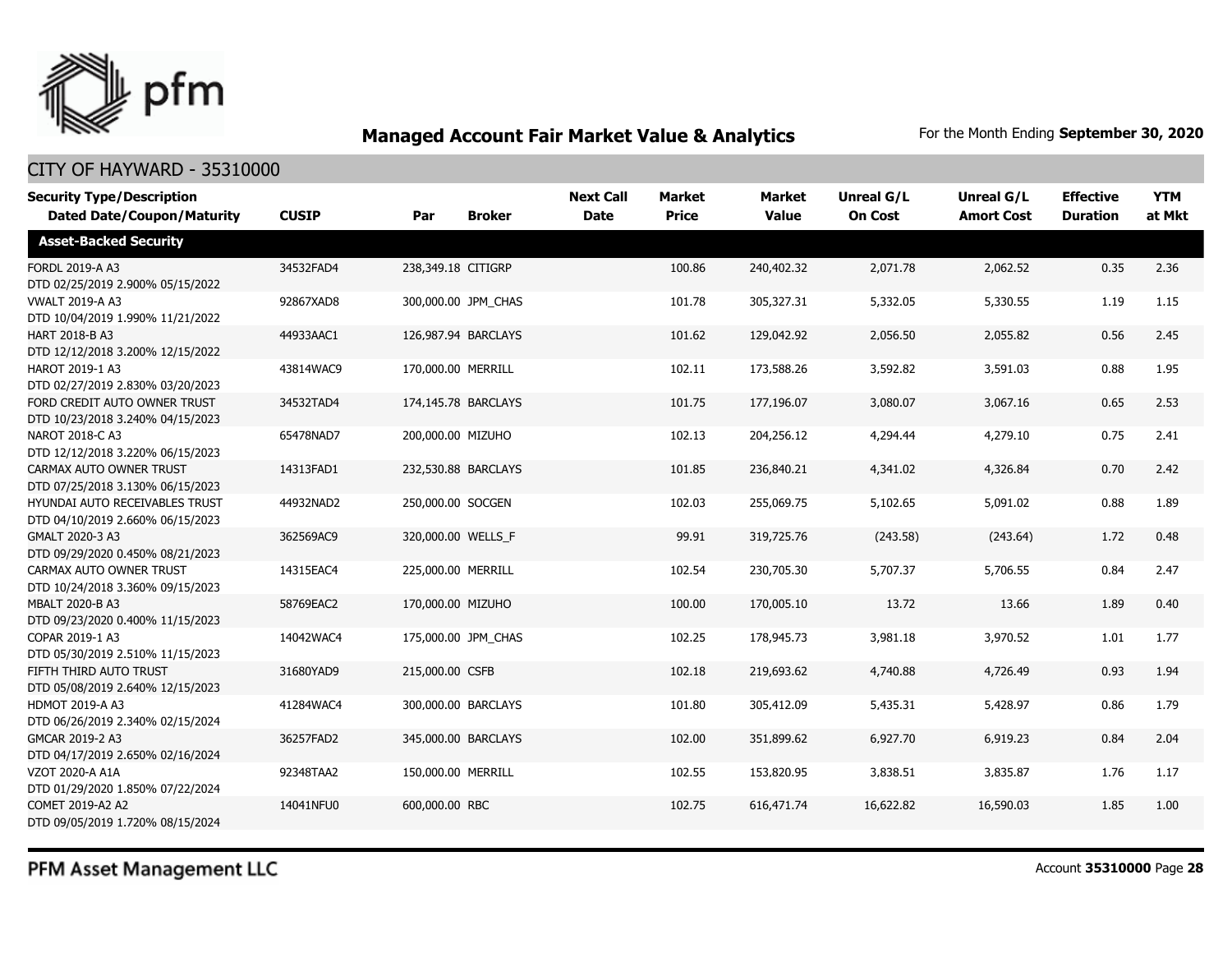# Managed Account Fair Market Value & Analytics

For the Month Ending **September 30, 2020**

## CITY OF HAYWARD - 35310000

| Security Type/Description Dated Date/Coupon/Maturity | CUSIP | Par | Broker | Next Call Date | Market Price | Market Value | Unreal G/L On Cost | Unreal G/L Amort Cost | Effective Duration | YTM at Mkt |
|---|---|---|---|---|---|---|---|---|---|---|
| **Asset-Backed Security** | | | | | | | | | | |
| FORDL 2019-A A3<br>DTD 02/25/2019 2.900% 05/15/2022 | 34532FAD4 | 238,349.18 | CITIGRP | | 100.86 | 240,402.32 | 2,071.78 | 2,062.52 | 0.35 | 2.36 |
| VWALT 2019-A A3<br>DTD 10/04/2019 1.990% 11/21/2022 | 92867XAD8 | 300,000.00 | JPM_CHAS | | 101.78 | 305,327.31 | 5,332.05 | 5,330.55 | 1.19 | 1.15 |
| HART 2018-B A3<br>DTD 12/12/2018 3.200% 12/15/2022 | 44933AAC1 | 126,987.94 | BARCLAYS | | 101.62 | 129,042.92 | 2,056.50 | 2,055.82 | 0.56 | 2.45 |
| HAROT 2019-1 A3<br>DTD 02/27/2019 2.830% 03/20/2023 | 43814WAC9 | 170,000.00 | MERRILL | | 102.11 | 173,588.26 | 3,592.82 | 3,591.03 | 0.88 | 1.95 |
| FORD CREDIT AUTO OWNER TRUST<br>DTD 10/23/2018 3.240% 04/15/2023 | 34532TAD4 | 174,145.78 | BARCLAYS | | 101.75 | 177,196.07 | 3,080.07 | 3,067.16 | 0.65 | 2.53 |
| NAROT 2018-C A3<br>DTD 12/12/2018 3.220% 06/15/2023 | 65478NAD7 | 200,000.00 | MIZUHO | | 102.13 | 204,256.12 | 4,294.44 | 4,279.10 | 0.75 | 2.41 |
| CARMAX AUTO OWNER TRUST<br>DTD 07/25/2018 3.130% 06/15/2023 | 14313FAD1 | 232,530.88 | BARCLAYS | | 101.85 | 236,840.21 | 4,341.02 | 4,326.84 | 0.70 | 2.42 |
| HYUNDAI AUTO RECEIVABLES TRUST<br>DTD 04/10/2019 2.660% 06/15/2023 | 44932NAD2 | 250,000.00 | SOCGEN | | 102.03 | 255,069.75 | 5,102.65 | 5,091.02 | 0.88 | 1.89 |
| GMALT 2020-3 A3<br>DTD 09/29/2020 0.450% 08/21/2023 | 362569AC9 | 320,000.00 | WELLS_F | | 99.91 | 319,725.76 | (243.58) | (243.64) | 1.72 | 0.48 |
| CARMAX AUTO OWNER TRUST<br>DTD 10/24/2018 3.360% 09/15/2023 | 14315EAC4 | 225,000.00 | MERRILL | | 102.54 | 230,705.30 | 5,707.37 | 5,706.55 | 0.84 | 2.47 |
| MBALT 2020-B A3<br>DTD 09/23/2020 0.400% 11/15/2023 | 58769EAC2 | 170,000.00 | MIZUHO | | 100.00 | 170,005.10 | 13.72 | 13.66 | 1.89 | 0.40 |
| COPAR 2019-1 A3<br>DTD 05/30/2019 2.510% 11/15/2023 | 14042WAC4 | 175,000.00 | JPM_CHAS | | 102.25 | 178,945.73 | 3,981.18 | 3,970.52 | 1.01 | 1.77 |
| FIFTH THIRD AUTO TRUST<br>DTD 05/08/2019 2.640% 12/15/2023 | 31680YAD9 | 215,000.00 | CSFB | | 102.18 | 219,693.62 | 4,740.88 | 4,726.49 | 0.93 | 1.94 |
| HDMOT 2019-A A3<br>DTD 06/26/2019 2.340% 02/15/2024 | 41284WAC4 | 300,000.00 | BARCLAYS | | 101.80 | 305,412.09 | 5,435.31 | 5,428.97 | 0.86 | 1.79 |
| GMCAR 2019-2 A3<br>DTD 04/17/2019 2.650% 02/16/2024 | 36257FAD2 | 345,000.00 | BARCLAYS | | 102.00 | 351,899.62 | 6,927.70 | 6,919.23 | 0.84 | 2.04 |
| VZOT 2020-A A1A<br>DTD 01/29/2020 1.850% 07/22/2024 | 92348TAA2 | 150,000.00 | MERRILL | | 102.55 | 153,820.95 | 3,838.51 | 3,835.87 | 1.76 | 1.17 |
| COMET 2019-A2 A2<br>DTD 09/05/2019 1.720% 08/15/2024 | 14041NFU0 | 600,000.00 | RBC | | 102.75 | 616,471.74 | 16,622.82 | 16,590.03 | 1.85 | 1.00 |

PFM Asset Management LLC

Account **35310000**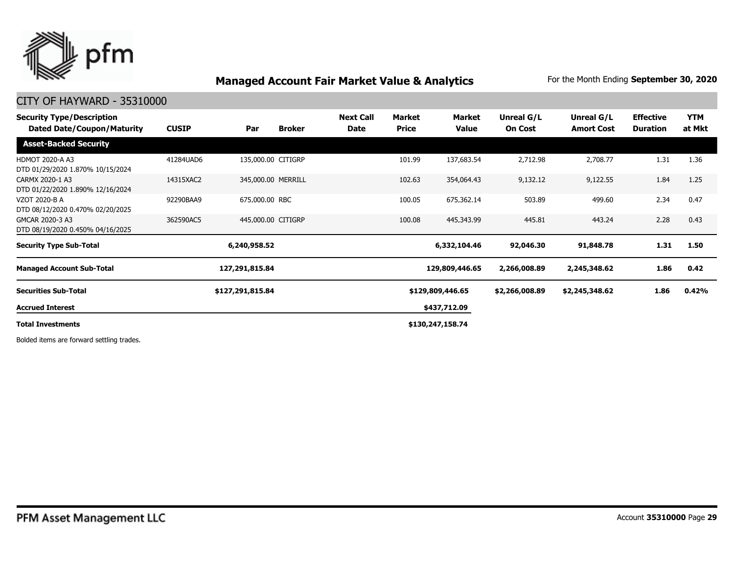# Managed Account Fair Market Value & Analytics

For the Month Ending **September 30, 2020**

## CITY OF HAYWARD - 35310000

| Security Type/Description Dated Date/Coupon/Maturity | CUSIP | Par | Broker | Next Call Date | Market Price | Market Value | Unreal G/L On Cost | Unreal G/L Amort Cost | Effective Duration | YTM at Mkt |
|---|---|---|---|---|---|---|---|---|---|---|
| **Asset-Backed Security** | | | | | | | | | | |
| HDMOT 2020-A A3 DTD 01/29/2020 1.870% 10/15/2024 | 41284UAD6 | 135,000.00 | CITIGRP | | 101.99 | 137,683.54 | 2,712.98 | 2,708.77 | 1.31 | 1.36 |
| CARMX 2020-1 A3 DTD 01/22/2020 1.890% 12/16/2024 | 14315XAC2 | 345,000.00 | MERRILL | | 102.63 | 354,064.43 | 9,132.12 | 9,122.55 | 1.84 | 1.25 |
| VZOT 2020-B A DTD 08/12/2020 0.470% 02/20/2025 | 92290BAA9 | 675,000.00 | RBC | | 100.05 | 675,362.14 | 503.89 | 499.60 | 2.34 | 0.47 |
| GMCAR 2020-3 A3 DTD 08/19/2020 0.450% 04/16/2025 | 362590AC5 | 445,000.00 | CITIGRP | | 100.08 | 445,343.99 | 445.81 | 443.24 | 2.28 | 0.43 |
| **Security Type Sub-Total** | | **6,240,958.52** | | | | **6,332,104.46** | **92,046.30** | **91,848.78** | **1.31** | **1.50** |
| **Managed Account Sub-Total** | | **127,291,815.84** | | | | **129,809,446.65** | **2,266,008.89** | **2,245,348.62** | **1.86** | **0.42** |
| **Securities Sub-Total** | | **$127,291,815.84** | | | | **$129,809,446.65** | **$2,266,008.89** | **$2,245,348.62** | **1.86** | **0.42%** |
| **Accrued Interest** | | | | | | **$437,712.09** | | | | |
| **Total Investments** | | | | | | **$130,247,158.74** | | | | |

Bolded items are forward settling trades.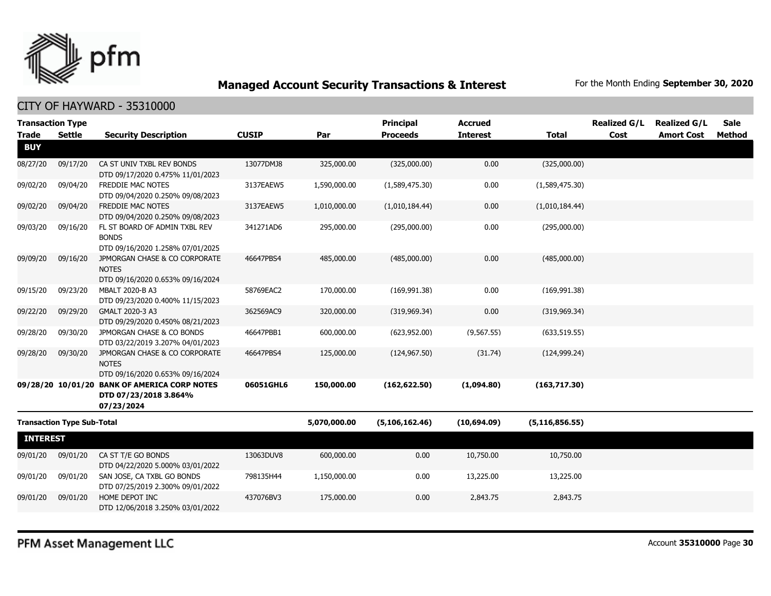## Managed Account Security Transactions & Interest

For the Month Ending **September 30, 2020**

### CITY OF HAYWARD - 35310000

| Transaction Type | | | | | | | | | | |
|---|---|---|---|---|---|---|---|---|---|---|
| **Trade** | **Settle** | **Security Description** | **CUSIP** | **Par** | **Principal Proceeds** | **Accrued Interest** | **Total** | **Realized G/L Cost** | **Realized G/L Amort Cost** | **Sale Method** |
| **BUY** | | | | | | | | | | |
| 08/27/20 | 09/17/20 | CA ST UNIV TXBL REV BONDS DTD 09/17/2020 0.475% 11/01/2023 | 13077DMJ8 | 325,000.00 | (325,000.00) | 0.00 | (325,000.00) | | | |
| 09/02/20 | 09/04/20 | FREDDIE MAC NOTES DTD 09/04/2020 0.250% 09/08/2023 | 3137EAEW5 | 1,590,000.00 | (1,589,475.30) | 0.00 | (1,589,475.30) | | | |
| 09/02/20 | 09/04/20 | FREDDIE MAC NOTES DTD 09/04/2020 0.250% 09/08/2023 | 3137EAEW5 | 1,010,000.00 | (1,010,184.44) | 0.00 | (1,010,184.44) | | | |
| 09/03/20 | 09/16/20 | FL ST BOARD OF ADMIN TXBL REV BONDS DTD 09/16/2020 1.258% 07/01/2025 | 341271AD6 | 295,000.00 | (295,000.00) | 0.00 | (295,000.00) | | | |
| 09/09/20 | 09/16/20 | JPMORGAN CHASE & CO CORPORATE NOTES DTD 09/16/2020 0.653% 09/16/2024 | 46647PBS4 | 485,000.00 | (485,000.00) | 0.00 | (485,000.00) | | | |
| 09/15/20 | 09/23/20 | MBALT 2020-B A3 DTD 09/23/2020 0.400% 11/15/2023 | 58769EAC2 | 170,000.00 | (169,991.38) | 0.00 | (169,991.38) | | | |
| 09/22/20 | 09/29/20 | GMALT 2020-3 A3 DTD 09/29/2020 0.450% 08/21/2023 | 362569AC9 | 320,000.00 | (319,969.34) | 0.00 | (319,969.34) | | | |
| 09/28/20 | 09/30/20 | JPMORGAN CHASE & CO BONDS DTD 03/22/2019 3.207% 04/01/2023 | 46647PBB1 | 600,000.00 | (623,952.00) | (9,567.55) | (633,519.55) | | | |
| 09/28/20 | 09/30/20 | JPMORGAN CHASE & CO CORPORATE NOTES DTD 09/16/2020 0.653% 09/16/2024 | 46647PBS4 | 125,000.00 | (124,967.50) | (31.74) | (124,999.24) | | | |
| **09/28/20** | **10/01/20** | **BANK OF AMERICA CORP NOTES DTD 07/23/2018 3.864% 07/23/2024** | **06051GHL6** | **150,000.00** | **(162,622.50)** | **(1,094.80)** | **(163,717.30)** | | | |
| **Transaction Type Sub-Total** | | | | **5,070,000.00** | **(5,106,162.46)** | **(10,694.09)** | **(5,116,856.55)** | | | |
| **INTEREST** | | | | | | | | | | |
| 09/01/20 | 09/01/20 | CA ST T/E GO BONDS DTD 04/22/2020 5.000% 03/01/2022 | 13063DUV8 | 600,000.00 | 0.00 | 10,750.00 | 10,750.00 | | | |
| 09/01/20 | 09/01/20 | SAN JOSE, CA TXBL GO BONDS DTD 07/25/2019 2.300% 09/01/2022 | 798135H44 | 1,150,000.00 | 0.00 | 13,225.00 | 13,225.00 | | | |
| 09/01/20 | 09/01/20 | HOME DEPOT INC DTD 12/06/2018 3.250% 03/01/2022 | 437076BV3 | 175,000.00 | 0.00 | 2,843.75 | 2,843.75 | | | |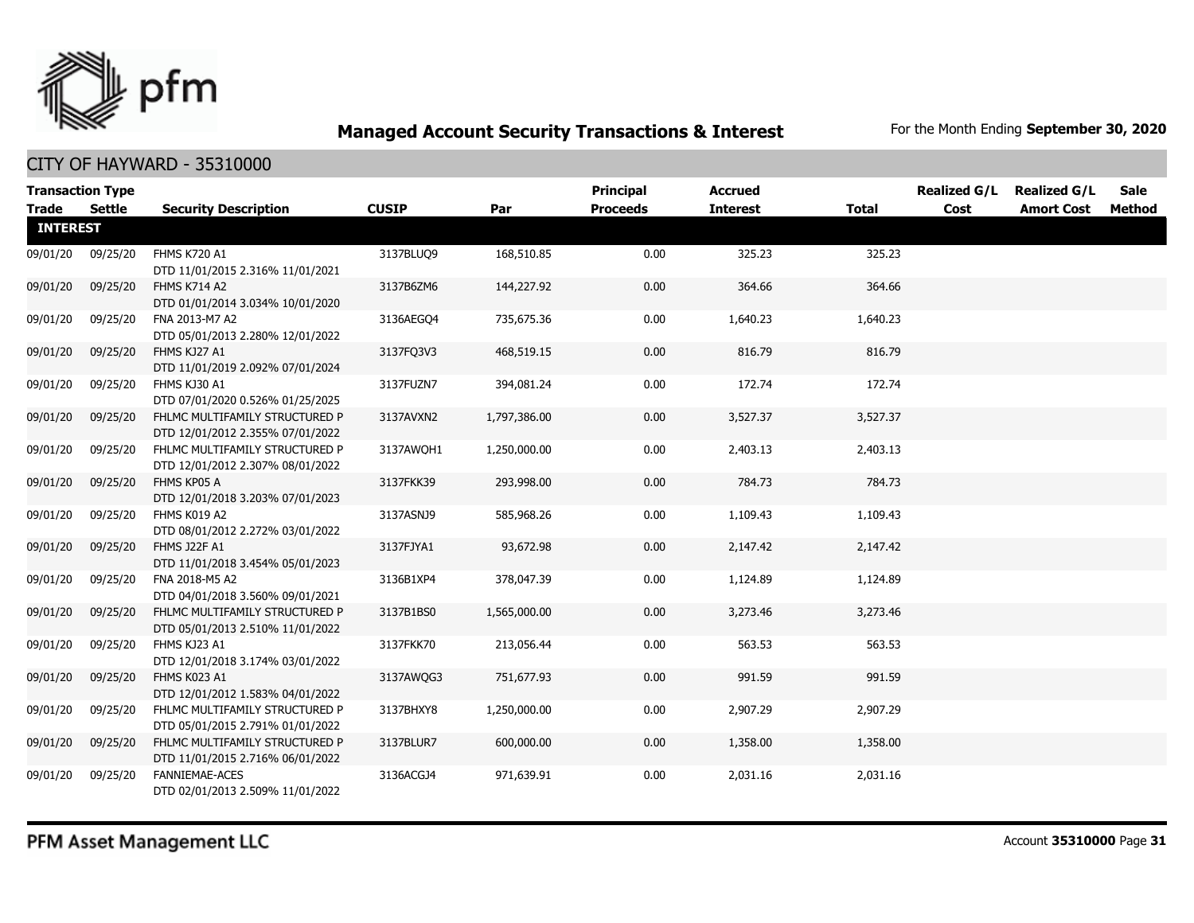## Managed Account Security Transactions & Interest

For the Month Ending **September 30, 2020**

### CITY OF HAYWARD - 35310000

| Transaction Type Trade | Settle | Security Description | CUSIP | Par | Principal Proceeds | Accrued Interest | Total | Realized G/L Cost | Realized G/L Amort Cost | Sale Method |
|---|---|---|---|---|---|---|---|---|---|---|
| **INTEREST** | | | | | | | | | | |
| 09/01/20 | 09/25/20 | FHMS K720 A1 DTD 11/01/2015 2.316% 11/01/2021 | 3137BLUQ9 | 168,510.85 | 0.00 | 325.23 | 325.23 | | | |
| 09/01/20 | 09/25/20 | FHMS K714 A2 DTD 01/01/2014 3.034% 10/01/2020 | 3137B6ZM6 | 144,227.92 | 0.00 | 364.66 | 364.66 | | | |
| 09/01/20 | 09/25/20 | FNA 2013-M7 A2 DTD 05/01/2013 2.280% 12/01/2022 | 3136AEGQ4 | 735,675.36 | 0.00 | 1,640.23 | 1,640.23 | | | |
| 09/01/20 | 09/25/20 | FHMS KJ27 A1 DTD 11/01/2019 2.092% 07/01/2024 | 3137FQ3V3 | 468,519.15 | 0.00 | 816.79 | 816.79 | | | |
| 09/01/20 | 09/25/20 | FHMS KJ30 A1 DTD 07/01/2020 0.526% 01/25/2025 | 3137FUZN7 | 394,081.24 | 0.00 | 172.74 | 172.74 | | | |
| 09/01/20 | 09/25/20 | FHLMC MULTIFAMILY STRUCTURED P DTD 12/01/2012 2.355% 07/01/2022 | 3137AVXN2 | 1,797,386.00 | 0.00 | 3,527.37 | 3,527.37 | | | |
| 09/01/20 | 09/25/20 | FHLMC MULTIFAMILY STRUCTURED P DTD 12/01/2012 2.307% 08/01/2022 | 3137AWQH1 | 1,250,000.00 | 0.00 | 2,403.13 | 2,403.13 | | | |
| 09/01/20 | 09/25/20 | FHMS KP05 A DTD 12/01/2018 3.203% 07/01/2023 | 3137FKK39 | 293,998.00 | 0.00 | 784.73 | 784.73 | | | |
| 09/01/20 | 09/25/20 | FHMS K019 A2 DTD 08/01/2012 2.272% 03/01/2022 | 3137ASNJ9 | 585,968.26 | 0.00 | 1,109.43 | 1,109.43 | | | |
| 09/01/20 | 09/25/20 | FHMS J22F A1 DTD 11/01/2018 3.454% 05/01/2023 | 3137FJYA1 | 93,672.98 | 0.00 | 2,147.42 | 2,147.42 | | | |
| 09/01/20 | 09/25/20 | FNA 2018-M5 A2 DTD 04/01/2018 3.560% 09/01/2021 | 3136B1XP4 | 378,047.39 | 0.00 | 1,124.89 | 1,124.89 | | | |
| 09/01/20 | 09/25/20 | FHLMC MULTIFAMILY STRUCTURED P DTD 05/01/2013 2.510% 11/01/2022 | 3137B1BS0 | 1,565,000.00 | 0.00 | 3,273.46 | 3,273.46 | | | |
| 09/01/20 | 09/25/20 | FHMS KJ23 A1 DTD 12/01/2018 3.174% 03/01/2022 | 3137FKK70 | 213,056.44 | 0.00 | 563.53 | 563.53 | | | |
| 09/01/20 | 09/25/20 | FHMS K023 A1 DTD 12/01/2012 1.583% 04/01/2022 | 3137AWQG3 | 751,677.93 | 0.00 | 991.59 | 991.59 | | | |
| 09/01/20 | 09/25/20 | FHLMC MULTIFAMILY STRUCTURED P DTD 05/01/2015 2.791% 01/01/2022 | 3137BHXY8 | 1,250,000.00 | 0.00 | 2,907.29 | 2,907.29 | | | |
| 09/01/20 | 09/25/20 | FHLMC MULTIFAMILY STRUCTURED P DTD 11/01/2015 2.716% 06/01/2022 | 3137BLUR7 | 600,000.00 | 0.00 | 1,358.00 | 1,358.00 | | | |
| 09/01/20 | 09/25/20 | FANNIEMAE-ACES DTD 02/01/2013 2.509% 11/01/2022 | 3136ACGJ4 | 971,639.91 | 0.00 | 2,031.16 | 2,031.16 | | | |

PFM Asset Management LLC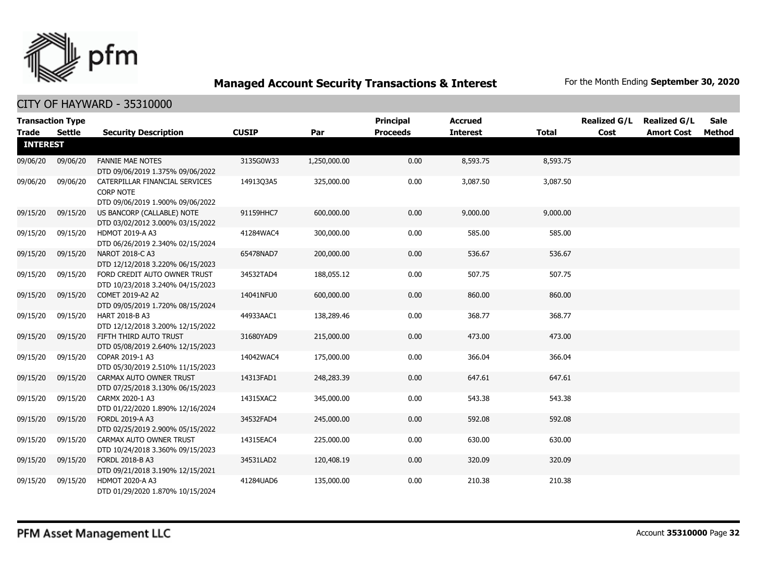## Managed Account Security Transactions & Interest

For the Month Ending **September 30, 2020**

### CITY OF HAYWARD - 35310000

| Transaction Type Trade | Settle | Security Description | CUSIP | Par | Principal Proceeds | Accrued Interest | Total | Realized G/L Cost | Realized G/L Amort Cost | Sale Method |
|---|---|---|---|---|---|---|---|---|---|---|
| **INTEREST** | | | | | | | | | | |
| 09/06/20 | 09/06/20 | FANNIE MAE NOTES DTD 09/06/2019 1.375% 09/06/2022 | 3135G0W33 | 1,250,000.00 | 0.00 | 8,593.75 | 8,593.75 | | | |
| 09/06/20 | 09/06/20 | CATERPILLAR FINANCIAL SERVICES CORP NOTE DTD 09/06/2019 1.900% 09/06/2022 | 14913Q3A5 | 325,000.00 | 0.00 | 3,087.50 | 3,087.50 | | | |
| 09/15/20 | 09/15/20 | US BANCORP (CALLABLE) NOTE DTD 03/02/2012 3.000% 03/15/2022 | 91159HHC7 | 600,000.00 | 0.00 | 9,000.00 | 9,000.00 | | | |
| 09/15/20 | 09/15/20 | HDMOT 2019-A A3 DTD 06/26/2019 2.340% 02/15/2024 | 41284WAC4 | 300,000.00 | 0.00 | 585.00 | 585.00 | | | |
| 09/15/20 | 09/15/20 | NAROT 2018-C A3 DTD 12/12/2018 3.220% 06/15/2023 | 65478NAD7 | 200,000.00 | 0.00 | 536.67 | 536.67 | | | |
| 09/15/20 | 09/15/20 | FORD CREDIT AUTO OWNER TRUST DTD 10/23/2018 3.240% 04/15/2023 | 34532TAD4 | 188,055.12 | 0.00 | 507.75 | 507.75 | | | |
| 09/15/20 | 09/15/20 | COMET 2019-A2 A2 DTD 09/05/2019 1.720% 08/15/2024 | 14041NFU0 | 600,000.00 | 0.00 | 860.00 | 860.00 | | | |
| 09/15/20 | 09/15/20 | HART 2018-B A3 DTD 12/12/2018 3.200% 12/15/2022 | 44933AAC1 | 138,289.46 | 0.00 | 368.77 | 368.77 | | | |
| 09/15/20 | 09/15/20 | FIFTH THIRD AUTO TRUST DTD 05/08/2019 2.640% 12/15/2023 | 31680YAD9 | 215,000.00 | 0.00 | 473.00 | 473.00 | | | |
| 09/15/20 | 09/15/20 | COPAR 2019-1 A3 DTD 05/30/2019 2.510% 11/15/2023 | 14042WAC4 | 175,000.00 | 0.00 | 366.04 | 366.04 | | | |
| 09/15/20 | 09/15/20 | CARMAX AUTO OWNER TRUST DTD 07/25/2018 3.130% 06/15/2023 | 14313FAD1 | 248,283.39 | 0.00 | 647.61 | 647.61 | | | |
| 09/15/20 | 09/15/20 | CARMX 2020-1 A3 DTD 01/22/2020 1.890% 12/16/2024 | 14315XAC2 | 345,000.00 | 0.00 | 543.38 | 543.38 | | | |
| 09/15/20 | 09/15/20 | FORDL 2019-A A3 DTD 02/25/2019 2.900% 05/15/2022 | 34532FAD4 | 245,000.00 | 0.00 | 592.08 | 592.08 | | | |
| 09/15/20 | 09/15/20 | CARMAX AUTO OWNER TRUST DTD 10/24/2018 3.360% 09/15/2023 | 14315EAC4 | 225,000.00 | 0.00 | 630.00 | 630.00 | | | |
| 09/15/20 | 09/15/20 | FORDL 2018-B A3 DTD 09/21/2018 3.190% 12/15/2021 | 34531LAD2 | 120,408.19 | 0.00 | 320.09 | 320.09 | | | |
| 09/15/20 | 09/15/20 | HDMOT 2020-A A3 DTD 01/29/2020 1.870% 10/15/2024 | 41284UAD6 | 135,000.00 | 0.00 | 210.38 | 210.38 | | | |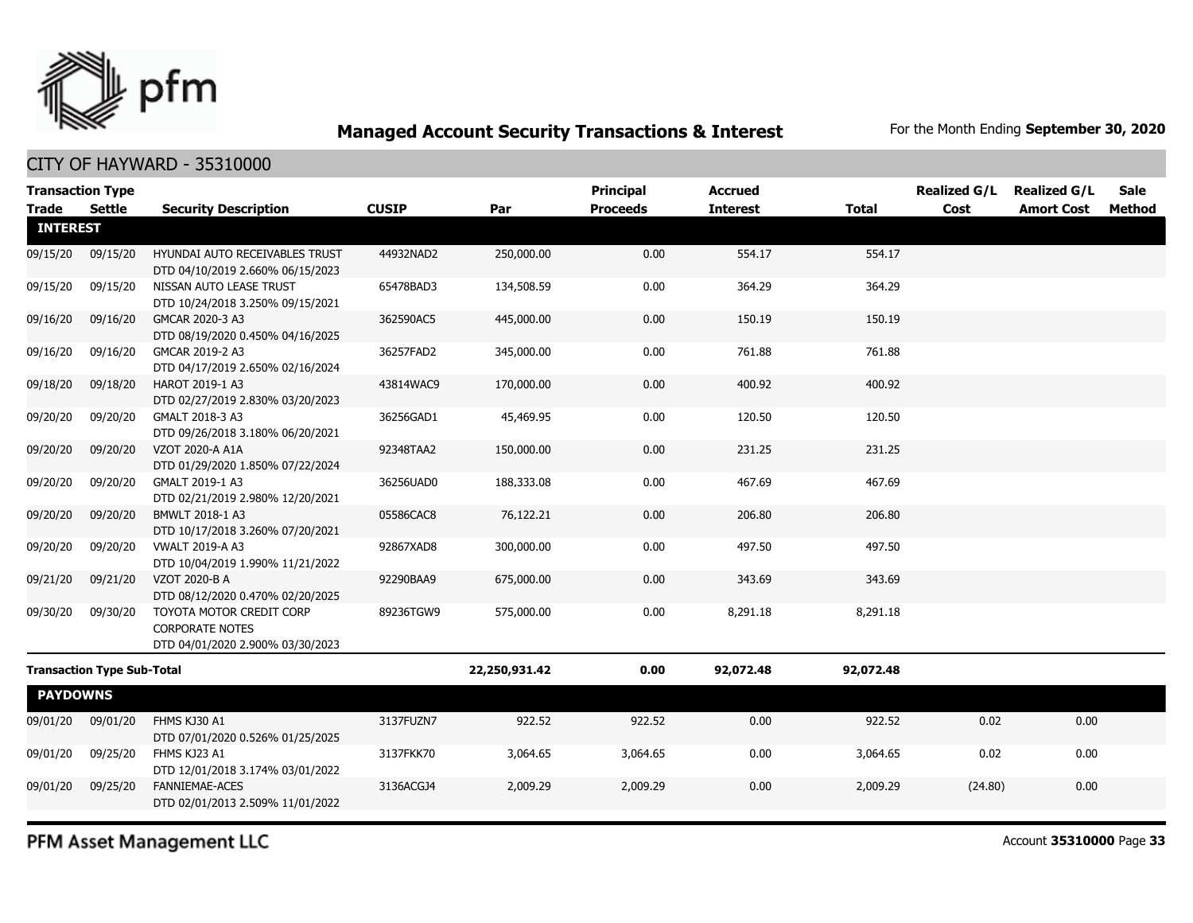## Managed Account Security Transactions & Interest

For the Month Ending **September 30, 2020**

CITY OF HAYWARD - 35310000

| Transaction Type Trade | Settle | Security Description | CUSIP | Par | Principal Proceeds | Accrued Interest | Total | Realized G/L Cost | Realized G/L Amort Cost | Sale Method |
|---|---|---|---|---|---|---|---|---|---|---|
| **INTEREST** | | | | | | | | | | |
| 09/15/20 | 09/15/20 | HYUNDAI AUTO RECEIVABLES TRUST DTD 04/10/2019 2.660% 06/15/2023 | 44932NAD2 | 250,000.00 | 0.00 | 554.17 | 554.17 | | | |
| 09/15/20 | 09/15/20 | NISSAN AUTO LEASE TRUST DTD 10/24/2018 3.250% 09/15/2021 | 65478BAD3 | 134,508.59 | 0.00 | 364.29 | 364.29 | | | |
| 09/16/20 | 09/16/20 | GMCAR 2020-3 A3 DTD 08/19/2020 0.450% 04/16/2025 | 362590AC5 | 445,000.00 | 0.00 | 150.19 | 150.19 | | | |
| 09/16/20 | 09/16/20 | GMCAR 2019-2 A3 DTD 04/17/2019 2.650% 02/16/2024 | 36257FAD2 | 345,000.00 | 0.00 | 761.88 | 761.88 | | | |
| 09/18/20 | 09/18/20 | HAROT 2019-1 A3 DTD 02/27/2019 2.830% 03/20/2023 | 43814WAC9 | 170,000.00 | 0.00 | 400.92 | 400.92 | | | |
| 09/20/20 | 09/20/20 | GMALT 2018-3 A3 DTD 09/26/2018 3.180% 06/20/2021 | 36256GAD1 | 45,469.95 | 0.00 | 120.50 | 120.50 | | | |
| 09/20/20 | 09/20/20 | VZOT 2020-A A1A DTD 01/29/2020 1.850% 07/22/2024 | 92348TAA2 | 150,000.00 | 0.00 | 231.25 | 231.25 | | | |
| 09/20/20 | 09/20/20 | GMALT 2019-1 A3 DTD 02/21/2019 2.980% 12/20/2021 | 36256UAD0 | 188,333.08 | 0.00 | 467.69 | 467.69 | | | |
| 09/20/20 | 09/20/20 | BMWLT 2018-1 A3 DTD 10/17/2018 3.260% 07/20/2021 | 05586CAC8 | 76,122.21 | 0.00 | 206.80 | 206.80 | | | |
| 09/20/20 | 09/20/20 | VWALT 2019-A A3 DTD 10/04/2019 1.990% 11/21/2022 | 92867XAD8 | 300,000.00 | 0.00 | 497.50 | 497.50 | | | |
| 09/21/20 | 09/21/20 | VZOT 2020-B A DTD 08/12/2020 0.470% 02/20/2025 | 92290BAA9 | 675,000.00 | 0.00 | 343.69 | 343.69 | | | |
| 09/30/20 | 09/30/20 | TOYOTA MOTOR CREDIT CORP CORPORATE NOTES DTD 04/01/2020 2.900% 03/30/2023 | 89236TGW9 | 575,000.00 | 0.00 | 8,291.18 | 8,291.18 | | | |
| **Transaction Type Sub-Total** | | | | **22,250,931.42** | **0.00** | **92,072.48** | **92,072.48** | | | |
| **PAYDOWNS** | | | | | | | | | | |
| 09/01/20 | 09/01/20 | FHMS KJ30 A1 DTD 07/01/2020 0.526% 01/25/2025 | 3137FUZN7 | 922.52 | 922.52 | 0.00 | 922.52 | 0.02 | 0.00 | |
| 09/01/20 | 09/25/20 | FHMS KJ23 A1 DTD 12/01/2018 3.174% 03/01/2022 | 3137FKK70 | 3,064.65 | 3,064.65 | 0.00 | 3,064.65 | 0.02 | 0.00 | |
| 09/01/20 | 09/25/20 | FANNIEMAE-ACES DTD 02/01/2013 2.509% 11/01/2022 | 3136ACGJ4 | 2,009.29 | 2,009.29 | 0.00 | 2,009.29 | (24.80) | 0.00 | |

PFM Asset Management LLC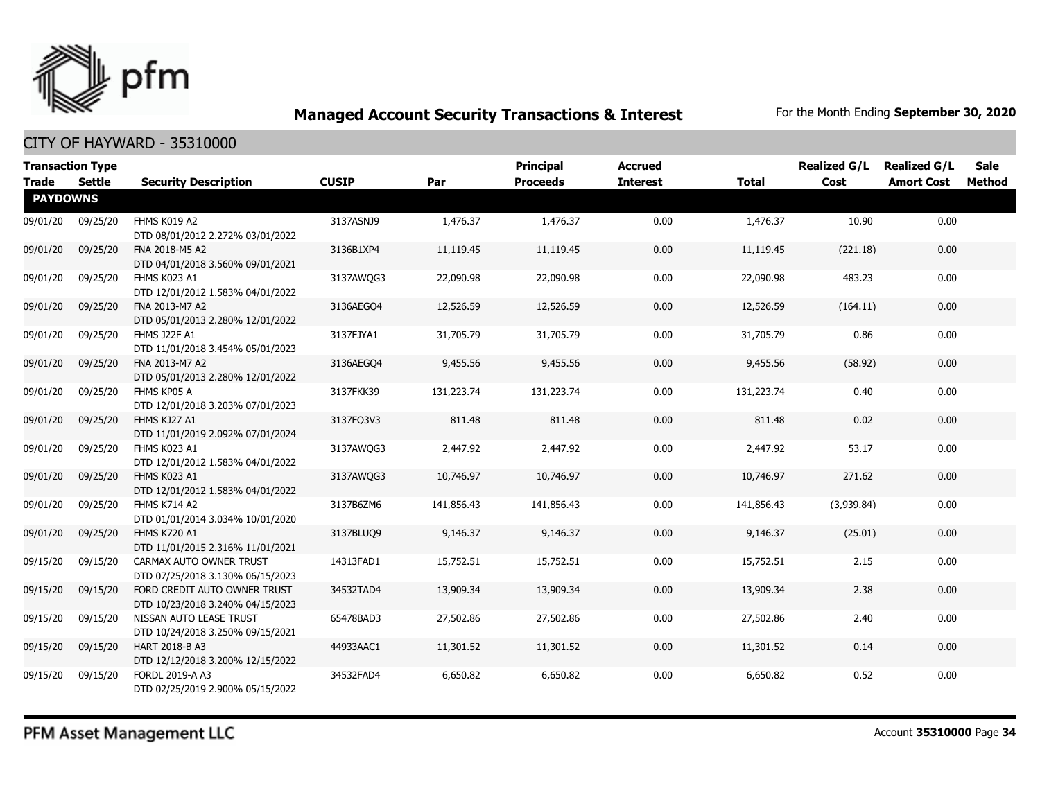# Managed Account Security Transactions & Interest

For the Month Ending **September 30, 2020**

## CITY OF HAYWARD - 35310000

| Transaction Type Trade | Settle | Security Description | CUSIP | Par | Principal Proceeds | Accrued Interest | Total | Realized G/L Cost | Realized G/L Amort Cost | Sale Method |
|---|---|---|---|---|---|---|---|---|---|---|
| **PAYDOWNS** | | | | | | | | | | |
| 09/01/20 | 09/25/20 | FHMS K019 A2 DTD 08/01/2012 2.272% 03/01/2022 | 3137ASNJ9 | 1,476.37 | 1,476.37 | 0.00 | 1,476.37 | 10.90 | 0.00 | |
| 09/01/20 | 09/25/20 | FNA 2018-M5 A2 DTD 04/01/2018 3.560% 09/01/2021 | 3136B1XP4 | 11,119.45 | 11,119.45 | 0.00 | 11,119.45 | (221.18) | 0.00 | |
| 09/01/20 | 09/25/20 | FHMS K023 A1 DTD 12/01/2012 1.583% 04/01/2022 | 3137AWQG3 | 22,090.98 | 22,090.98 | 0.00 | 22,090.98 | 483.23 | 0.00 | |
| 09/01/20 | 09/25/20 | FNA 2013-M7 A2 DTD 05/01/2013 2.280% 12/01/2022 | 3136AEGQ4 | 12,526.59 | 12,526.59 | 0.00 | 12,526.59 | (164.11) | 0.00 | |
| 09/01/20 | 09/25/20 | FHMS J22F A1 DTD 11/01/2018 3.454% 05/01/2023 | 3137FJYA1 | 31,705.79 | 31,705.79 | 0.00 | 31,705.79 | 0.86 | 0.00 | |
| 09/01/20 | 09/25/20 | FNA 2013-M7 A2 DTD 05/01/2013 2.280% 12/01/2022 | 3136AEGQ4 | 9,455.56 | 9,455.56 | 0.00 | 9,455.56 | (58.92) | 0.00 | |
| 09/01/20 | 09/25/20 | FHMS KP05 A DTD 12/01/2018 3.203% 07/01/2023 | 3137FKK39 | 131,223.74 | 131,223.74 | 0.00 | 131,223.74 | 0.40 | 0.00 | |
| 09/01/20 | 09/25/20 | FHMS KJ27 A1 DTD 11/01/2019 2.092% 07/01/2024 | 3137FQ3V3 | 811.48 | 811.48 | 0.00 | 811.48 | 0.02 | 0.00 | |
| 09/01/20 | 09/25/20 | FHMS K023 A1 DTD 12/01/2012 1.583% 04/01/2022 | 3137AWQG3 | 2,447.92 | 2,447.92 | 0.00 | 2,447.92 | 53.17 | 0.00 | |
| 09/01/20 | 09/25/20 | FHMS K023 A1 DTD 12/01/2012 1.583% 04/01/2022 | 3137AWQG3 | 10,746.97 | 10,746.97 | 0.00 | 10,746.97 | 271.62 | 0.00 | |
| 09/01/20 | 09/25/20 | FHMS K714 A2 DTD 01/01/2014 3.034% 10/01/2020 | 3137B6ZM6 | 141,856.43 | 141,856.43 | 0.00 | 141,856.43 | (3,939.84) | 0.00 | |
| 09/01/20 | 09/25/20 | FHMS K720 A1 DTD 11/01/2015 2.316% 11/01/2021 | 3137BLUQ9 | 9,146.37 | 9,146.37 | 0.00 | 9,146.37 | (25.01) | 0.00 | |
| 09/15/20 | 09/15/20 | CARMAX AUTO OWNER TRUST DTD 07/25/2018 3.130% 06/15/2023 | 14313FAD1 | 15,752.51 | 15,752.51 | 0.00 | 15,752.51 | 2.15 | 0.00 | |
| 09/15/20 | 09/15/20 | FORD CREDIT AUTO OWNER TRUST DTD 10/23/2018 3.240% 04/15/2023 | 34532TAD4 | 13,909.34 | 13,909.34 | 0.00 | 13,909.34 | 2.38 | 0.00 | |
| 09/15/20 | 09/15/20 | NISSAN AUTO LEASE TRUST DTD 10/24/2018 3.250% 09/15/2021 | 65478BAD3 | 27,502.86 | 27,502.86 | 0.00 | 27,502.86 | 2.40 | 0.00 | |
| 09/15/20 | 09/15/20 | HART 2018-B A3 DTD 12/12/2018 3.200% 12/15/2022 | 44933AAC1 | 11,301.52 | 11,301.52 | 0.00 | 11,301.52 | 0.14 | 0.00 | |
| 09/15/20 | 09/15/20 | FORDL 2019-A A3 DTD 02/25/2019 2.900% 05/15/2022 | 34532FAD4 | 6,650.82 | 6,650.82 | 0.00 | 6,650.82 | 0.52 | 0.00 | |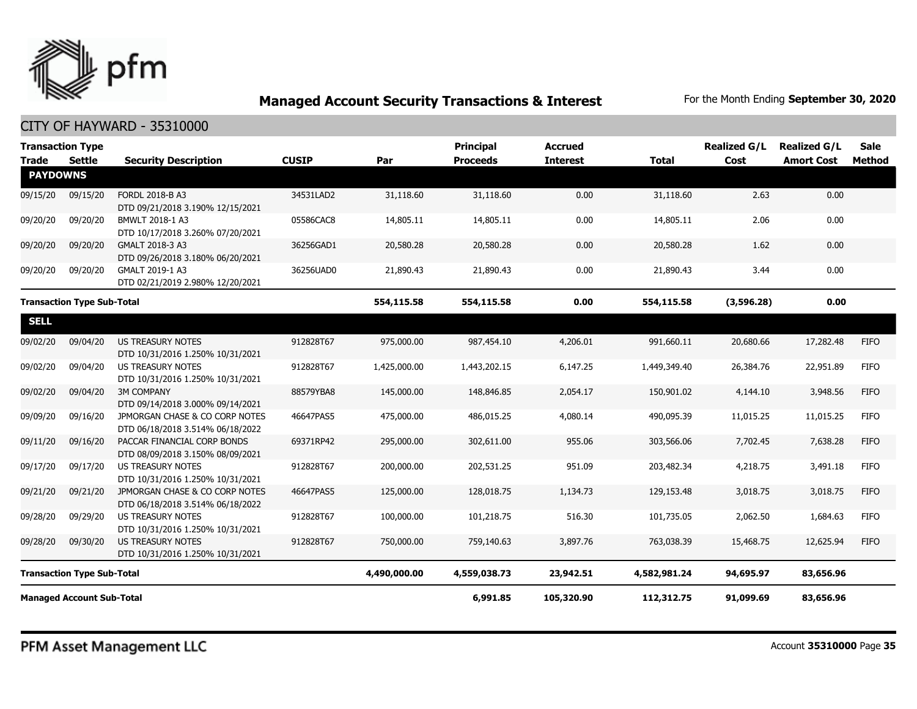# Managed Account Security Transactions & Interest

For the Month Ending **September 30, 2020**

## CITY OF HAYWARD - 35310000

| Transaction Type Trade | Settle | Security Description | CUSIP | Par | Principal Proceeds | Accrued Interest | Total | Realized G/L Cost | Realized G/L Amort Cost | Sale Method |
|---|---|---|---|---|---|---|---|---|---|---|
| **PAYDOWNS** | | | | | | | | | | |
| 09/15/20 | 09/15/20 | FORDL 2018-B A3 DTD 09/21/2018 3.190% 12/15/2021 | 34531LAD2 | 31,118.60 | 31,118.60 | 0.00 | 31,118.60 | 2.63 | 0.00 | |
| 09/20/20 | 09/20/20 | BMWLT 2018-1 A3 DTD 10/17/2018 3.260% 07/20/2021 | 05586CAC8 | 14,805.11 | 14,805.11 | 0.00 | 14,805.11 | 2.06 | 0.00 | |
| 09/20/20 | 09/20/20 | GMALT 2018-3 A3 DTD 09/26/2018 3.180% 06/20/2021 | 36256GAD1 | 20,580.28 | 20,580.28 | 0.00 | 20,580.28 | 1.62 | 0.00 | |
| 09/20/20 | 09/20/20 | GMALT 2019-1 A3 DTD 02/21/2019 2.980% 12/20/2021 | 36256UAD0 | 21,890.43 | 21,890.43 | 0.00 | 21,890.43 | 3.44 | 0.00 | |
| **Transaction Type Sub-Total** | | | | **554,115.58** | **554,115.58** | **0.00** | **554,115.58** | **(3,596.28)** | **0.00** | |
| **SELL** | | | | | | | | | | |
| 09/02/20 | 09/04/20 | US TREASURY NOTES DTD 10/31/2016 1.250% 10/31/2021 | 912828T67 | 975,000.00 | 987,454.10 | 4,206.01 | 991,660.11 | 20,680.66 | 17,282.48 | FIFO |
| 09/02/20 | 09/04/20 | US TREASURY NOTES DTD 10/31/2016 1.250% 10/31/2021 | 912828T67 | 1,425,000.00 | 1,443,202.15 | 6,147.25 | 1,449,349.40 | 26,384.76 | 22,951.89 | FIFO |
| 09/02/20 | 09/04/20 | 3M COMPANY DTD 09/14/2018 3.000% 09/14/2021 | 88579YBA8 | 145,000.00 | 148,846.85 | 2,054.17 | 150,901.02 | 4,144.10 | 3,948.56 | FIFO |
| 09/09/20 | 09/16/20 | JPMORGAN CHASE & CO CORP NOTES DTD 06/18/2018 3.514% 06/18/2022 | 46647PAS5 | 475,000.00 | 486,015.25 | 4,080.14 | 490,095.39 | 11,015.25 | 11,015.25 | FIFO |
| 09/11/20 | 09/16/20 | PACCAR FINANCIAL CORP BONDS DTD 08/09/2018 3.150% 08/09/2021 | 69371RP42 | 295,000.00 | 302,611.00 | 955.06 | 303,566.06 | 7,702.45 | 7,638.28 | FIFO |
| 09/17/20 | 09/17/20 | US TREASURY NOTES DTD 10/31/2016 1.250% 10/31/2021 | 912828T67 | 200,000.00 | 202,531.25 | 951.09 | 203,482.34 | 4,218.75 | 3,491.18 | FIFO |
| 09/21/20 | 09/21/20 | JPMORGAN CHASE & CO CORP NOTES DTD 06/18/2018 3.514% 06/18/2022 | 46647PAS5 | 125,000.00 | 128,018.75 | 1,134.73 | 129,153.48 | 3,018.75 | 3,018.75 | FIFO |
| 09/28/20 | 09/29/20 | US TREASURY NOTES DTD 10/31/2016 1.250% 10/31/2021 | 912828T67 | 100,000.00 | 101,218.75 | 516.30 | 101,735.05 | 2,062.50 | 1,684.63 | FIFO |
| 09/28/20 | 09/30/20 | US TREASURY NOTES DTD 10/31/2016 1.250% 10/31/2021 | 912828T67 | 750,000.00 | 759,140.63 | 3,897.76 | 763,038.39 | 15,468.75 | 12,625.94 | FIFO |
| **Transaction Type Sub-Total** | | | | **4,490,000.00** | **4,559,038.73** | **23,942.51** | **4,582,981.24** | **94,695.97** | **83,656.96** | |
| **Managed Account Sub-Total** | | | | | **6,991.85** | **105,320.90** | **112,312.75** | **91,099.69** | **83,656.96** | |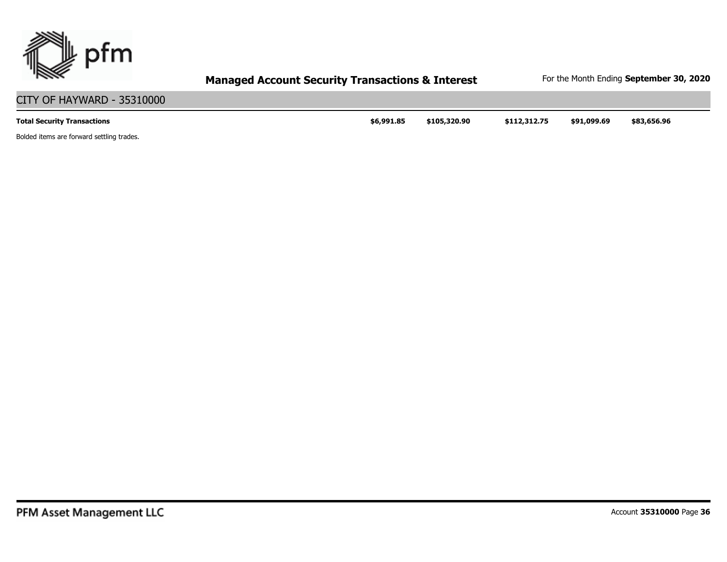## CITY OF HAYWARD - 35310000

| | | | | | |
|---|---|---|---|---|---|
| **Total Security Transactions** | **$6,991.85** | **$105,320.90** | **$112,312.75** | **$91,099.69** | **$83,656.96** |

Bolded items are forward settling trades.